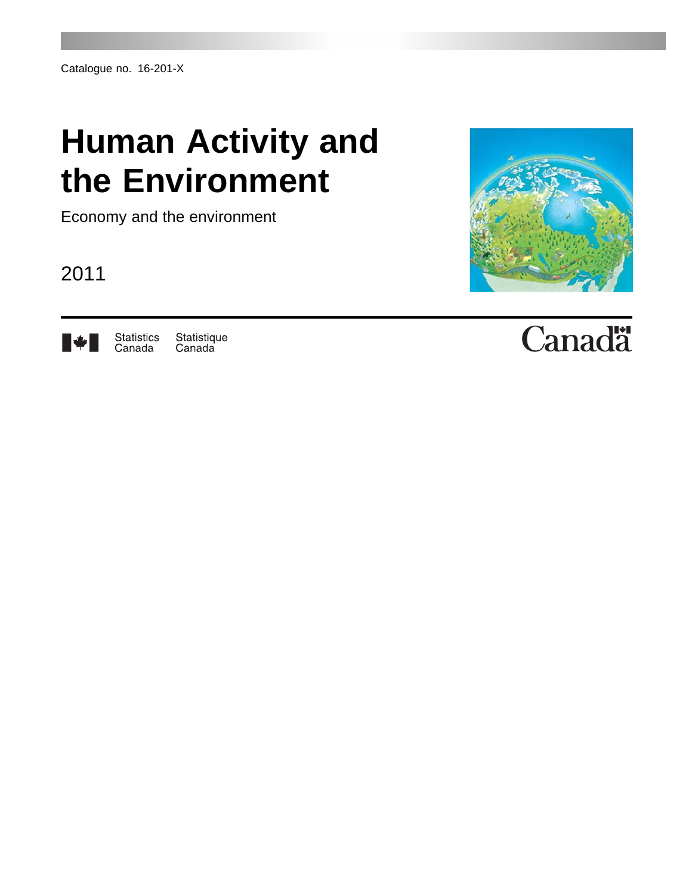Catalogue no. 16-201-X

# Human Activity and the Environment

Economy and the environment

2011

Statistics Canada    Statistique Canada

Canada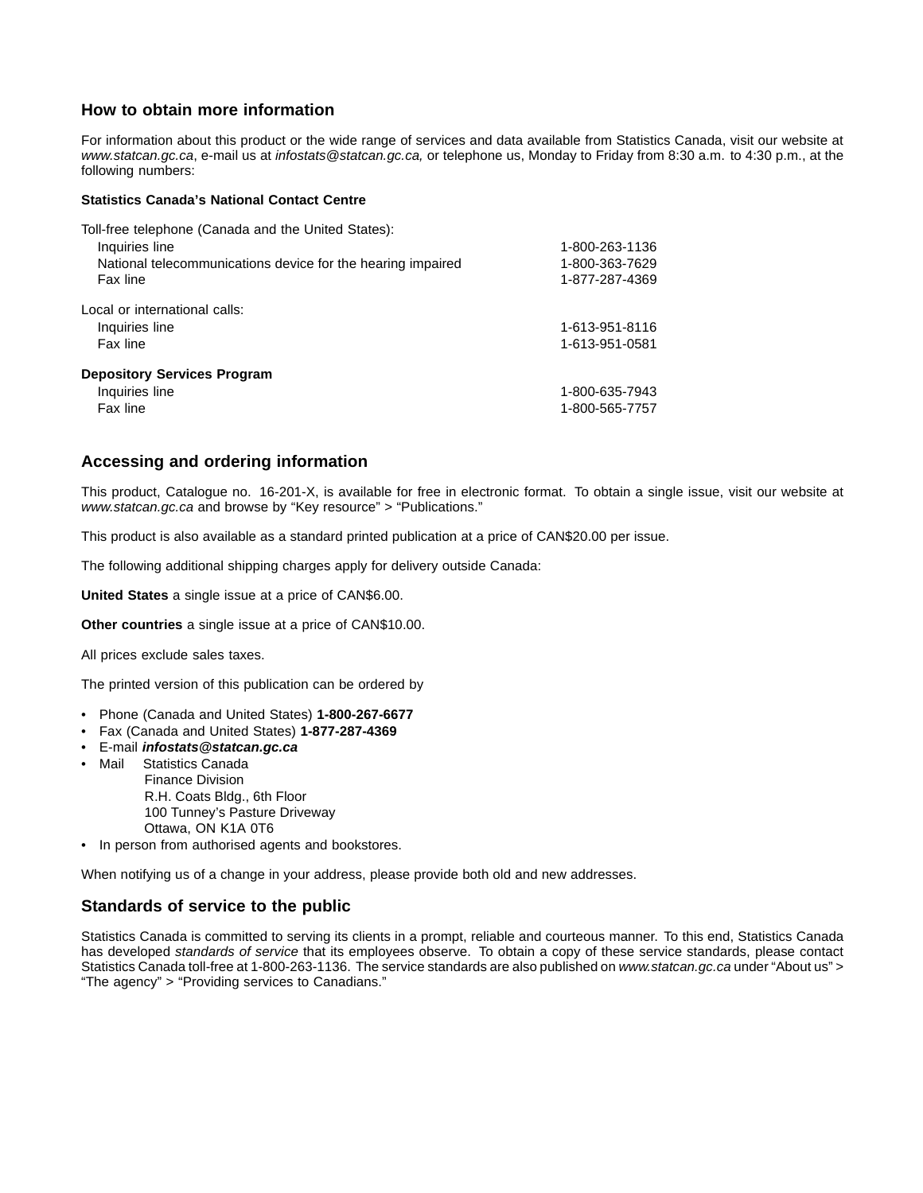## How to obtain more information

For information about this product or the wide range of services and data available from Statistics Canada, visit our website at *www.statcan.gc.ca*, e-mail us at *infostats@statcan.gc.ca,* or telephone us, Monday to Friday from 8:30 a.m. to 4:30 p.m., at the following numbers:

**Statistics Canada's National Contact Centre**

Toll-free telephone (Canada and the United States):

| | |
|---|---|
| Inquiries line | 1-800-263-1136 |
| National telecommunications device for the hearing impaired | 1-800-363-7629 |
| Fax line | 1-877-287-4369 |

Local or international calls:

| | |
|---|---|
| Inquiries line | 1-613-951-8116 |
| Fax line | 1-613-951-0581 |

**Depository Services Program**

| | |
|---|---|
| Inquiries line | 1-800-635-7943 |
| Fax line | 1-800-565-7757 |

## Accessing and ordering information

This product, Catalogue no. 16-201-X, is available for free in electronic format. To obtain a single issue, visit our website at *www.statcan.gc.ca* and browse by "Key resource" > "Publications."

This product is also available as a standard printed publication at a price of CAN$20.00 per issue.

The following additional shipping charges apply for delivery outside Canada:

**United States** a single issue at a price of CAN$6.00.

**Other countries** a single issue at a price of CAN$10.00.

All prices exclude sales taxes.

The printed version of this publication can be ordered by

- Phone (Canada and United States) **1-800-267-6677**
- Fax (Canada and United States) **1-877-287-4369**
- E-mail ***infostats@statcan.gc.ca***
- Mail Statistics Canada
  Finance Division
  R.H. Coats Bldg., 6th Floor
  100 Tunney's Pasture Driveway
  Ottawa, ON K1A 0T6
- In person from authorised agents and bookstores.

When notifying us of a change in your address, please provide both old and new addresses.

## Standards of service to the public

Statistics Canada is committed to serving its clients in a prompt, reliable and courteous manner. To this end, Statistics Canada has developed *standards of service* that its employees observe. To obtain a copy of these service standards, please contact Statistics Canada toll-free at 1-800-263-1136. The service standards are also published on *www.statcan.gc.ca* under "About us" > "The agency" > "Providing services to Canadians."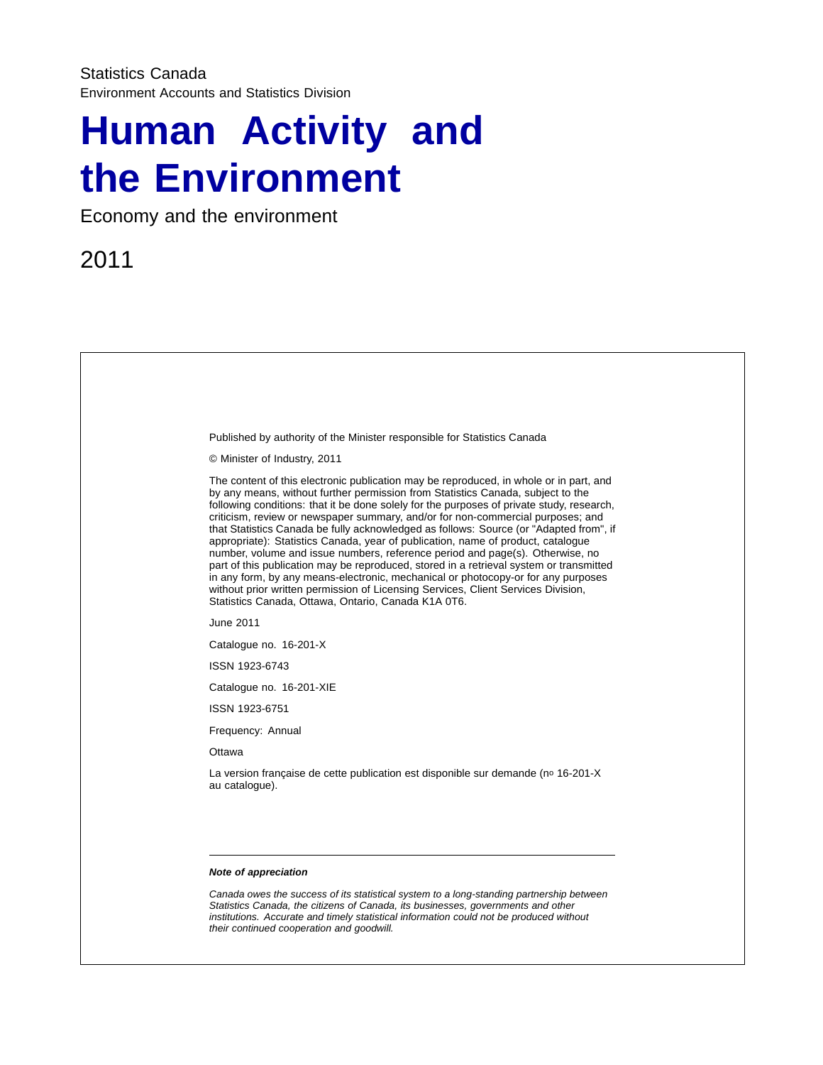Statistics Canada

Environment Accounts and Statistics Division

# Human Activity and the Environment

Economy and the environment

2011

Published by authority of the Minister responsible for Statistics Canada

© Minister of Industry, 2011

The content of this electronic publication may be reproduced, in whole or in part, and by any means, without further permission from Statistics Canada, subject to the following conditions: that it be done solely for the purposes of private study, research, criticism, review or newspaper summary, and/or for non-commercial purposes; and that Statistics Canada be fully acknowledged as follows: Source (or "Adapted from", if appropriate): Statistics Canada, year of publication, name of product, catalogue number, volume and issue numbers, reference period and page(s). Otherwise, no part of this publication may be reproduced, stored in a retrieval system or transmitted in any form, by any means-electronic, mechanical or photocopy-or for any purposes without prior written permission of Licensing Services, Client Services Division, Statistics Canada, Ottawa, Ontario, Canada K1A 0T6.

June 2011

Catalogue no. 16-201-X

ISSN 1923-6743

Catalogue no. 16-201-XIE

ISSN 1923-6751

Frequency: Annual

Ottawa

La version française de cette publication est disponible sur demande (no 16-201-X au catalogue).

---

***Note of appreciation***

*Canada owes the success of its statistical system to a long-standing partnership between Statistics Canada, the citizens of Canada, its businesses, governments and other institutions. Accurate and timely statistical information could not be produced without their continued cooperation and goodwill.*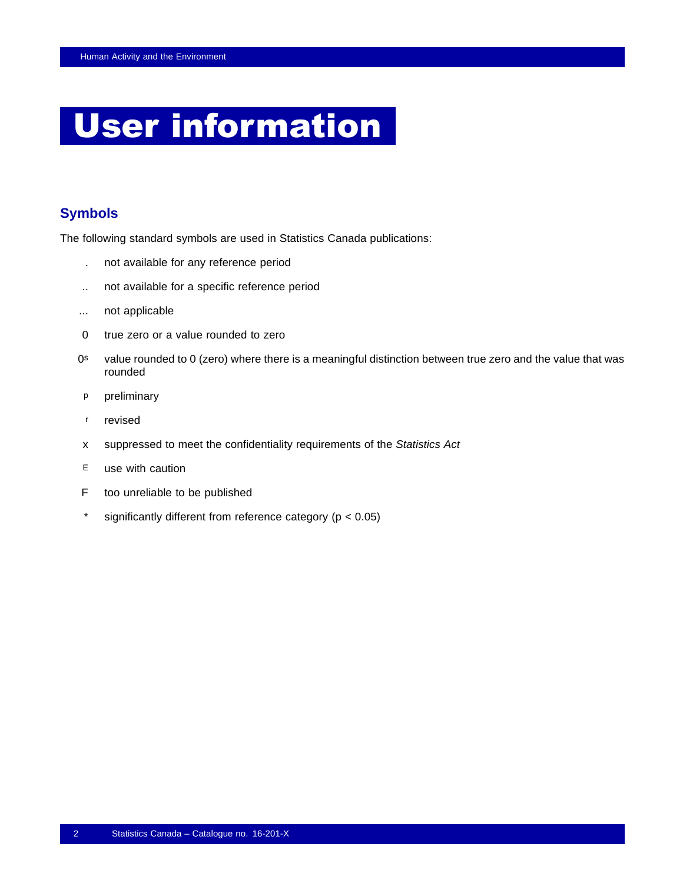# User information

## Symbols

The following standard symbols are used in Statistics Canada publications:

- . not available for any reference period
- .. not available for a specific reference period
- ... not applicable
- 0 true zero or a value rounded to zero
- 0s value rounded to 0 (zero) where there is a meaningful distinction between true zero and the value that was rounded
- p preliminary
- r revised
- x suppressed to meet the confidentiality requirements of the *Statistics Act*
- E use with caution
- F too unreliable to be published
- * significantly different from reference category ($p < 0.05$)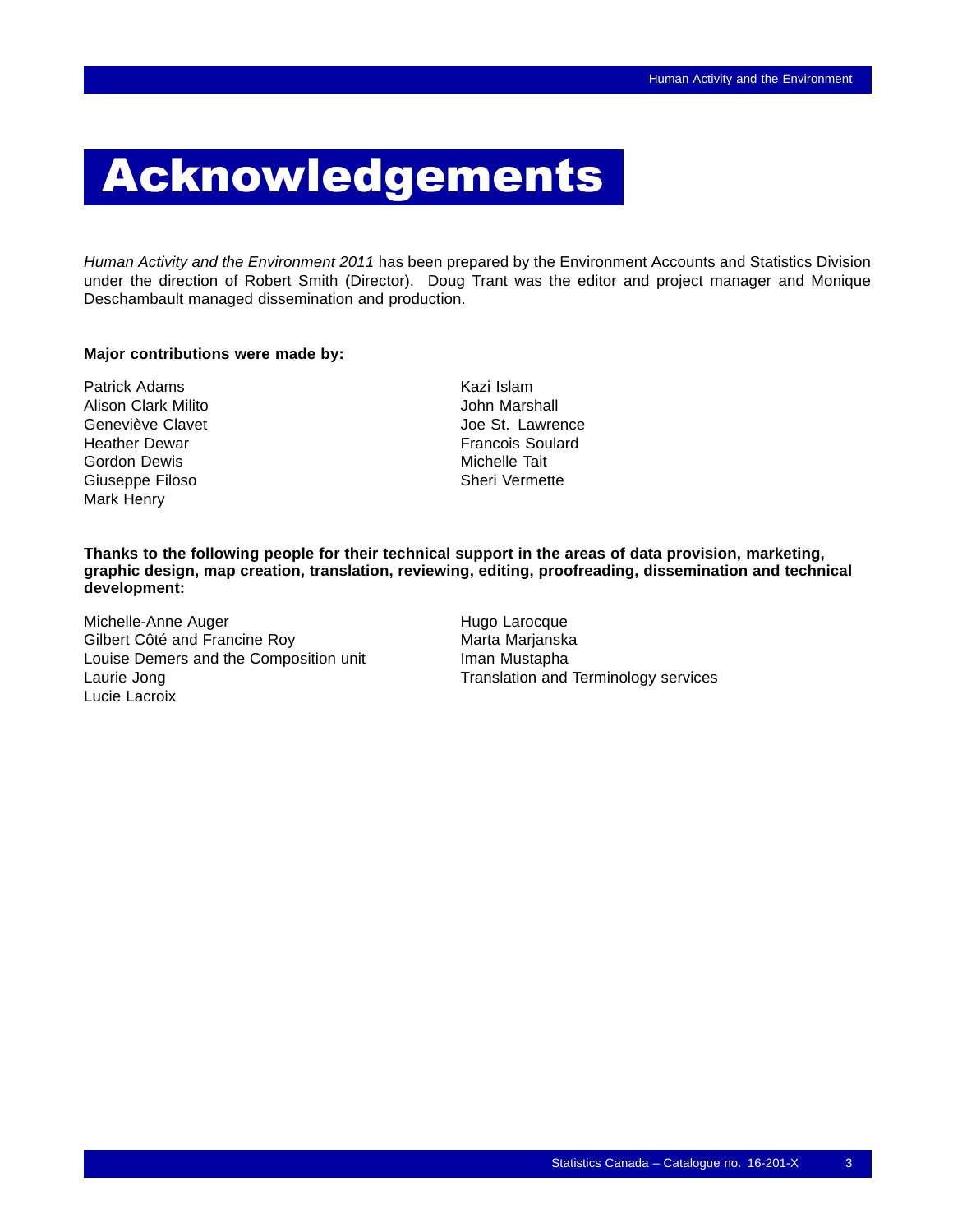# Acknowledgements

*Human Activity and the Environment 2011* has been prepared by the Environment Accounts and Statistics Division under the direction of Robert Smith (Director). Doug Trant was the editor and project manager and Monique Deschambault managed dissemination and production.

**Major contributions were made by:**

Patrick Adams
Alison Clark Milito
Geneviève Clavet
Heather Dewar
Gordon Dewis
Giuseppe Filoso
Mark Henry
Kazi Islam
John Marshall
Joe St. Lawrence
Francois Soulard
Michelle Tait
Sheri Vermette

**Thanks to the following people for their technical support in the areas of data provision, marketing, graphic design, map creation, translation, reviewing, editing, proofreading, dissemination and technical development:**

Michelle-Anne Auger
Gilbert Côté and Francine Roy
Louise Demers and the Composition unit
Laurie Jong
Lucie Lacroix
Hugo Larocque
Marta Marjanska
Iman Mustapha
Translation and Terminology services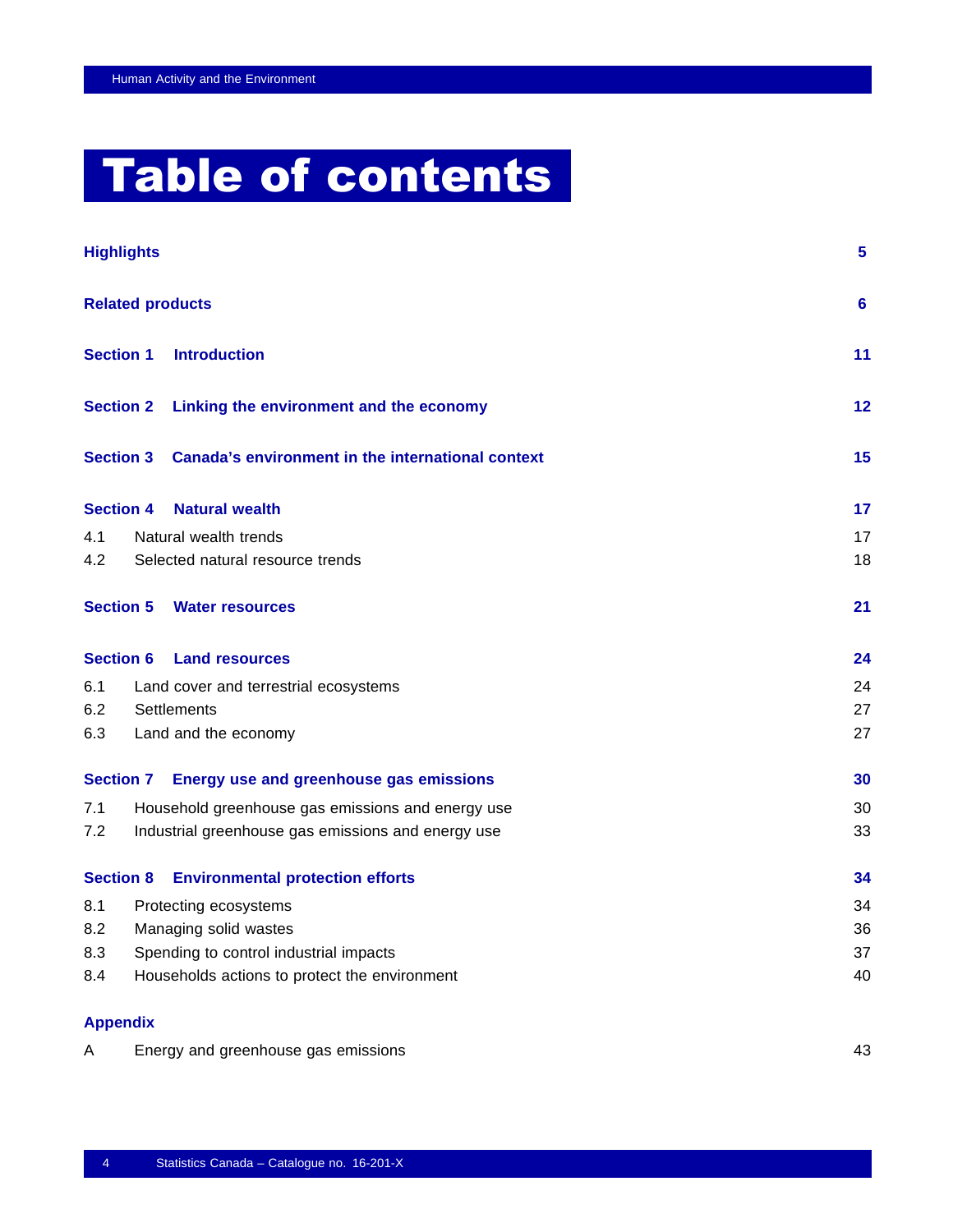# Table of contents

| | | |
|---|---|---|
| **Highlights** | | **5** |
| **Related products** | | **6** |
| **Section 1** | **Introduction** | **11** |
| **Section 2** | **Linking the environment and the economy** | **12** |
| **Section 3** | **Canada’s environment in the international context** | **15** |
| **Section 4** | **Natural wealth** | **17** |
| 4.1 | Natural wealth trends | 17 |
| 4.2 | Selected natural resource trends | 18 |
| **Section 5** | **Water resources** | **21** |
| **Section 6** | **Land resources** | **24** |
| 6.1 | Land cover and terrestrial ecosystems | 24 |
| 6.2 | Settlements | 27 |
| 6.3 | Land and the economy | 27 |
| **Section 7** | **Energy use and greenhouse gas emissions** | **30** |
| 7.1 | Household greenhouse gas emissions and energy use | 30 |
| 7.2 | Industrial greenhouse gas emissions and energy use | 33 |
| **Section 8** | **Environmental protection efforts** | **34** |
| 8.1 | Protecting ecosystems | 34 |
| 8.2 | Managing solid wastes | 36 |
| 8.3 | Spending to control industrial impacts | 37 |
| 8.4 | Households actions to protect the environment | 40 |
| **Appendix** | | |
| A | Energy and greenhouse gas emissions | 43 |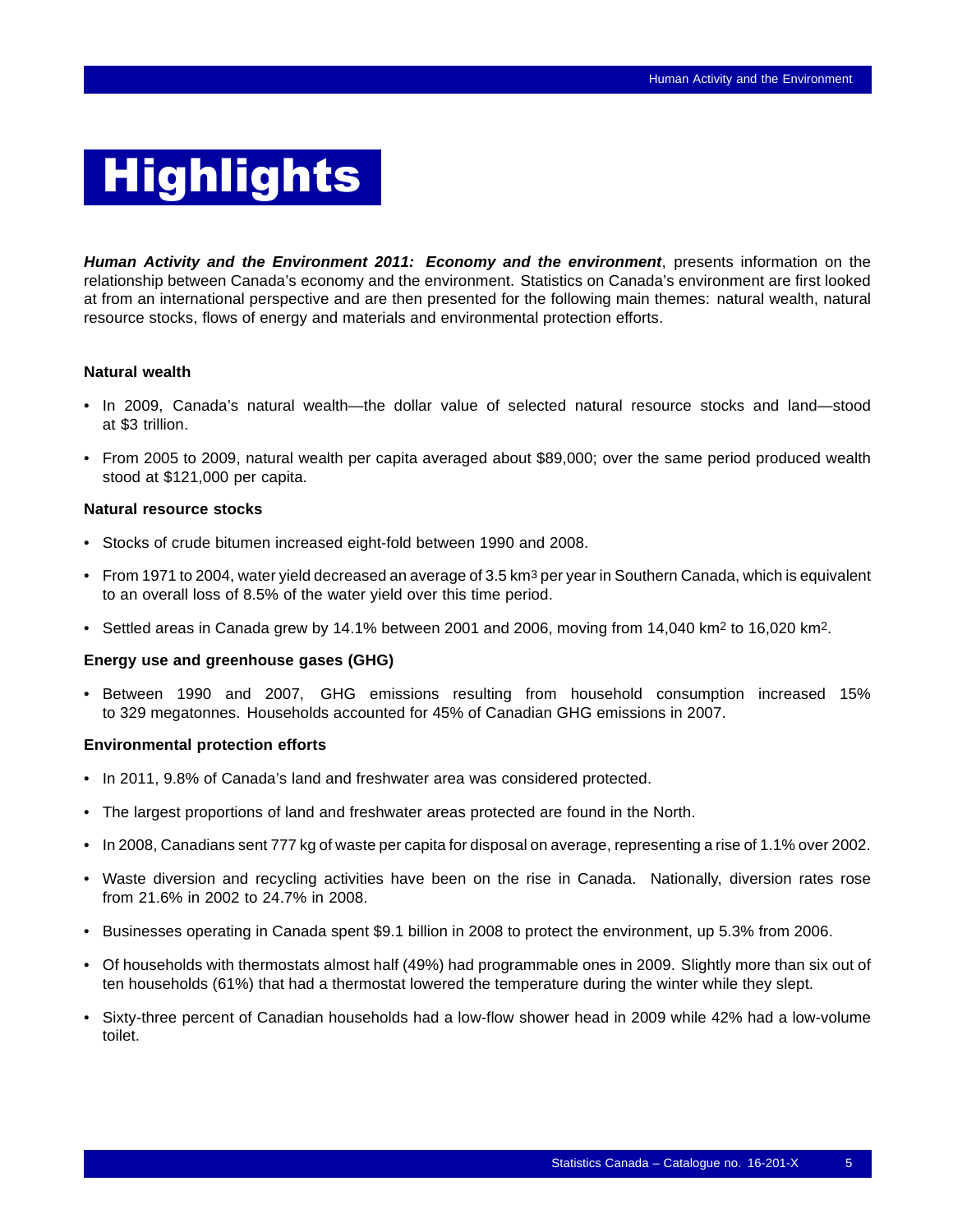# Highlights

***Human Activity and the Environment 2011: Economy and the environment***, presents information on the relationship between Canada's economy and the environment. Statistics on Canada's environment are first looked at from an international perspective and are then presented for the following main themes: natural wealth, natural resource stocks, flows of energy and materials and environmental protection efforts.

**Natural wealth**

- In 2009, Canada's natural wealth—the dollar value of selected natural resource stocks and land—stood at $3 trillion.
- From 2005 to 2009, natural wealth per capita averaged about $89,000; over the same period produced wealth stood at $121,000 per capita.

**Natural resource stocks**

- Stocks of crude bitumen increased eight-fold between 1990 and 2008.
- From 1971 to 2004, water yield decreased an average of 3.5 $km^3$ per year in Southern Canada, which is equivalent to an overall loss of 8.5% of the water yield over this time period.
- Settled areas in Canada grew by 14.1% between 2001 and 2006, moving from 14,040 $km^2$ to 16,020 $km^2$.

**Energy use and greenhouse gases (GHG)**

- Between 1990 and 2007, GHG emissions resulting from household consumption increased 15% to 329 megatonnes. Households accounted for 45% of Canadian GHG emissions in 2007.

**Environmental protection efforts**

- In 2011, 9.8% of Canada's land and freshwater area was considered protected.
- The largest proportions of land and freshwater areas protected are found in the North.
- In 2008, Canadians sent 777 kg of waste per capita for disposal on average, representing a rise of 1.1% over 2002.
- Waste diversion and recycling activities have been on the rise in Canada. Nationally, diversion rates rose from 21.6% in 2002 to 24.7% in 2008.
- Businesses operating in Canada spent $9.1 billion in 2008 to protect the environment, up 5.3% from 2006.
- Of households with thermostats almost half (49%) had programmable ones in 2009. Slightly more than six out of ten households (61%) that had a thermostat lowered the temperature during the winter while they slept.
- Sixty-three percent of Canadian households had a low-flow shower head in 2009 while 42% had a low-volume toilet.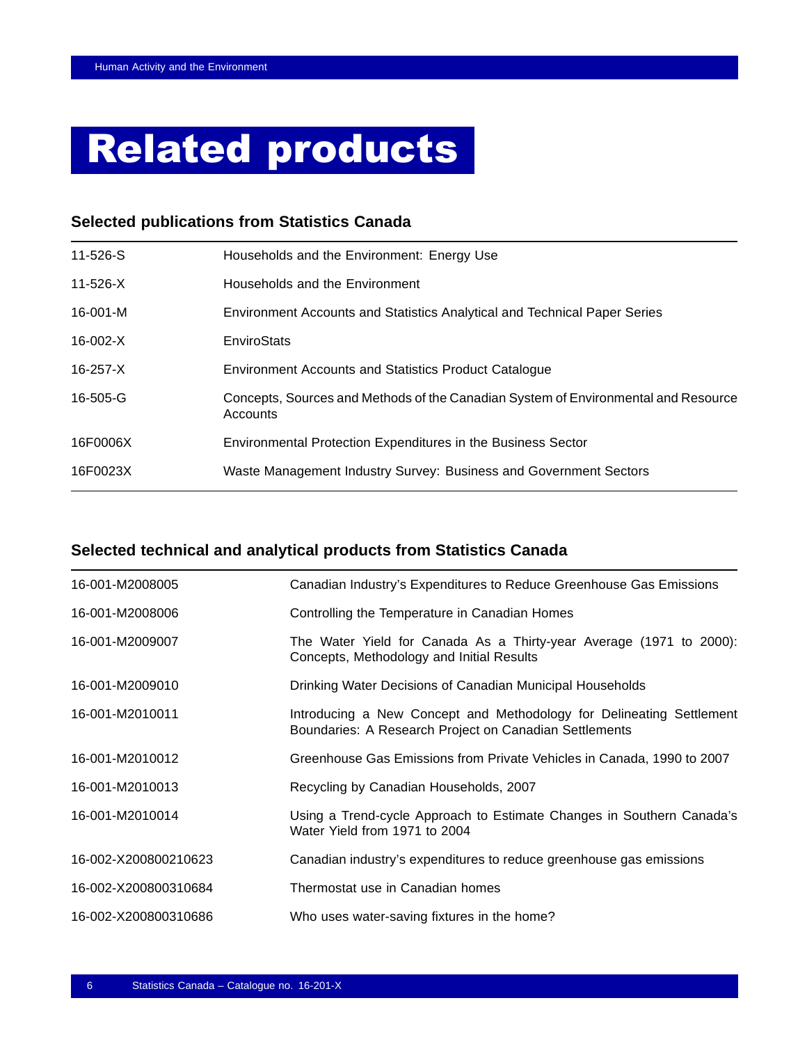# Related products

## Selected publications from Statistics Canada

| | |
|---|---|
| 11-526-S | Households and the Environment: Energy Use |
| 11-526-X | Households and the Environment |
| 16-001-M | Environment Accounts and Statistics Analytical and Technical Paper Series |
| 16-002-X | EnviroStats |
| 16-257-X | Environment Accounts and Statistics Product Catalogue |
| 16-505-G | Concepts, Sources and Methods of the Canadian System of Environmental and Resource Accounts |
| 16F0006X | Environmental Protection Expenditures in the Business Sector |
| 16F0023X | Waste Management Industry Survey: Business and Government Sectors |

## Selected technical and analytical products from Statistics Canada

| | |
|---|---|
| 16-001-M2008005 | Canadian Industry's Expenditures to Reduce Greenhouse Gas Emissions |
| 16-001-M2008006 | Controlling the Temperature in Canadian Homes |
| 16-001-M2009007 | The Water Yield for Canada As a Thirty-year Average (1971 to 2000): Concepts, Methodology and Initial Results |
| 16-001-M2009010 | Drinking Water Decisions of Canadian Municipal Households |
| 16-001-M2010011 | Introducing a New Concept and Methodology for Delineating Settlement Boundaries: A Research Project on Canadian Settlements |
| 16-001-M2010012 | Greenhouse Gas Emissions from Private Vehicles in Canada, 1990 to 2007 |
| 16-001-M2010013 | Recycling by Canadian Households, 2007 |
| 16-001-M2010014 | Using a Trend-cycle Approach to Estimate Changes in Southern Canada's Water Yield from 1971 to 2004 |
| 16-002-X200800210623 | Canadian industry's expenditures to reduce greenhouse gas emissions |
| 16-002-X200800310684 | Thermostat use in Canadian homes |
| 16-002-X200800310686 | Who uses water-saving fixtures in the home? |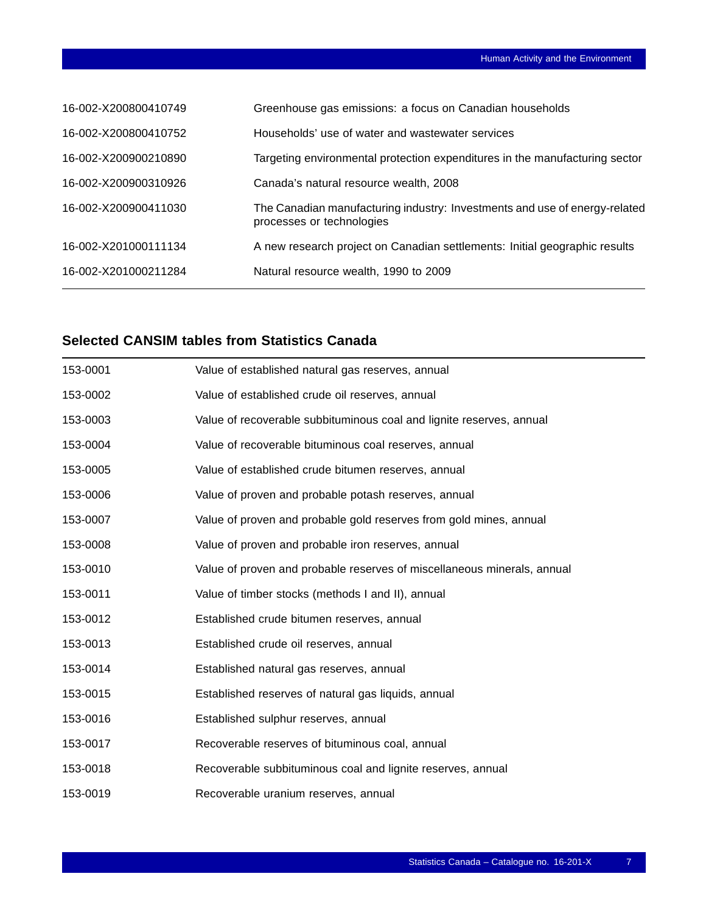| | |
|---|---|
| 16-002-X200800410749 | Greenhouse gas emissions: a focus on Canadian households |
| 16-002-X200800410752 | Households' use of water and wastewater services |
| 16-002-X200900210890 | Targeting environmental protection expenditures in the manufacturing sector |
| 16-002-X200900310926 | Canada's natural resource wealth, 2008 |
| 16-002-X200900411030 | The Canadian manufacturing industry: Investments and use of energy-related processes or technologies |
| 16-002-X201000111134 | A new research project on Canadian settlements: Initial geographic results |
| 16-002-X201000211284 | Natural resource wealth, 1990 to 2009 |

### Selected CANSIM tables from Statistics Canada

| | |
|---|---|
| 153-0001 | Value of established natural gas reserves, annual |
| 153-0002 | Value of established crude oil reserves, annual |
| 153-0003 | Value of recoverable subbituminous coal and lignite reserves, annual |
| 153-0004 | Value of recoverable bituminous coal reserves, annual |
| 153-0005 | Value of established crude bitumen reserves, annual |
| 153-0006 | Value of proven and probable potash reserves, annual |
| 153-0007 | Value of proven and probable gold reserves from gold mines, annual |
| 153-0008 | Value of proven and probable iron reserves, annual |
| 153-0010 | Value of proven and probable reserves of miscellaneous minerals, annual |
| 153-0011 | Value of timber stocks (methods I and II), annual |
| 153-0012 | Established crude bitumen reserves, annual |
| 153-0013 | Established crude oil reserves, annual |
| 153-0014 | Established natural gas reserves, annual |
| 153-0015 | Established reserves of natural gas liquids, annual |
| 153-0016 | Established sulphur reserves, annual |
| 153-0017 | Recoverable reserves of bituminous coal, annual |
| 153-0018 | Recoverable subbituminous coal and lignite reserves, annual |
| 153-0019 | Recoverable uranium reserves, annual |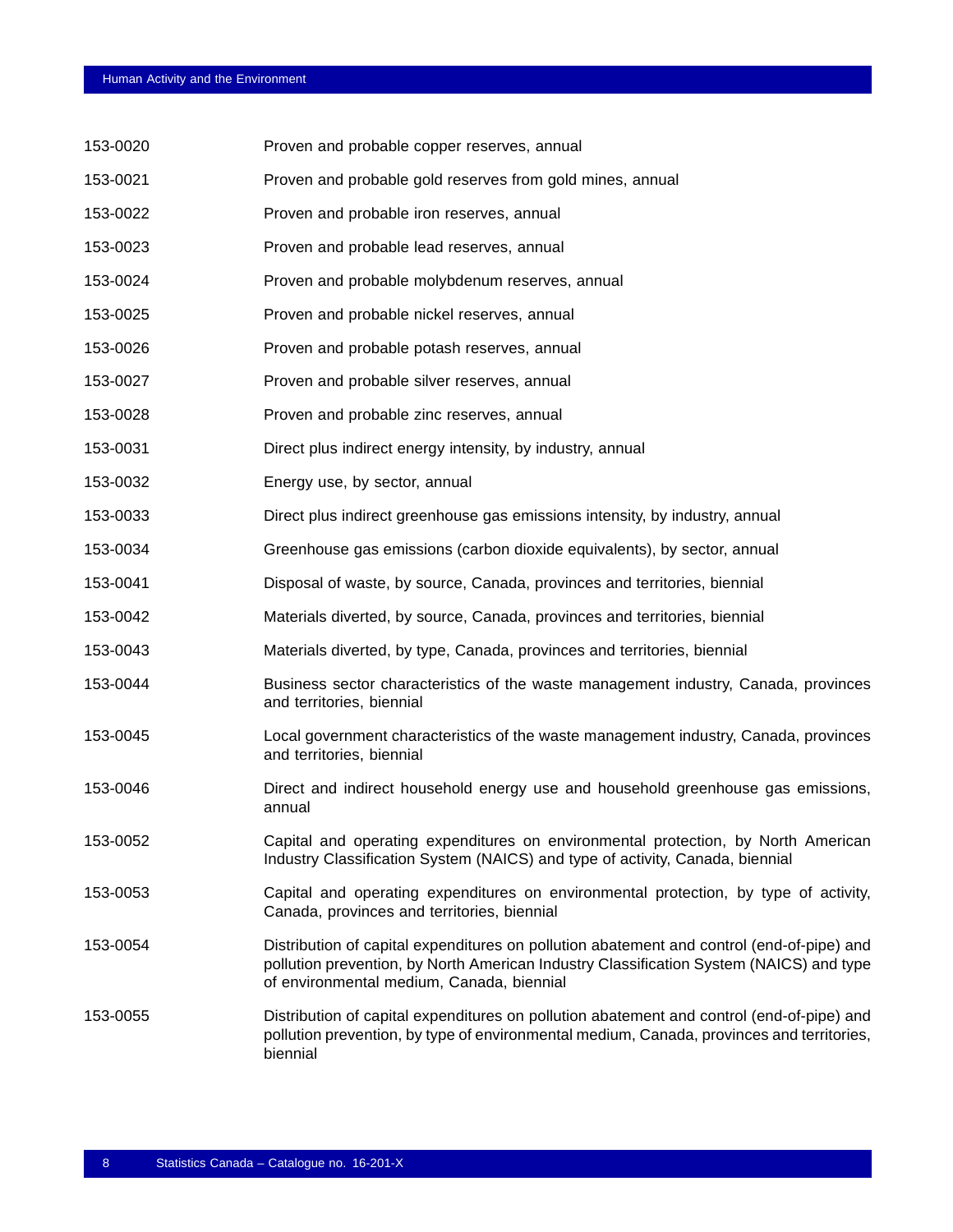| | |
|---|---|
| 153-0020 | Proven and probable copper reserves, annual |
| 153-0021 | Proven and probable gold reserves from gold mines, annual |
| 153-0022 | Proven and probable iron reserves, annual |
| 153-0023 | Proven and probable lead reserves, annual |
| 153-0024 | Proven and probable molybdenum reserves, annual |
| 153-0025 | Proven and probable nickel reserves, annual |
| 153-0026 | Proven and probable potash reserves, annual |
| 153-0027 | Proven and probable silver reserves, annual |
| 153-0028 | Proven and probable zinc reserves, annual |
| 153-0031 | Direct plus indirect energy intensity, by industry, annual |
| 153-0032 | Energy use, by sector, annual |
| 153-0033 | Direct plus indirect greenhouse gas emissions intensity, by industry, annual |
| 153-0034 | Greenhouse gas emissions (carbon dioxide equivalents), by sector, annual |
| 153-0041 | Disposal of waste, by source, Canada, provinces and territories, biennial |
| 153-0042 | Materials diverted, by source, Canada, provinces and territories, biennial |
| 153-0043 | Materials diverted, by type, Canada, provinces and territories, biennial |
| 153-0044 | Business sector characteristics of the waste management industry, Canada, provinces and territories, biennial |
| 153-0045 | Local government characteristics of the waste management industry, Canada, provinces and territories, biennial |
| 153-0046 | Direct and indirect household energy use and household greenhouse gas emissions, annual |
| 153-0052 | Capital and operating expenditures on environmental protection, by North American Industry Classification System (NAICS) and type of activity, Canada, biennial |
| 153-0053 | Capital and operating expenditures on environmental protection, by type of activity, Canada, provinces and territories, biennial |
| 153-0054 | Distribution of capital expenditures on pollution abatement and control (end-of-pipe) and pollution prevention, by North American Industry Classification System (NAICS) and type of environmental medium, Canada, biennial |
| 153-0055 | Distribution of capital expenditures on pollution abatement and control (end-of-pipe) and pollution prevention, by type of environmental medium, Canada, provinces and territories, biennial |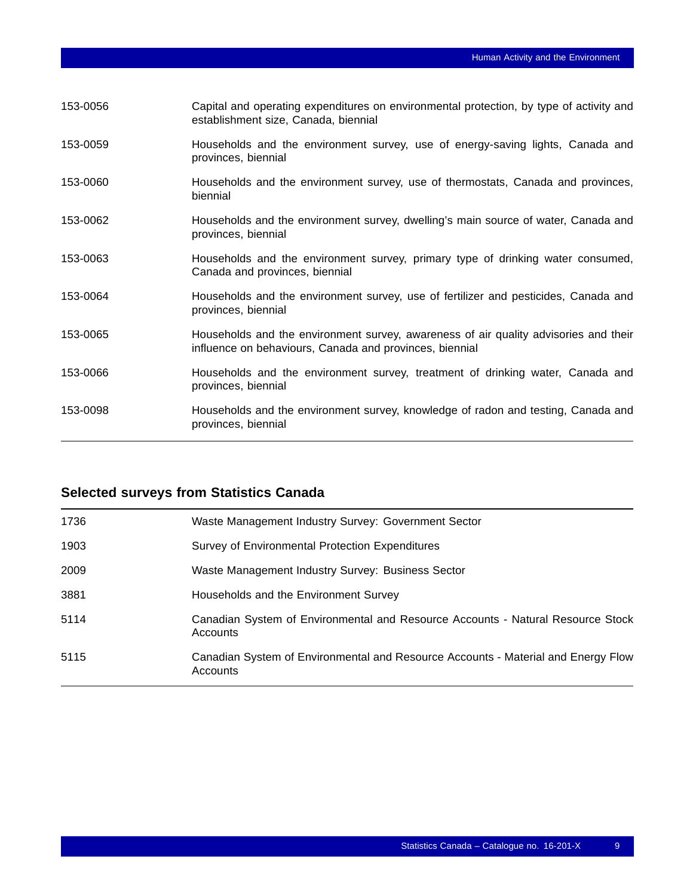| | |
|---|---|
| 153-0056 | Capital and operating expenditures on environmental protection, by type of activity and establishment size, Canada, biennial |
| 153-0059 | Households and the environment survey, use of energy-saving lights, Canada and provinces, biennial |
| 153-0060 | Households and the environment survey, use of thermostats, Canada and provinces, biennial |
| 153-0062 | Households and the environment survey, dwelling's main source of water, Canada and provinces, biennial |
| 153-0063 | Households and the environment survey, primary type of drinking water consumed, Canada and provinces, biennial |
| 153-0064 | Households and the environment survey, use of fertilizer and pesticides, Canada and provinces, biennial |
| 153-0065 | Households and the environment survey, awareness of air quality advisories and their influence on behaviours, Canada and provinces, biennial |
| 153-0066 | Households and the environment survey, treatment of drinking water, Canada and provinces, biennial |
| 153-0098 | Households and the environment survey, knowledge of radon and testing, Canada and provinces, biennial |

## Selected surveys from Statistics Canada

| | |
|---|---|
| 1736 | Waste Management Industry Survey: Government Sector |
| 1903 | Survey of Environmental Protection Expenditures |
| 2009 | Waste Management Industry Survey: Business Sector |
| 3881 | Households and the Environment Survey |
| 5114 | Canadian System of Environmental and Resource Accounts - Natural Resource Stock Accounts |
| 5115 | Canadian System of Environmental and Resource Accounts - Material and Energy Flow Accounts |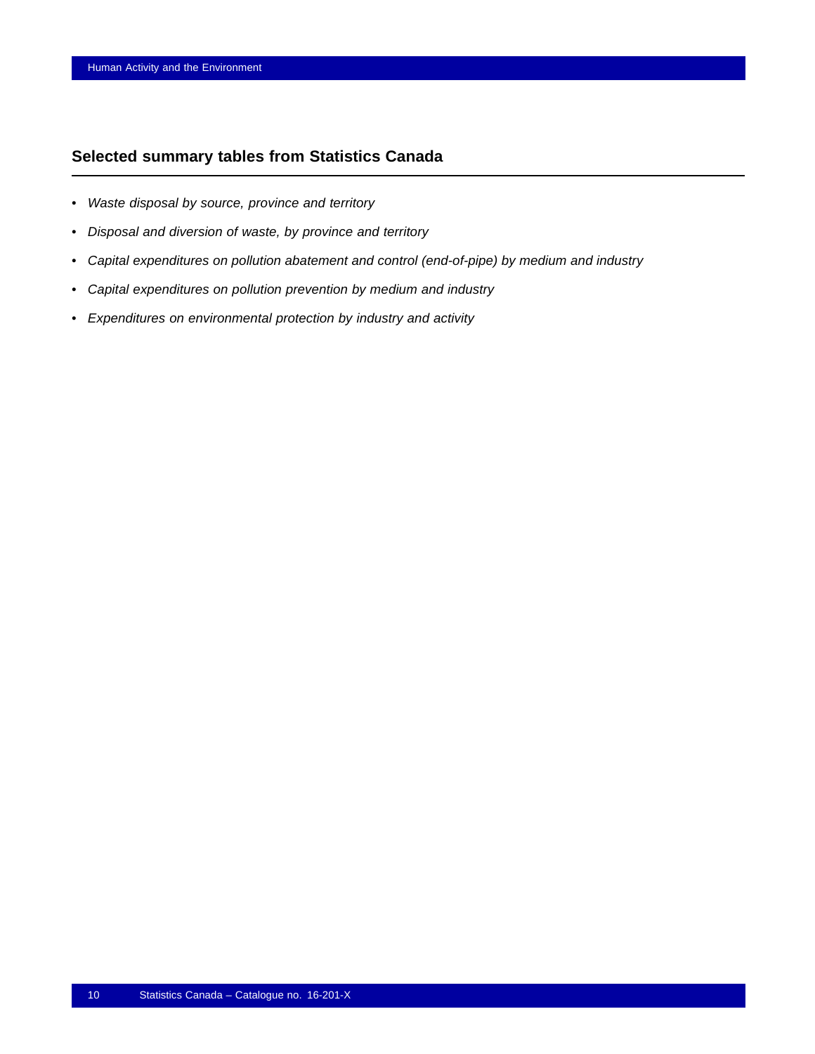## Selected summary tables from Statistics Canada

- *Waste disposal by source, province and territory*
- *Disposal and diversion of waste, by province and territory*
- *Capital expenditures on pollution abatement and control (end-of-pipe) by medium and industry*
- *Capital expenditures on pollution prevention by medium and industry*
- *Expenditures on environmental protection by industry and activity*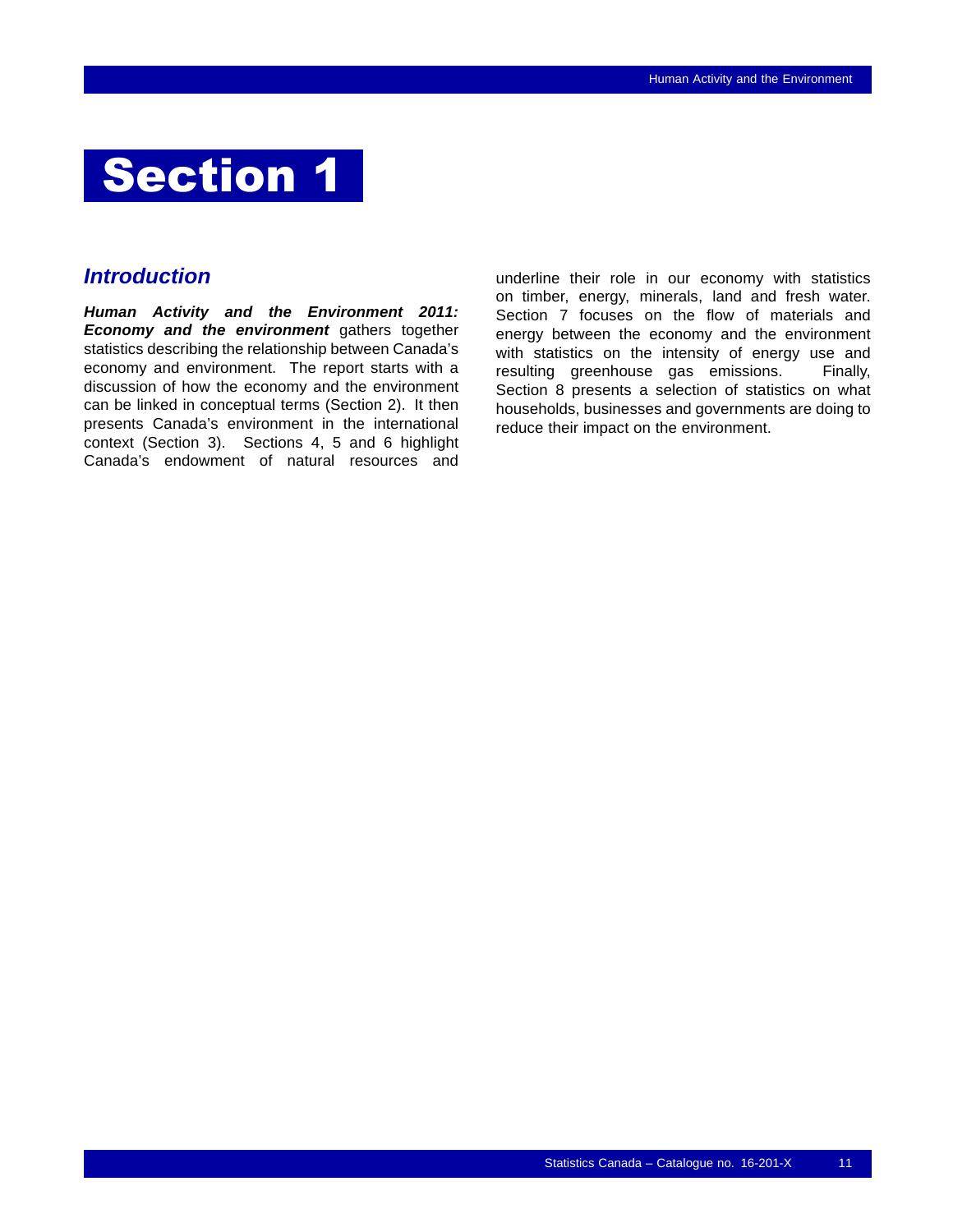# Section 1

## *Introduction*

***Human Activity and the Environment 2011: Economy and the environment*** gathers together statistics describing the relationship between Canada's economy and environment. The report starts with a discussion of how the economy and the environment can be linked in conceptual terms (Section 2). It then presents Canada's environment in the international context (Section 3). Sections 4, 5 and 6 highlight Canada's endowment of natural resources and underline their role in our economy with statistics on timber, energy, minerals, land and fresh water. Section 7 focuses on the flow of materials and energy between the economy and the environment with statistics on the intensity of energy use and resulting greenhouse gas emissions. Finally, Section 8 presents a selection of statistics on what households, businesses and governments are doing to reduce their impact on the environment.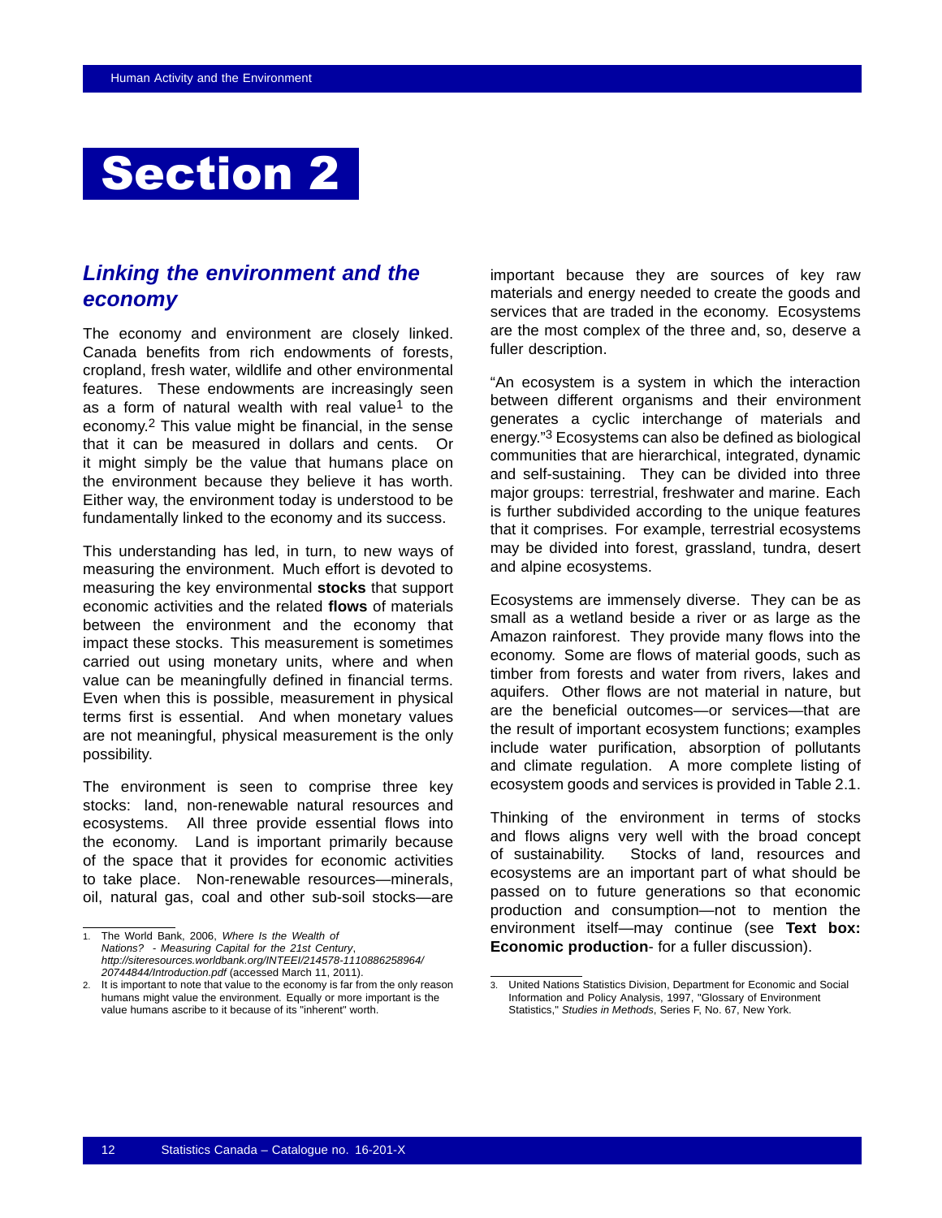# Section 2

## *Linking the environment and the economy*

The economy and environment are closely linked. Canada benefits from rich endowments of forests, cropland, fresh water, wildlife and other environmental features. These endowments are increasingly seen as a form of natural wealth with real value[1] to the economy.[2] This value might be financial, in the sense that it can be measured in dollars and cents. Or it might simply be the value that humans place on the environment because they believe it has worth. Either way, the environment today is understood to be fundamentally linked to the economy and its success.

This understanding has led, in turn, to new ways of measuring the environment. Much effort is devoted to measuring the key environmental **stocks** that support economic activities and the related **flows** of materials between the environment and the economy that impact these stocks. This measurement is sometimes carried out using monetary units, where and when value can be meaningfully defined in financial terms. Even when this is possible, measurement in physical terms first is essential. And when monetary values are not meaningful, physical measurement is the only possibility.

The environment is seen to comprise three key stocks: land, non-renewable natural resources and ecosystems. All three provide essential flows into the economy. Land is important primarily because of the space that it provides for economic activities to take place. Non-renewable resources—minerals, oil, natural gas, coal and other sub-soil stocks—are important because they are sources of key raw materials and energy needed to create the goods and services that are traded in the economy. Ecosystems are the most complex of the three and, so, deserve a fuller description.

"An ecosystem is a system in which the interaction between different organisms and their environment generates a cyclic interchange of materials and energy."[3] Ecosystems can also be defined as biological communities that are hierarchical, integrated, dynamic and self-sustaining. They can be divided into three major groups: terrestrial, freshwater and marine. Each is further subdivided according to the unique features that it comprises. For example, terrestrial ecosystems may be divided into forest, grassland, tundra, desert and alpine ecosystems.

Ecosystems are immensely diverse. They can be as small as a wetland beside a river or as large as the Amazon rainforest. They provide many flows into the economy. Some are flows of material goods, such as timber from forests and water from rivers, lakes and aquifers. Other flows are not material in nature, but are the beneficial outcomes—or services—that are the result of important ecosystem functions; examples include water purification, absorption of pollutants and climate regulation. A more complete listing of ecosystem goods and services is provided in Table 2.1.

Thinking of the environment in terms of stocks and flows aligns very well with the broad concept of sustainability. Stocks of land, resources and ecosystems are an important part of what should be passed on to future generations so that economic production and consumption—not to mention the environment itself—may continue (see **Text box: Economic production**- for a fuller discussion).

---

1. The World Bank, 2006, *Where Is the Wealth of Nations? - Measuring Capital for the 21st Century*, *http://siteresources.worldbank.org/INTEEI/214578-1110886258964/20744844/Introduction.pdf* (accessed March 11, 2011).
2. It is important to note that value to the economy is far from the only reason humans might value the environment. Equally or more important is the value humans ascribe to it because of its "inherent" worth.
3. United Nations Statistics Division, Department for Economic and Social Information and Policy Analysis, 1997, "Glossary of Environment Statistics," *Studies in Methods*, Series F, No. 67, New York.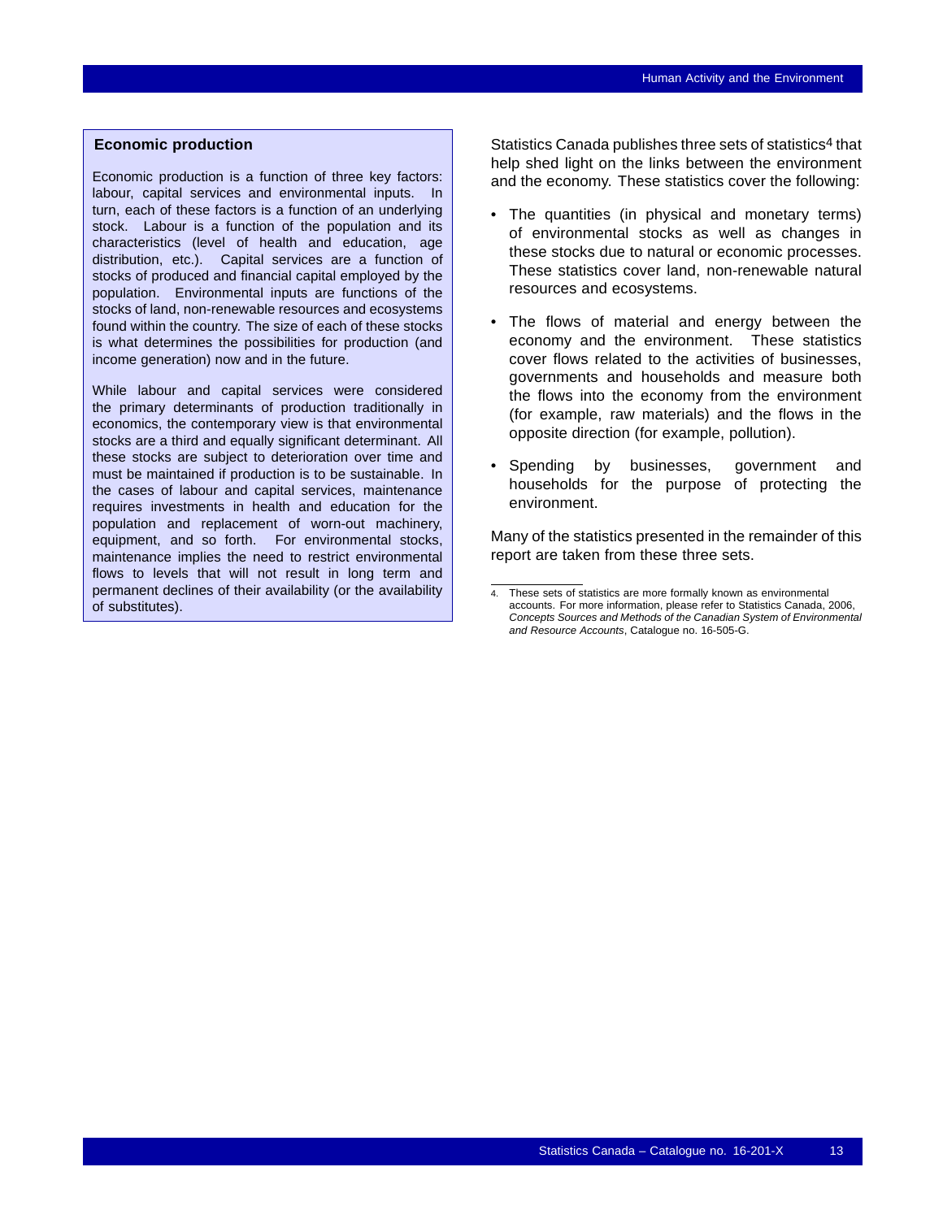### Economic production

Economic production is a function of three key factors: labour, capital services and environmental inputs. In turn, each of these factors is a function of an underlying stock. Labour is a function of the population and its characteristics (level of health and education, age distribution, etc.). Capital services are a function of stocks of produced and financial capital employed by the population. Environmental inputs are functions of the stocks of land, non-renewable resources and ecosystems found within the country. The size of each of these stocks is what determines the possibilities for production (and income generation) now and in the future.

While labour and capital services were considered the primary determinants of production traditionally in economics, the contemporary view is that environmental stocks are a third and equally significant determinant. All these stocks are subject to deterioration over time and must be maintained if production is to be sustainable. In the cases of labour and capital services, maintenance requires investments in health and education for the population and replacement of worn-out machinery, equipment, and so forth. For environmental stocks, maintenance implies the need to restrict environmental flows to levels that will not result in long term and permanent declines of their availability (or the availability of substitutes).

Statistics Canada publishes three sets of statistics[4] that help shed light on the links between the environment and the economy. These statistics cover the following:

- The quantities (in physical and monetary terms) of environmental stocks as well as changes in these stocks due to natural or economic processes. These statistics cover land, non-renewable natural resources and ecosystems.
- The flows of material and energy between the economy and the environment. These statistics cover flows related to the activities of businesses, governments and households and measure both the flows into the economy from the environment (for example, raw materials) and the flows in the opposite direction (for example, pollution).
- Spending by businesses, government and households for the purpose of protecting the environment.

Many of the statistics presented in the remainder of this report are taken from these three sets.

4. These sets of statistics are more formally known as environmental accounts. For more information, please refer to Statistics Canada, 2006, *Concepts Sources and Methods of the Canadian System of Environmental and Resource Accounts*, Catalogue no. 16-505-G.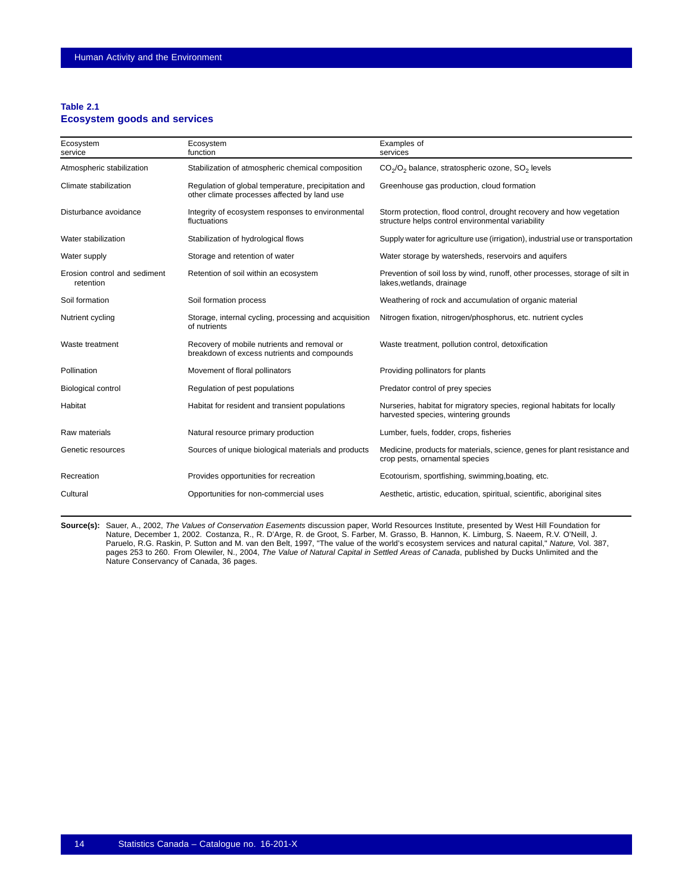**Table 2.1**
**Ecosystem goods and services**

| Ecosystem service | Ecosystem function | Examples of services |
|---|---|---|
| Atmospheric stabilization | Stabilization of atmospheric chemical composition | $CO_2$/$O_2$ balance, stratospheric ozone, $SO_2$ levels |
| Climate stabilization | Regulation of global temperature, precipitation and other climate processes affected by land use | Greenhouse gas production, cloud formation |
| Disturbance avoidance | Integrity of ecosystem responses to environmental fluctuations | Storm protection, flood control, drought recovery and how vegetation structure helps control environmental variability |
| Water stabilization | Stabilization of hydrological flows | Supply water for agriculture use (irrigation), industrial use or transportation |
| Water supply | Storage and retention of water | Water storage by watersheds, reservoirs and aquifers |
| Erosion control and sediment retention | Retention of soil within an ecosystem | Prevention of soil loss by wind, runoff, other processes, storage of silt in lakes,wetlands, drainage |
| Soil formation | Soil formation process | Weathering of rock and accumulation of organic material |
| Nutrient cycling | Storage, internal cycling, processing and acquisition of nutrients | Nitrogen fixation, nitrogen/phosphorus, etc. nutrient cycles |
| Waste treatment | Recovery of mobile nutrients and removal or breakdown of excess nutrients and compounds | Waste treatment, pollution control, detoxification |
| Pollination | Movement of floral pollinators | Providing pollinators for plants |
| Biological control | Regulation of pest populations | Predator control of prey species |
| Habitat | Habitat for resident and transient populations | Nurseries, habitat for migratory species, regional habitats for locally harvested species, wintering grounds |
| Raw materials | Natural resource primary production | Lumber, fuels, fodder, crops, fisheries |
| Genetic resources | Sources of unique biological materials and products | Medicine, products for materials, science, genes for plant resistance and crop pests, ornamental species |
| Recreation | Provides opportunities for recreation | Ecotourism, sportfishing, swimming,boating, etc. |
| Cultural | Opportunities for non-commercial uses | Aesthetic, artistic, education, spiritual, scientific, aboriginal sites |

**Source(s):** Sauer, A., 2002, *The Values of Conservation Easements* discussion paper, World Resources Institute, presented by West Hill Foundation for Nature, December 1, 2002. Costanza, R., R. D'Arge, R. de Groot, S. Farber, M. Grasso, B. Hannon, K. Limburg, S. Naeem, R.V. O'Neill, J. Paruelo, R.G. Raskin, P. Sutton and M. van den Belt, 1997, "The value of the world's ecosystem services and natural capital," *Nature,* Vol. 387, pages 253 to 260. From Olewiler, N., 2004, *The Value of Natural Capital in Settled Areas of Canada*, published by Ducks Unlimited and the Nature Conservancy of Canada, 36 pages.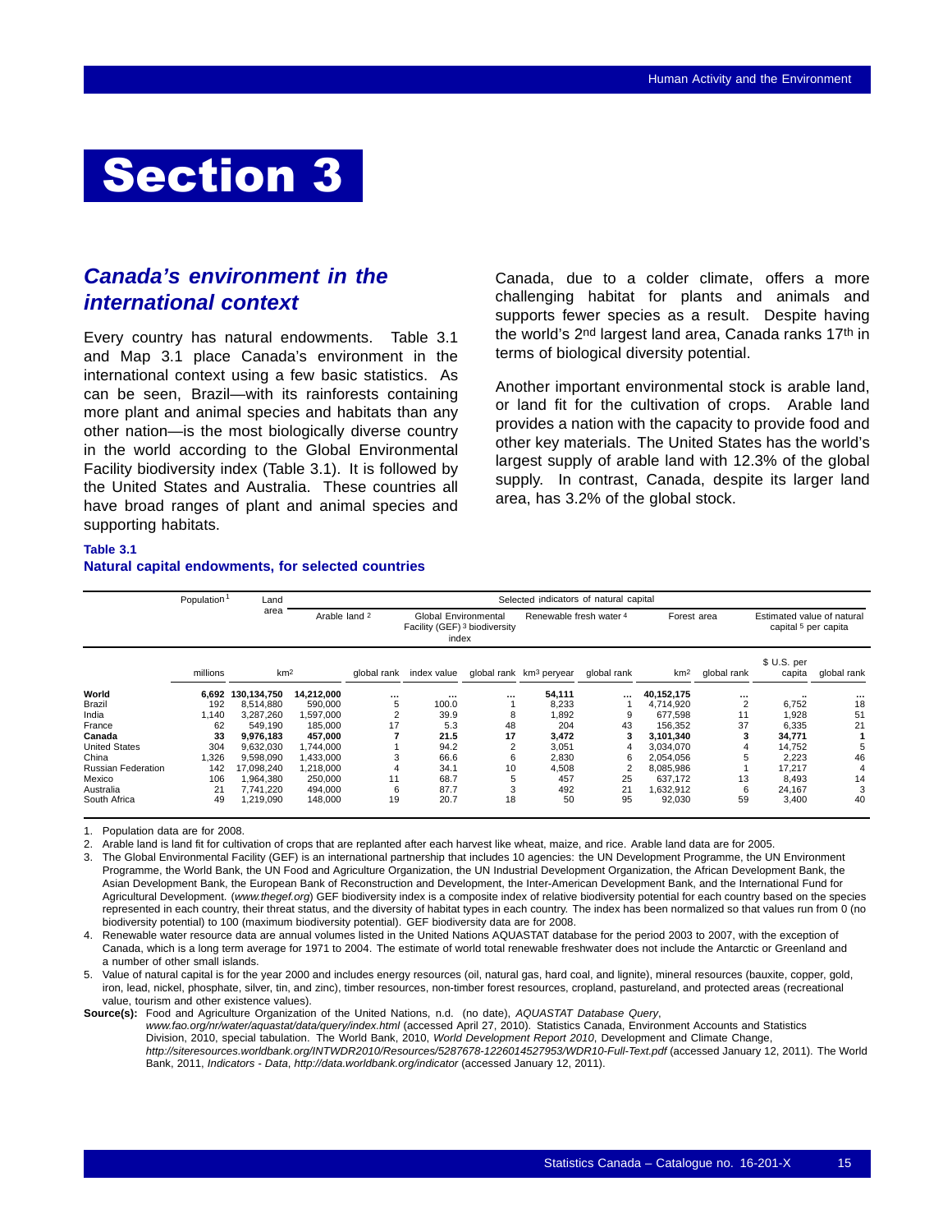# Section 3

## Canada's environment in the international context

Every country has natural endowments. Table 3.1 and Map 3.1 place Canada's environment in the international context using a few basic statistics. As can be seen, Brazil—with its rainforests containing more plant and animal species and habitats than any other nation—is the most biologically diverse country in the world according to the Global Environmental Facility biodiversity index (Table 3.1). It is followed by the United States and Australia. These countries all have broad ranges of plant and animal species and supporting habitats.

Canada, due to a colder climate, offers a more challenging habitat for plants and animals and supports fewer species as a result. Despite having the world's 2nd largest land area, Canada ranks 17th in terms of biological diversity potential.

Another important environmental stock is arable land, or land fit for the cultivation of crops. Arable land provides a nation with the capacity to provide food and other key materials. The United States has the world's largest supply of arable land with 12.3% of the global supply. In contrast, Canada, despite its larger land area, has 3.2% of the global stock.

**Table 3.1**
**Natural capital endowments, for selected countries**

| | Population[1] | Land area | Selected indicators of natural capital | | | | | | | | | |
|---|---|---|---|---|---|---|---|---|---|---|---|---|
| | | | Arable land[2] | | Global Environmental Facility (GEF)[3] biodiversity index | | Renewable fresh water[4] | | Forest area | | Estimated value of natural capital[5] per capita | |
| | millions | km² | km² | global rank | index value | global rank | km³ per year | global rank | km² | global rank | $ U.S. per capita | global rank |
| **World** | **6,692** | **130,134,750** | **14,212,000** | ... | ... | ... | **54,111** | ... | **40,152,175** | ... | .. | ... |
| Brazil | 192 | 8,514,880 | 590,000 | 5 | 100.0 | 1 | 8,233 | 1 | 4,714,920 | 2 | 6,752 | 18 |
| India | 1,140 | 3,287,260 | 1,597,000 | 2 | 39.9 | 8 | 1,892 | 9 | 677,598 | 11 | 1,928 | 51 |
| France | 62 | 549,190 | 185,000 | 17 | 5.3 | 48 | 204 | 43 | 156,352 | 37 | 6,335 | 21 |
| **Canada** | **33** | **9,976,183** | **457,000** | **7** | **21.5** | **17** | **3,472** | **3** | **3,101,340** | **3** | **34,771** | **1** |
| United States | 304 | 9,632,030 | 1,744,000 | 1 | 94.2 | 2 | 3,051 | 4 | 3,034,070 | 4 | 14,752 | 5 |
| China | 1,326 | 9,598,090 | 1,433,000 | 3 | 66.6 | 6 | 2,830 | 6 | 2,054,056 | 5 | 2,223 | 46 |
| Russian Federation | 142 | 17,098,240 | 1,218,000 | 4 | 34.1 | 10 | 4,508 | 2 | 8,085,986 | 1 | 17,217 | 4 |
| Mexico | 106 | 1,964,380 | 250,000 | 11 | 68.7 | 5 | 457 | 25 | 637,172 | 13 | 8,493 | 14 |
| Australia | 21 | 7,741,220 | 494,000 | 6 | 87.7 | 3 | 492 | 21 | 1,632,912 | 6 | 24,167 | 3 |
| South Africa | 49 | 1,219,090 | 148,000 | 19 | 20.7 | 18 | 50 | 95 | 92,030 | 59 | 3,400 | 40 |

1. Population data are for 2008.
2. Arable land is land fit for cultivation of crops that are replanted after each harvest like wheat, maize, and rice. Arable land data are for 2005.
3. The Global Environmental Facility (GEF) is an international partnership that includes 10 agencies: the UN Development Programme, the UN Environment Programme, the World Bank, the UN Food and Agriculture Organization, the UN Industrial Development Organization, the African Development Bank, the Asian Development Bank, the European Bank of Reconstruction and Development, the Inter-American Development Bank, and the International Fund for Agricultural Development. (*www.thegef.org*) GEF biodiversity index is a composite index of relative biodiversity potential for each country based on the species represented in each country, their threat status, and the diversity of habitat types in each country. The index has been normalized so that values run from 0 (no biodiversity potential) to 100 (maximum biodiversity potential). GEF biodiversity data are for 2008.
4. Renewable water resource data are annual volumes listed in the United Nations AQUASTAT database for the period 2003 to 2007, with the exception of Canada, which is a long term average for 1971 to 2004. The estimate of world total renewable freshwater does not include the Antarctic or Greenland and a number of other small islands.
5. Value of natural capital is for the year 2000 and includes energy resources (oil, natural gas, hard coal, and lignite), mineral resources (bauxite, copper, gold, iron, lead, nickel, phosphate, silver, tin, and zinc), timber resources, non-timber forest resources, cropland, pastureland, and protected areas (recreational value, tourism and other existence values).

**Source(s):** Food and Agriculture Organization of the United Nations, n.d. (no date), *AQUASTAT Database Query*, *www.fao.org/nr/water/aquastat/data/query/index.html* (accessed April 27, 2010). Statistics Canada, Environment Accounts and Statistics Division, 2010, special tabulation. The World Bank, 2010, *World Development Report 2010*, Development and Climate Change, *http://siteresources.worldbank.org/INTWDR2010/Resources/5287678-1226014527953/WDR10-Full-Text.pdf* (accessed January 12, 2011). The World Bank, 2011, *Indicators - Data*, *http://data.worldbank.org/indicator* (accessed January 12, 2011).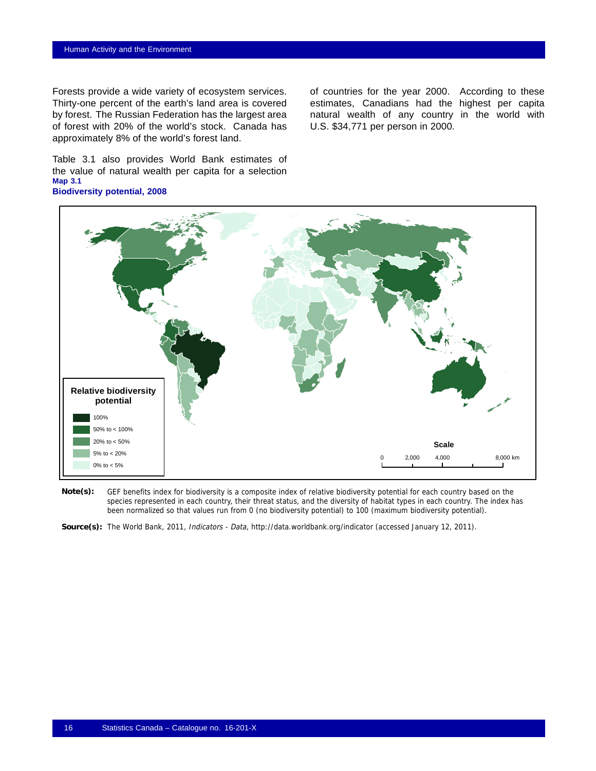Forests provide a wide variety of ecosystem services. Thirty-one percent of the earth's land area is covered by forest. The Russian Federation has the largest area of forest with 20% of the world's stock. Canada has approximately 8% of the world's forest land.

Table 3.1 also provides World Bank estimates of the value of natural wealth per capita for a selection of countries for the year 2000. According to these estimates, Canadians had the highest per capita natural wealth of any country in the world with U.S. $34,771 per person in 2000.

**Map 3.1**
**Biodiversity potential, 2008**

**Relative biodiversity potential**

- 100%
- 50% to < 100%
- 20% to < 50%
- 5% to < 20%
- 0% to < 5%

**Scale**

0 2,000 4,000 8,000 km

**Note(s):** GEF benefits index for biodiversity is a composite index of relative biodiversity potential for each country based on the species represented in each country, their threat status, and the diversity of habitat types in each country. The index has been normalized so that values run from 0 (no biodiversity potential) to 100 (maximum biodiversity potential).

**Source(s):** The World Bank, 2011, *Indicators - Data*, http://data.worldbank.org/indicator (accessed January 12, 2011).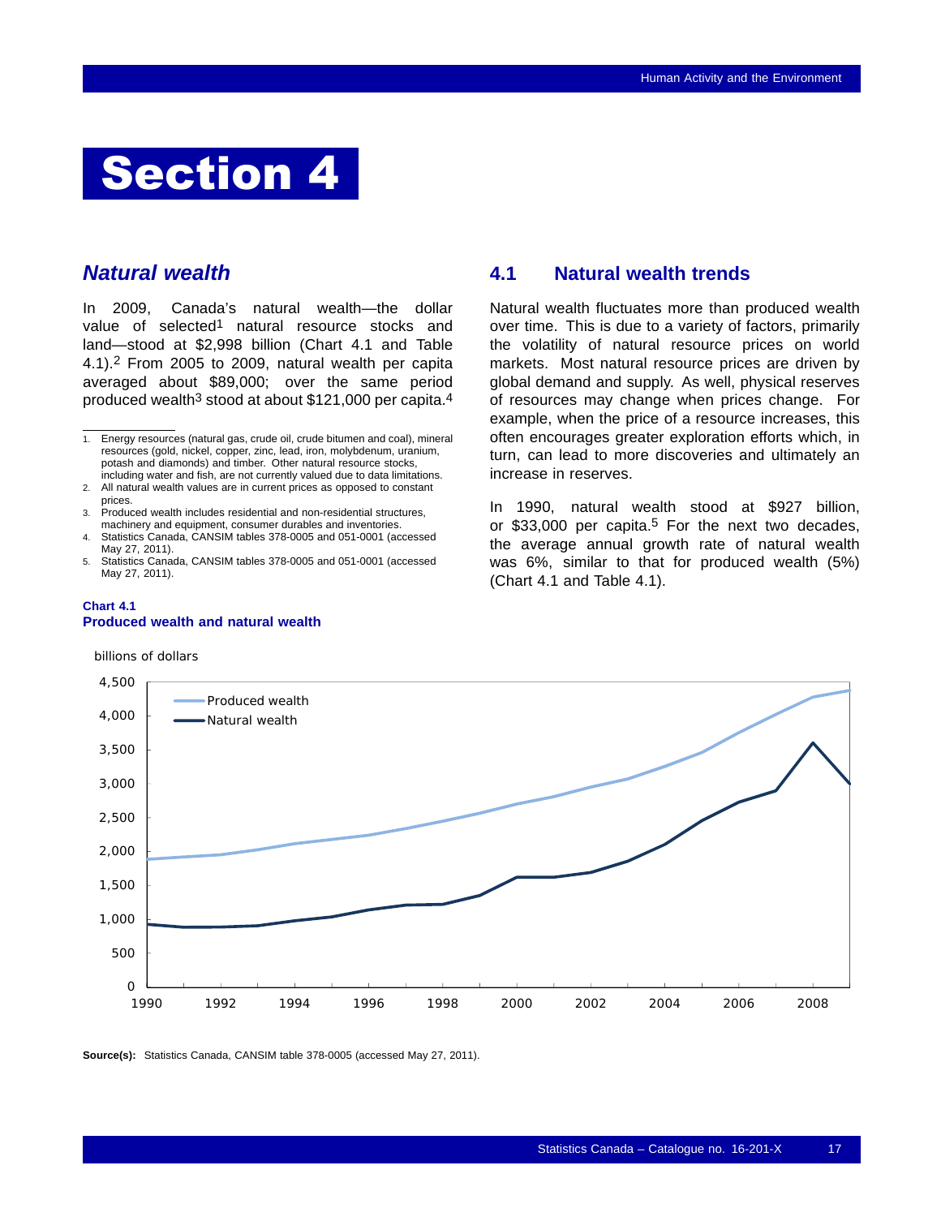# Section 4

## *Natural wealth*

In 2009, Canada's natural wealth—the dollar value of selected[1] natural resource stocks and land—stood at $2,998 billion (Chart 4.1 and Table 4.1).[2] From 2005 to 2009, natural wealth per capita averaged about $89,000; over the same period produced wealth[3] stood at about $121,000 per capita.[4]

1. Energy resources (natural gas, crude oil, crude bitumen and coal), mineral resources (gold, nickel, copper, zinc, lead, iron, molybdenum, uranium, potash and diamonds) and timber. Other natural resource stocks, including water and fish, are not currently valued due to data limitations.
2. All natural wealth values are in current prices as opposed to constant prices.
3. Produced wealth includes residential and non-residential structures, machinery and equipment, consumer durables and inventories.
4. Statistics Canada, CANSIM tables 378-0005 and 051-0001 (accessed May 27, 2011).
5. Statistics Canada, CANSIM tables 378-0005 and 051-0001 (accessed May 27, 2011).

## 4.1 Natural wealth trends

Natural wealth fluctuates more than produced wealth over time. This is due to a variety of factors, primarily the volatility of natural resource prices on world markets. Most natural resource prices are driven by global demand and supply. As well, physical reserves of resources may change when prices change. For example, when the price of a resource increases, this often encourages greater exploration efforts which, in turn, can lead to more discoveries and ultimately an increase in reserves.

In 1990, natural wealth stood at $927 billion, or $33,000 per capita.[5] For the next two decades, the average annual growth rate of natural wealth was 6%, similar to that for produced wealth (5%) (Chart 4.1 and Table 4.1).

**Chart 4.1**
**Produced wealth and natural wealth**

**Source(s):** Statistics Canada, CANSIM table 378-0005 (accessed May 27, 2011).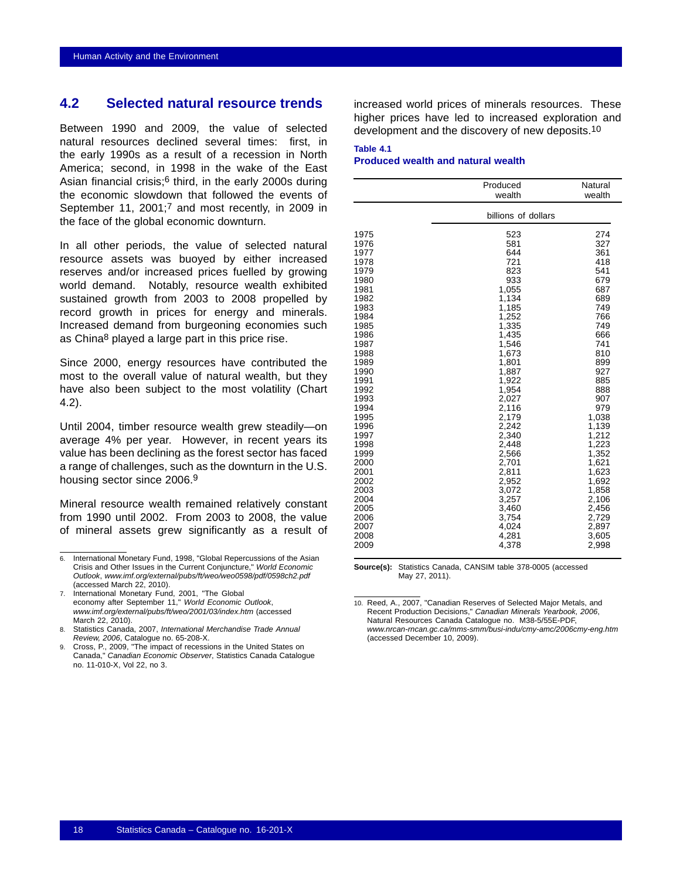## 4.2 Selected natural resource trends

Between 1990 and 2009, the value of selected natural resources declined several times: first, in the early 1990s as a result of a recession in North America; second, in 1998 in the wake of the East Asian financial crisis;[6] third, in the early 2000s during the economic slowdown that followed the events of September 11, 2001;[7] and most recently, in 2009 in the face of the global economic downturn.

In all other periods, the value of selected natural resource assets was buoyed by either increased reserves and/or increased prices fuelled by growing world demand. Notably, resource wealth exhibited sustained growth from 2003 to 2008 propelled by record growth in prices for energy and minerals. Increased demand from burgeoning economies such as China[8] played a large part in this price rise.

Since 2000, energy resources have contributed the most to the overall value of natural wealth, but they have also been subject to the most volatility (Chart 4.2).

Until 2004, timber resource wealth grew steadily—on average 4% per year. However, in recent years its value has been declining as the forest sector has faced a range of challenges, such as the downturn in the U.S. housing sector since 2006.[9]

Mineral resource wealth remained relatively constant from 1990 until 2002. From 2003 to 2008, the value of mineral assets grew significantly as a result of increased world prices of minerals resources. These higher prices have led to increased exploration and development and the discovery of new deposits.[10]

6. International Monetary Fund, 1998, "Global Repercussions of the Asian Crisis and Other Issues in the Current Conjuncture," *World Economic Outlook*, *www.imf.org/external/pubs/ft/weo/weo0598/pdf/0598ch2.pdf* (accessed March 22, 2010).
7. International Monetary Fund, 2001, "The Global economy after September 11," *World Economic Outlook*, *www.imf.org/external/pubs/ft/weo/2001/03/index.htm* (accessed March 22, 2010).
8. Statistics Canada, 2007, *International Merchandise Trade Annual Review, 2006*, Catalogue no. 65-208-X.
9. Cross, P., 2009, "The impact of recessions in the United States on Canada," *Canadian Economic Observer*, Statistics Canada Catalogue no. 11-010-X, Vol 22, no 3.

**Table 4.1**
**Produced wealth and natural wealth**

| | Produced wealth | Natural wealth |
|---|---|---|
| | billions of dollars | |
| 1975 | 523 | 274 |
| 1976 | 581 | 327 |
| 1977 | 644 | 361 |
| 1978 | 721 | 418 |
| 1979 | 823 | 541 |
| 1980 | 933 | 679 |
| 1981 | 1,055 | 687 |
| 1982 | 1,134 | 689 |
| 1983 | 1,185 | 749 |
| 1984 | 1,252 | 766 |
| 1985 | 1,335 | 749 |
| 1986 | 1,435 | 666 |
| 1987 | 1,546 | 741 |
| 1988 | 1,673 | 810 |
| 1989 | 1,801 | 899 |
| 1990 | 1,887 | 927 |
| 1991 | 1,922 | 885 |
| 1992 | 1,954 | 888 |
| 1993 | 2,027 | 907 |
| 1994 | 2,116 | 979 |
| 1995 | 2,179 | 1,038 |
| 1996 | 2,242 | 1,139 |
| 1997 | 2,340 | 1,212 |
| 1998 | 2,448 | 1,223 |
| 1999 | 2,566 | 1,352 |
| 2000 | 2,701 | 1,621 |
| 2001 | 2,811 | 1,623 |
| 2002 | 2,952 | 1,692 |
| 2003 | 3,072 | 1,858 |
| 2004 | 3,257 | 2,106 |
| 2005 | 3,460 | 2,456 |
| 2006 | 3,754 | 2,729 |
| 2007 | 4,024 | 2,897 |
| 2008 | 4,281 | 3,605 |
| 2009 | 4,378 | 2,998 |

**Source(s):** Statistics Canada, CANSIM table 378-0005 (accessed May 27, 2011).

10. Reed, A., 2007, "Canadian Reserves of Selected Major Metals, and Recent Production Decisions," *Canadian Minerals Yearbook, 2006*, Natural Resources Canada Catalogue no. M38-5/55E-PDF, *www.nrcan-rncan.gc.ca/mms-smm/busi-indu/cmy-amc/2006cmy-eng.htm* (accessed December 10, 2009).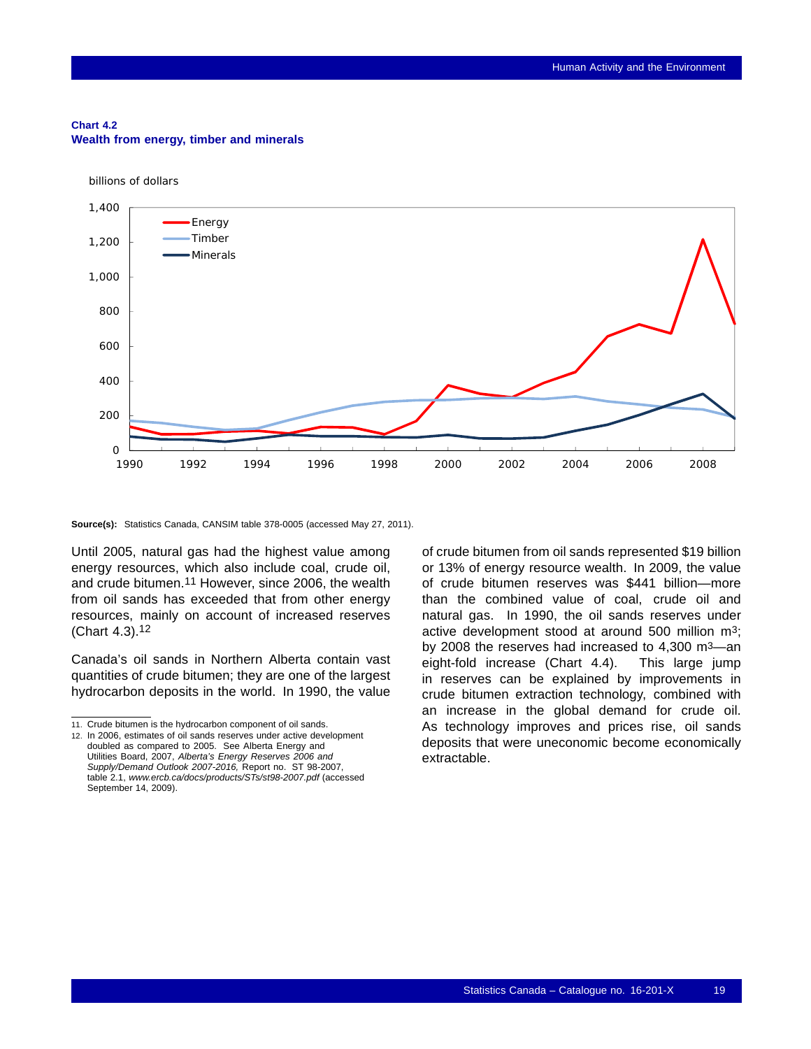**Chart 4.2**
**Wealth from energy, timber and minerals**

**Source(s):** Statistics Canada, CANSIM table 378-0005 (accessed May 27, 2011).

Until 2005, natural gas had the highest value among energy resources, which also include coal, crude oil, and crude bitumen.[11] However, since 2006, the wealth from oil sands has exceeded that from other energy resources, mainly on account of increased reserves (Chart 4.3).[12]

Canada's oil sands in Northern Alberta contain vast quantities of crude bitumen; they are one of the largest hydrocarbon deposits in the world. In 1990, the value of crude bitumen from oil sands represented $19 billion or 13% of energy resource wealth. In 2009, the value of crude bitumen reserves was $441 billion—more than the combined value of coal, crude oil and natural gas. In 1990, the oil sands reserves under active development stood at around 500 million $m^3$; by 2008 the reserves had increased to 4,300 $m^3$—an eight-fold increase (Chart 4.4). This large jump in reserves can be explained by improvements in crude bitumen extraction technology, combined with an increase in the global demand for crude oil. As technology improves and prices rise, oil sands deposits that were uneconomic become economically extractable.

11. Crude bitumen is the hydrocarbon component of oil sands.
12. In 2006, estimates of oil sands reserves under active development doubled as compared to 2005. See Alberta Energy and Utilities Board, 2007, *Alberta's Energy Reserves 2006 and Supply/Demand Outlook 2007-2016,* Report no. ST 98-2007, table 2.1, *www.ercb.ca/docs/products/STs/st98-2007.pdf* (accessed September 14, 2009).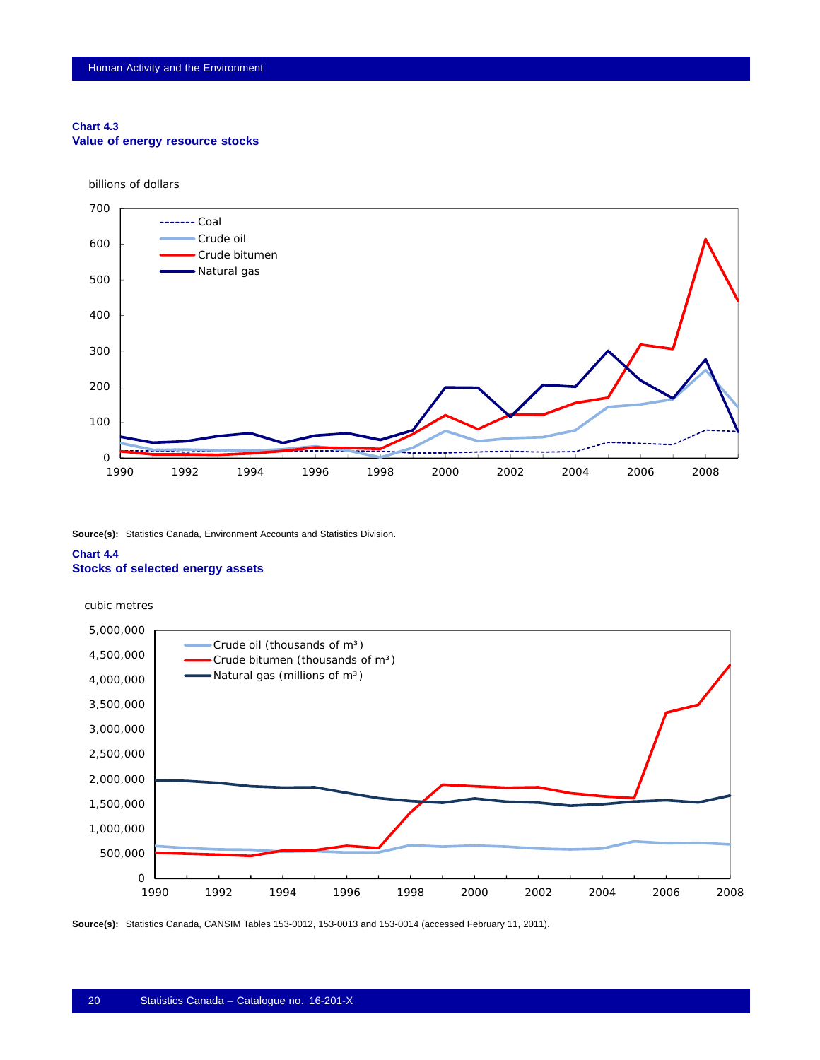**Chart 4.3**
**Value of energy resource stocks**

billions of dollars

700
600
500
400
300
200
100
0

1990 1992 1994 1996 1998 2000 2002 2004 2006 2008

Coal
Crude oil
Crude bitumen
Natural gas

**Source(s):** Statistics Canada, Environment Accounts and Statistics Division.

**Chart 4.4**
**Stocks of selected energy assets**

cubic metres

5,000,000
4,500,000
4,000,000
3,500,000
3,000,000
2,500,000
2,000,000
1,500,000
1,000,000
500,000
0

1990 1992 1994 1996 1998 2000 2002 2004 2006 2008

Crude oil (thousands of $m^3$)
Crude bitumen (thousands of $m^3$)
Natural gas (millions of $m^3$)

**Source(s):** Statistics Canada, CANSIM Tables 153-0012, 153-0013 and 153-0014 (accessed February 11, 2011).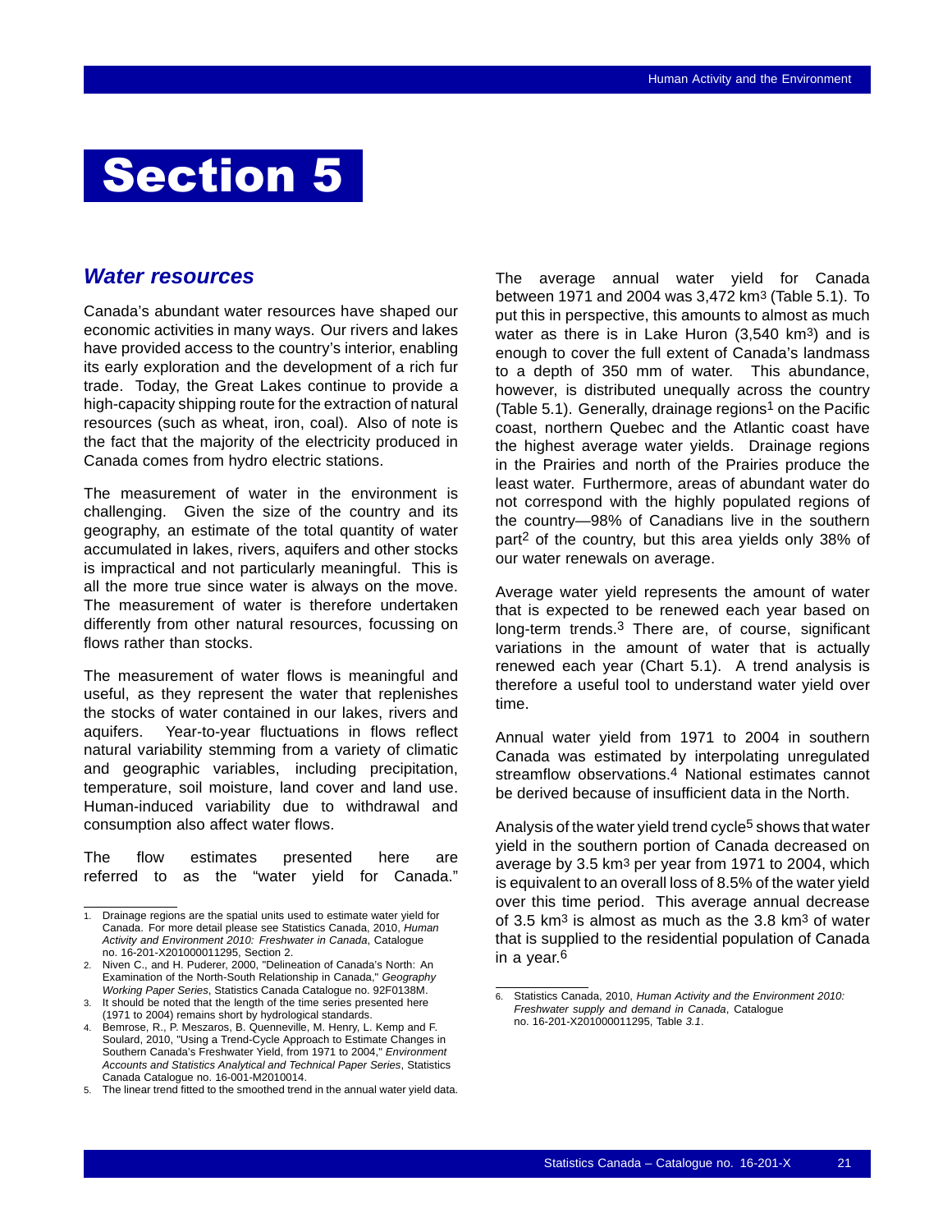# Section 5

## *Water resources*

Canada's abundant water resources have shaped our economic activities in many ways. Our rivers and lakes have provided access to the country's interior, enabling its early exploration and the development of a rich fur trade. Today, the Great Lakes continue to provide a high-capacity shipping route for the extraction of natural resources (such as wheat, iron, coal). Also of note is the fact that the majority of the electricity produced in Canada comes from hydro electric stations.

The measurement of water in the environment is challenging. Given the size of the country and its geography, an estimate of the total quantity of water accumulated in lakes, rivers, aquifers and other stocks is impractical and not particularly meaningful. This is all the more true since water is always on the move. The measurement of water is therefore undertaken differently from other natural resources, focussing on flows rather than stocks.

The measurement of water flows is meaningful and useful, as they represent the water that replenishes the stocks of water contained in our lakes, rivers and aquifers. Year-to-year fluctuations in flows reflect natural variability stemming from a variety of climatic and geographic variables, including precipitation, temperature, soil moisture, land cover and land use. Human-induced variability due to withdrawal and consumption also affect water flows.

The flow estimates presented here are referred to as the "water yield for Canada." The average annual water yield for Canada between 1971 and 2004 was 3,472 $km^3$ (Table 5.1). To put this in perspective, this amounts to almost as much water as there is in Lake Huron (3,540 $km^3$) and is enough to cover the full extent of Canada's landmass to a depth of 350 mm of water. This abundance, however, is distributed unequally across the country (Table 5.1). Generally, drainage regions[1] on the Pacific coast, northern Quebec and the Atlantic coast have the highest average water yields. Drainage regions in the Prairies and north of the Prairies produce the least water. Furthermore, areas of abundant water do not correspond with the highly populated regions of the country—98% of Canadians live in the southern part[2] of the country, but this area yields only 38% of our water renewals on average.

Average water yield represents the amount of water that is expected to be renewed each year based on long-term trends.[3] There are, of course, significant variations in the amount of water that is actually renewed each year (Chart 5.1). A trend analysis is therefore a useful tool to understand water yield over time.

Annual water yield from 1971 to 2004 in southern Canada was estimated by interpolating unregulated streamflow observations.[4] National estimates cannot be derived because of insufficient data in the North.

Analysis of the water yield trend cycle[5] shows that water yield in the southern portion of Canada decreased on average by 3.5 $km^3$ per year from 1971 to 2004, which is equivalent to an overall loss of 8.5% of the water yield over this time period. This average annual decrease of 3.5 $km^3$ is almost as much as the 3.8 $km^3$ of water that is supplied to the residential population of Canada in a year.[6]

---

1. Drainage regions are the spatial units used to estimate water yield for Canada. For more detail please see Statistics Canada, 2010, *Human Activity and Environment 2010: Freshwater in Canada*, Catalogue no. 16-201-X201000011295, Section 2.
2. Niven C., and H. Puderer, 2000, "Delineation of Canada's North: An Examination of the North-South Relationship in Canada," *Geography Working Paper Series*, Statistics Canada Catalogue no. 92F0138M.
3. It should be noted that the length of the time series presented here (1971 to 2004) remains short by hydrological standards.
4. Bemrose, R., P. Meszaros, B. Quenneville, M. Henry, L. Kemp and F. Soulard, 2010, "Using a Trend-Cycle Approach to Estimate Changes in Southern Canada's Freshwater Yield, from 1971 to 2004," *Environment Accounts and Statistics Analytical and Technical Paper Series*, Statistics Canada Catalogue no. 16-001-M2010014.
5. The linear trend fitted to the smoothed trend in the annual water yield data.
6. Statistics Canada, 2010, *Human Activity and the Environment 2010: Freshwater supply and demand in Canada*, Catalogue no. 16-201-X201000011295, Table *3.1*.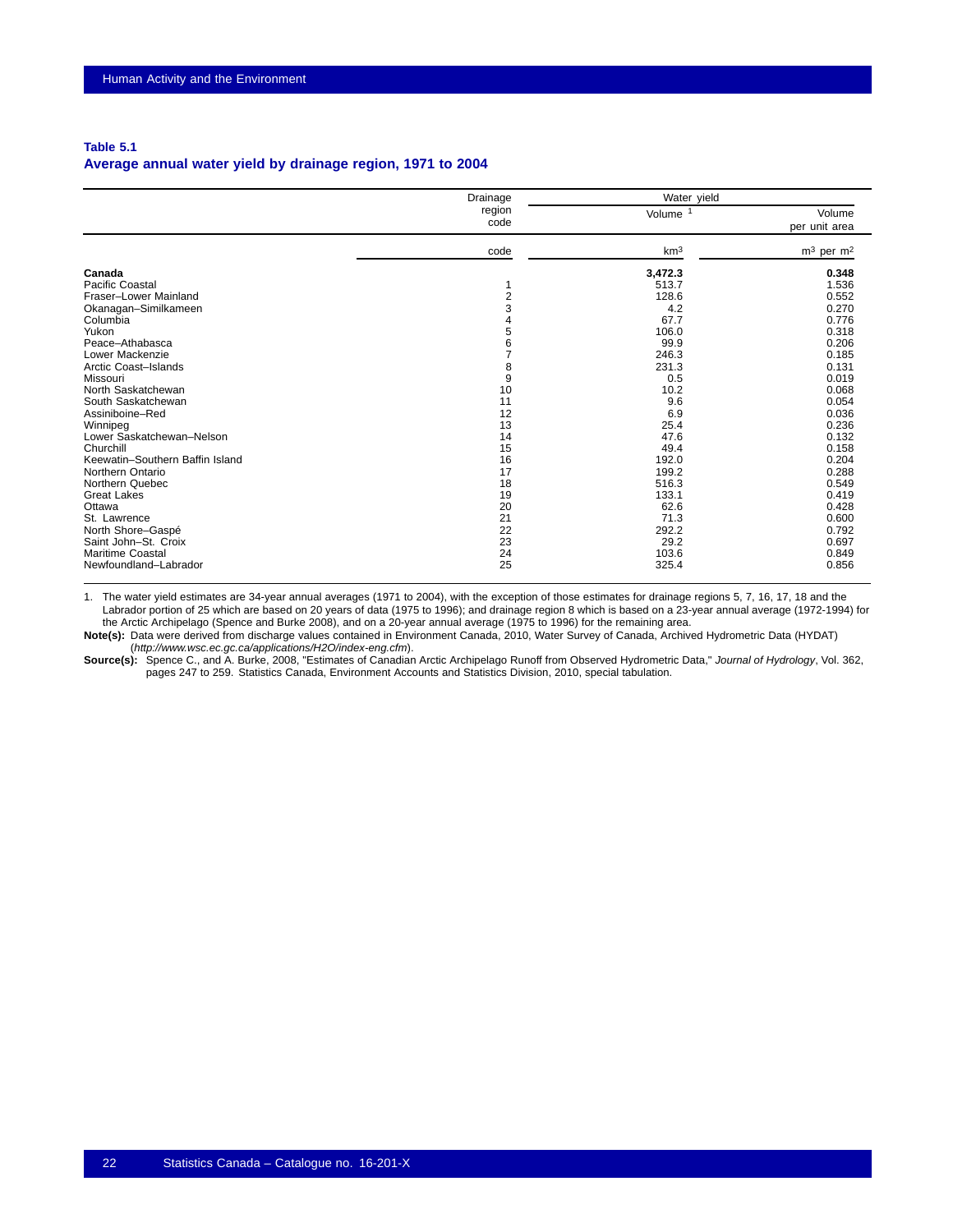**Table 5.1**
**Average annual water yield by drainage region, 1971 to 2004**

| | Drainage region code | Water yield | |
|---|---|---|---|
| | | Volume [1] | Volume per unit area |
| | code | $km^3$ | $m^3$ per $m^2$ |
| **Canada** | | **3,472.3** | **0.348** |
| Pacific Coastal | 1 | 513.7 | 1.536 |
| Fraser–Lower Mainland | 2 | 128.6 | 0.552 |
| Okanagan–Similkameen | 3 | 4.2 | 0.270 |
| Columbia | 4 | 67.7 | 0.776 |
| Yukon | 5 | 106.0 | 0.318 |
| Peace–Athabasca | 6 | 99.9 | 0.206 |
| Lower Mackenzie | 7 | 246.3 | 0.185 |
| Arctic Coast–Islands | 8 | 231.3 | 0.131 |
| Missouri | 9 | 0.5 | 0.019 |
| North Saskatchewan | 10 | 10.2 | 0.068 |
| South Saskatchewan | 11 | 9.6 | 0.054 |
| Assiniboine–Red | 12 | 6.9 | 0.036 |
| Winnipeg | 13 | 25.4 | 0.236 |
| Lower Saskatchewan–Nelson | 14 | 47.6 | 0.132 |
| Churchill | 15 | 49.4 | 0.158 |
| Keewatin–Southern Baffin Island | 16 | 192.0 | 0.204 |
| Northern Ontario | 17 | 199.2 | 0.288 |
| Northern Quebec | 18 | 516.3 | 0.549 |
| Great Lakes | 19 | 133.1 | 0.419 |
| Ottawa | 20 | 62.6 | 0.428 |
| St. Lawrence | 21 | 71.3 | 0.600 |
| North Shore–Gaspé | 22 | 292.2 | 0.792 |
| Saint John–St. Croix | 23 | 29.2 | 0.697 |
| Maritime Coastal | 24 | 103.6 | 0.849 |
| Newfoundland–Labrador | 25 | 325.4 | 0.856 |

1. The water yield estimates are 34-year annual averages (1971 to 2004), with the exception of those estimates for drainage regions 5, 7, 16, 17, 18 and the Labrador portion of 25 which are based on 20 years of data (1975 to 1996); and drainage region 8 which is based on a 23-year annual average (1972-1994) for the Arctic Archipelago (Spence and Burke 2008), and on a 20-year annual average (1975 to 1996) for the remaining area.

**Note(s):** Data were derived from discharge values contained in Environment Canada, 2010, Water Survey of Canada, Archived Hydrometric Data (HYDAT) (*http://www.wsc.ec.gc.ca/applications/H2O/index-eng.cfm*).

**Source(s):** Spence C., and A. Burke, 2008, "Estimates of Canadian Arctic Archipelago Runoff from Observed Hydrometric Data," *Journal of Hydrology*, Vol. 362, pages 247 to 259. Statistics Canada, Environment Accounts and Statistics Division, 2010, special tabulation.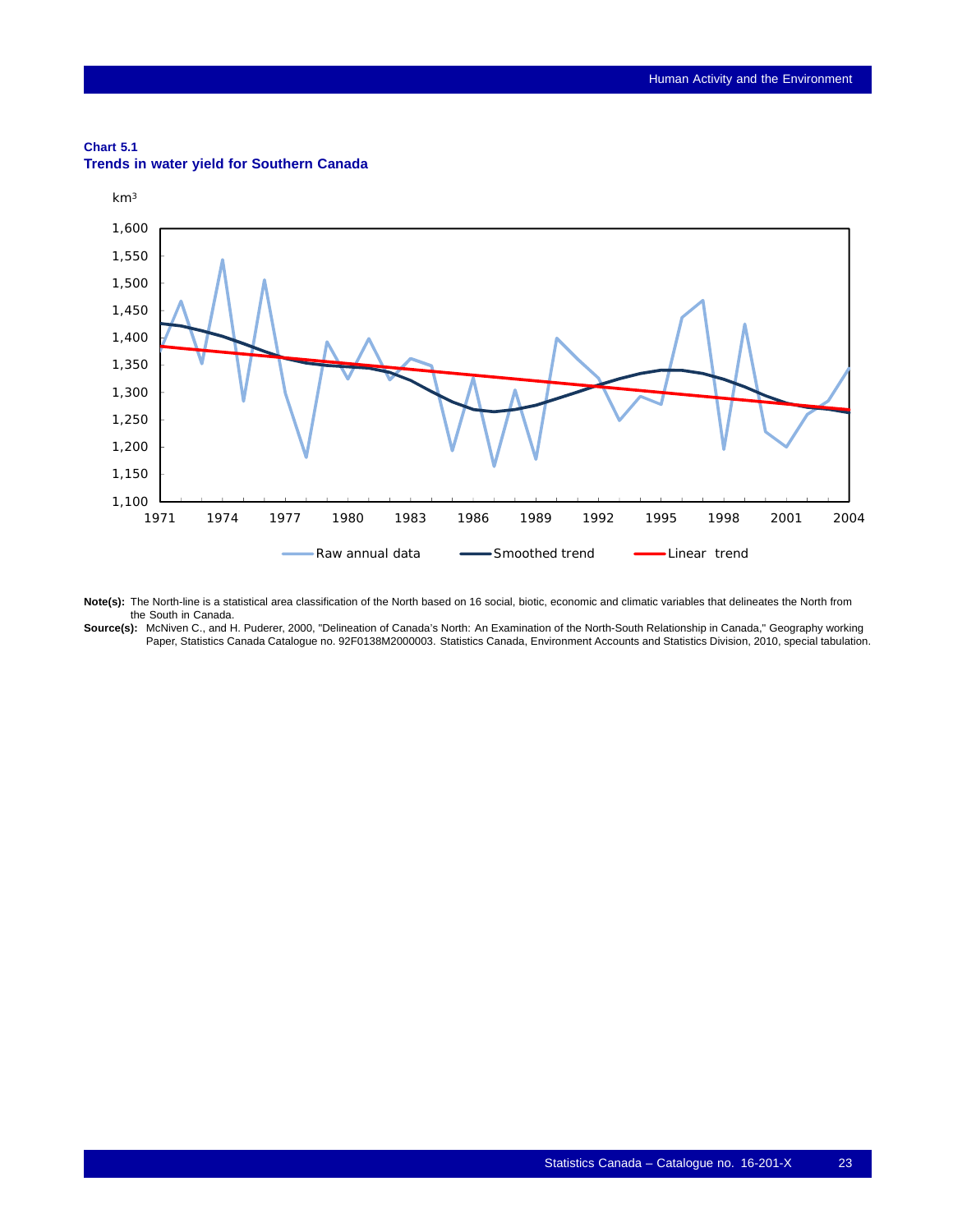**Chart 5.1**
**Trends in water yield for Southern Canada**

km³

Raw annual data — Smoothed trend — Linear trend

**Note(s):** The North-line is a statistical area classification of the North based on 16 social, biotic, economic and climatic variables that delineates the North from the South in Canada.

**Source(s):** McNiven C., and H. Puderer, 2000, "Delineation of Canada's North: An Examination of the North-South Relationship in Canada," Geography working Paper, Statistics Canada Catalogue no. 92F0138M2000003. Statistics Canada, Environment Accounts and Statistics Division, 2010, special tabulation.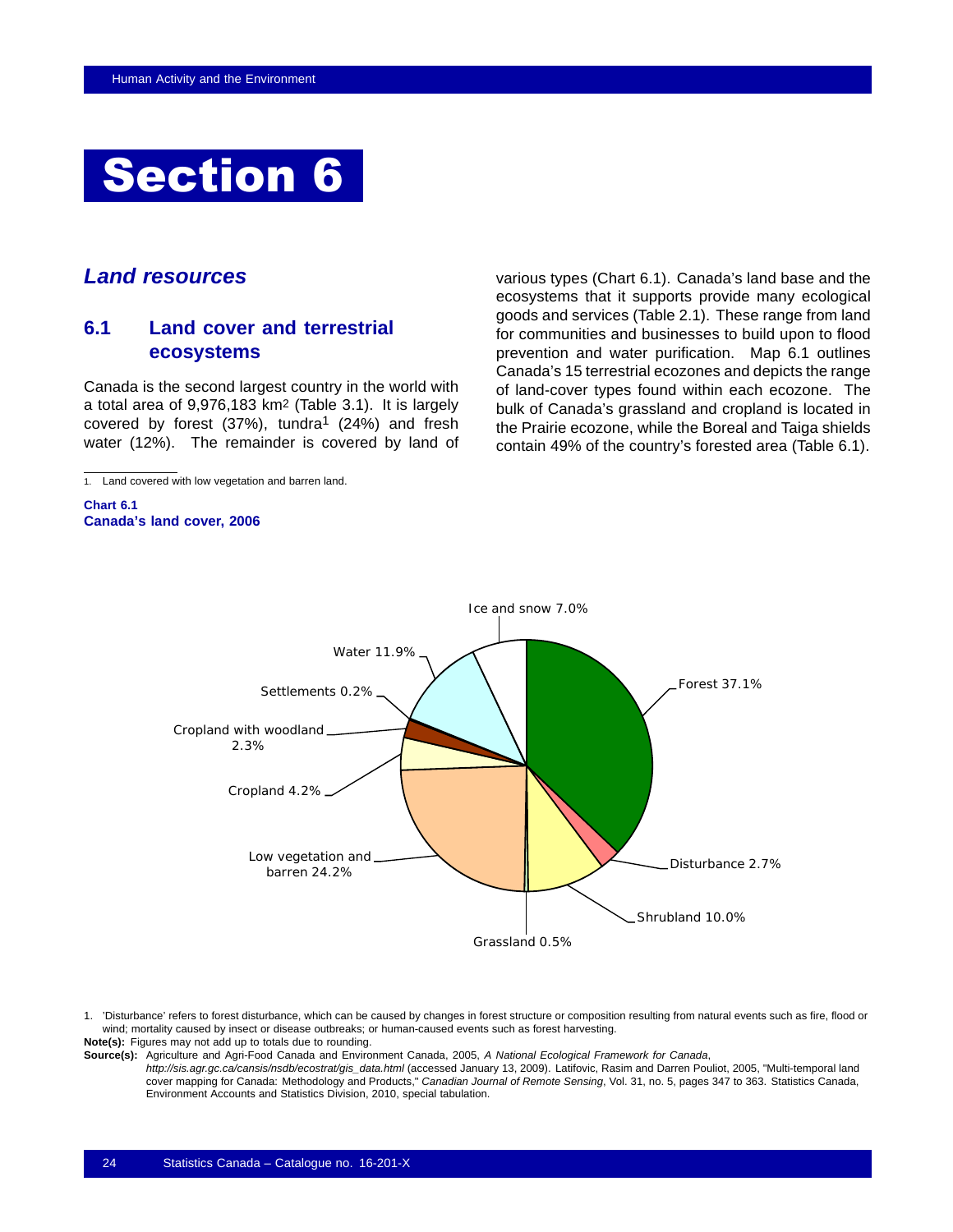# Section 6

## *Land resources*

### 6.1 Land cover and terrestrial ecosystems

Canada is the second largest country in the world with a total area of 9,976,183 km[2] (Table 3.1). It is largely covered by forest (37%), tundra[1] (24%) and fresh water (12%). The remainder is covered by land of various types (Chart 6.1). Canada's land base and the ecosystems that it supports provide many ecological goods and services (Table 2.1). These range from land for communities and businesses to build upon to flood prevention and water purification. Map 6.1 outlines Canada's 15 terrestrial ecozones and depicts the range of land-cover types found within each ecozone. The bulk of Canada's grassland and cropland is located in the Prairie ecozone, while the Boreal and Taiga shields contain 49% of the country's forested area (Table 6.1).

1. Land covered with low vegetation and barren land.

**Chart 6.1**
**Canada's land cover, 2006**

| Land cover | Percent |
|---|---|
| Forest | 37.1% |
| Disturbance | 2.7% |
| Shrubland | 10.0% |
| Grassland | 0.5% |
| Low vegetation and barren | 24.2% |
| Cropland | 4.2% |
| Cropland with woodland | 2.3% |
| Settlements | 0.2% |
| Water | 11.9% |
| Ice and snow | 7.0% |

1. 'Disturbance' refers to forest disturbance, which can be caused by changes in forest structure or composition resulting from natural events such as fire, flood or wind; mortality caused by insect or disease outbreaks; or human-caused events such as forest harvesting.

**Note(s):** Figures may not add up to totals due to rounding.

**Source(s):** Agriculture and Agri-Food Canada and Environment Canada, 2005, *A National Ecological Framework for Canada*, *http://sis.agr.gc.ca/cansis/nsdb/ecostrat/gis_data.html* (accessed January 13, 2009). Latifovic, Rasim and Darren Pouliot, 2005, "Multi-temporal land cover mapping for Canada: Methodology and Products," *Canadian Journal of Remote Sensing*, Vol. 31, no. 5, pages 347 to 363. Statistics Canada, Environment Accounts and Statistics Division, 2010, special tabulation.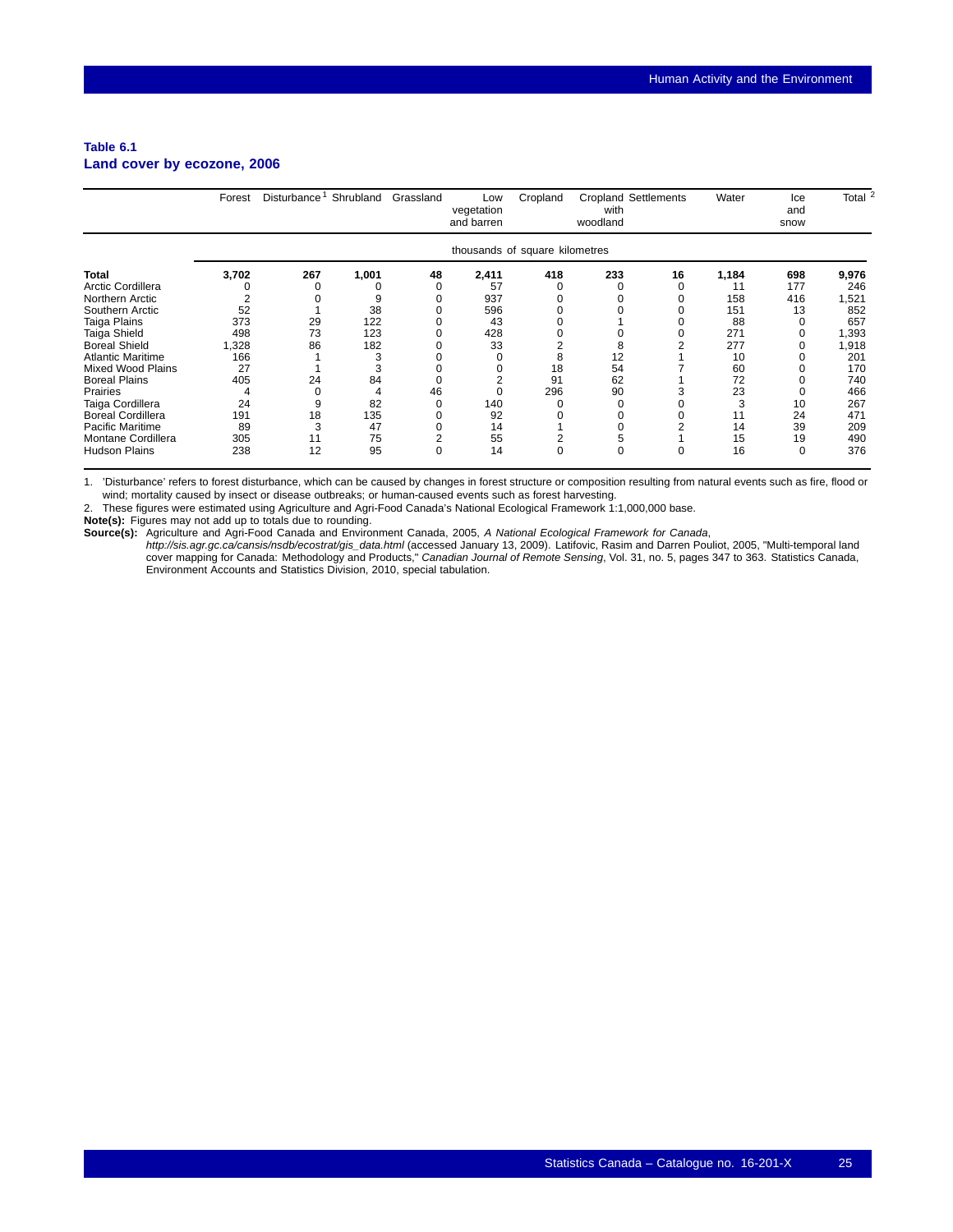**Table 6.1**
**Land cover by ecozone, 2006**

| | Forest | Disturbance[1] | Shrubland | Grassland | Low vegetation and barren | Cropland | Cropland with woodland | Settlements | Water | Ice and snow | Total[2] |
|---|---|---|---|---|---|---|---|---|---|---|---|
| | thousands of square kilometres | | | | | | | | | | |
| **Total** | **3,702** | **267** | **1,001** | **48** | **2,411** | **418** | **233** | **16** | **1,184** | **698** | **9,976** |
| Arctic Cordillera | 0 | 0 | 0 | 0 | 57 | 0 | 0 | 0 | 11 | 177 | 246 |
| Northern Arctic | 2 | 0 | 9 | 0 | 937 | 0 | 0 | 0 | 158 | 416 | 1,521 |
| Southern Arctic | 52 | 1 | 38 | 0 | 596 | 0 | 0 | 0 | 151 | 13 | 852 |
| Taiga Plains | 373 | 29 | 122 | 0 | 43 | 0 | 1 | 0 | 88 | 0 | 657 |
| Taiga Shield | 498 | 73 | 123 | 0 | 428 | 0 | 0 | 0 | 271 | 0 | 1,393 |
| Boreal Shield | 1,328 | 86 | 182 | 0 | 33 | 2 | 8 | 2 | 277 | 0 | 1,918 |
| Atlantic Maritime | 166 | 1 | 3 | 0 | 0 | 8 | 12 | 1 | 10 | 0 | 201 |
| Mixed Wood Plains | 27 | 1 | 3 | 0 | 0 | 18 | 54 | 7 | 60 | 0 | 170 |
| Boreal Plains | 405 | 24 | 84 | 0 | 2 | 91 | 62 | 1 | 72 | 0 | 740 |
| Prairies | 4 | 0 | 4 | 46 | 0 | 296 | 90 | 3 | 23 | 0 | 466 |
| Taiga Cordillera | 24 | 9 | 82 | 0 | 140 | 0 | 0 | 0 | 3 | 10 | 267 |
| Boreal Cordillera | 191 | 18 | 135 | 0 | 92 | 0 | 0 | 0 | 11 | 24 | 471 |
| Pacific Maritime | 89 | 3 | 47 | 0 | 14 | 1 | 0 | 2 | 14 | 39 | 209 |
| Montane Cordillera | 305 | 11 | 75 | 2 | 55 | 2 | 5 | 1 | 15 | 19 | 490 |
| Hudson Plains | 238 | 12 | 95 | 0 | 14 | 0 | 0 | 0 | 16 | 0 | 376 |

1. 'Disturbance' refers to forest disturbance, which can be caused by changes in forest structure or composition resulting from natural events such as fire, flood or wind; mortality caused by insect or disease outbreaks; or human-caused events such as forest harvesting.
2. These figures were estimated using Agriculture and Agri-Food Canada's National Ecological Framework 1:1,000,000 base.

**Note(s):** Figures may not add up to totals due to rounding.
**Source(s):** Agriculture and Agri-Food Canada and Environment Canada, 2005, *A National Ecological Framework for Canada*, *http://sis.agr.gc.ca/cansis/nsdb/ecostrat/gis_data.html* (accessed January 13, 2009). Latifovic, Rasim and Darren Pouliot, 2005, "Multi-temporal land cover mapping for Canada: Methodology and Products," *Canadian Journal of Remote Sensing*, Vol. 31, no. 5, pages 347 to 363. Statistics Canada, Environment Accounts and Statistics Division, 2010, special tabulation.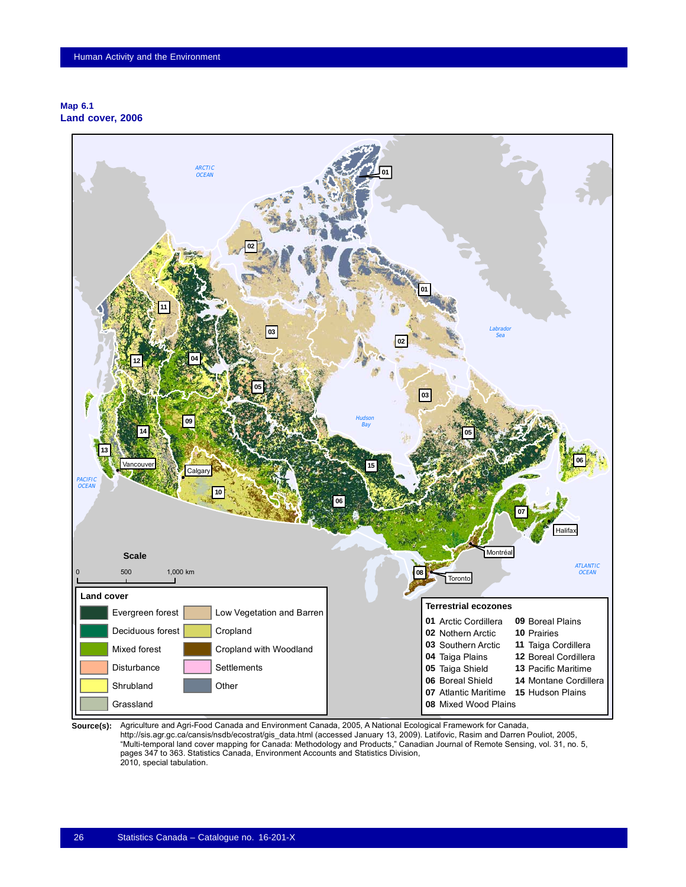**Map 6.1**
**Land cover, 2006**

**Land cover**

- Evergreen forest
- Deciduous forest
- Mixed forest
- Disturbance
- Shrubland
- Grassland
- Low Vegetation and Barren
- Cropland
- Cropland with Woodland
- Settlements
- Other

**Terrestrial ecozones**

- 01 Arctic Cordillera
- 02 Nothern Arctic
- 03 Southern Arctic
- 04 Taiga Plains
- 05 Taiga Shield
- 06 Boreal Shield
- 07 Atlantic Maritime
- 08 Mixed Wood Plains
- 09 Boreal Plains
- 10 Prairies
- 11 Taiga Cordillera
- 12 Boreal Cordillera
- 13 Pacific Maritime
- 14 Montane Cordillera
- 15 Hudson Plains

**Source(s):** Agriculture and Agri-Food Canada and Environment Canada, 2005, A National Ecological Framework for Canada, http://sis.agr.gc.ca/cansis/nsdb/ecostrat/gis_data.html (accessed January 13, 2009). Latifovic, Rasim and Darren Pouliot, 2005, "Multi-temporal land cover mapping for Canada: Methodology and Products," Canadian Journal of Remote Sensing, vol. 31, no. 5, pages 347 to 363. Statistics Canada, Environment Accounts and Statistics Division, 2010, special tabulation.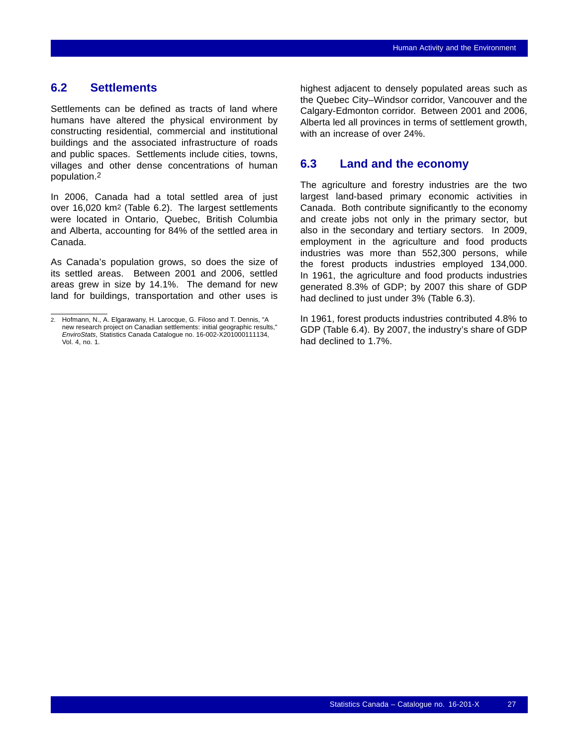## 6.2 Settlements

Settlements can be defined as tracts of land where humans have altered the physical environment by constructing residential, commercial and institutional buildings and the associated infrastructure of roads and public spaces. Settlements include cities, towns, villages and other dense concentrations of human population.[2]

In 2006, Canada had a total settled area of just over 16,020 $km^2$ (Table 6.2). The largest settlements were located in Ontario, Quebec, British Columbia and Alberta, accounting for 84% of the settled area in Canada.

As Canada's population grows, so does the size of its settled areas. Between 2001 and 2006, settled areas grew in size by 14.1%. The demand for new land for buildings, transportation and other uses is highest adjacent to densely populated areas such as the Quebec City–Windsor corridor, Vancouver and the Calgary-Edmonton corridor. Between 2001 and 2006, Alberta led all provinces in terms of settlement growth, with an increase of over 24%.

2. Hofmann, N., A. Elgarawany, H. Larocque, G. Filoso and T. Dennis, "A new research project on Canadian settlements: initial geographic results," *EnviroStats*, Statistics Canada Catalogue no. 16-002-X201000111134, Vol. 4, no. 1.

## 6.3 Land and the economy

The agriculture and forestry industries are the two largest land-based primary economic activities in Canada. Both contribute significantly to the economy and create jobs not only in the primary sector, but also in the secondary and tertiary sectors. In 2009, employment in the agriculture and food products industries was more than 552,300 persons, while the forest products industries employed 134,000. In 1961, the agriculture and food products industries generated 8.3% of GDP; by 2007 this share of GDP had declined to just under 3% (Table 6.3).

In 1961, forest products industries contributed 4.8% to GDP (Table 6.4). By 2007, the industry's share of GDP had declined to 1.7%.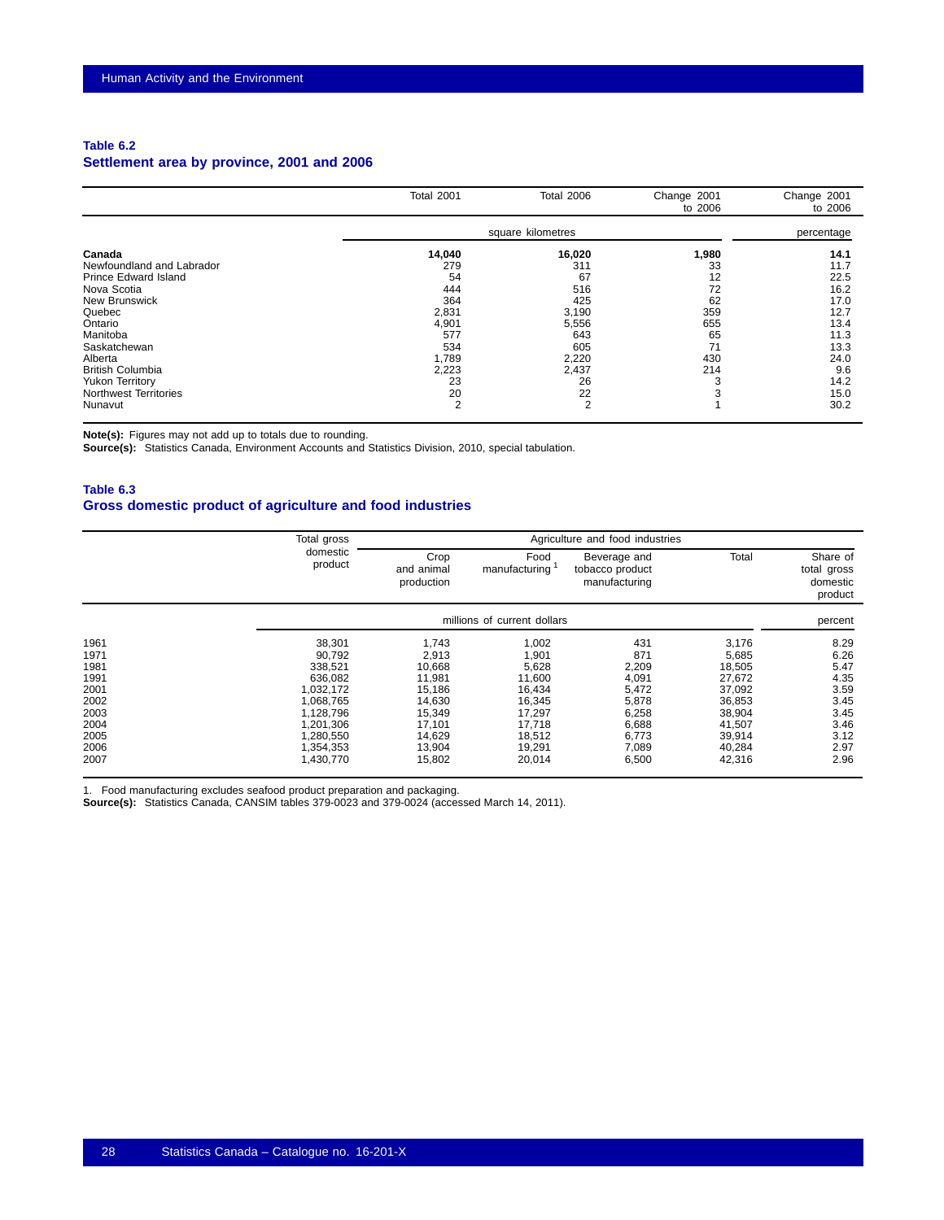## Table 6.2
## Settlement area by province, 2001 and 2006

| | Total 2001 | Total 2006 | Change 2001 to 2006 | Change 2001 to 2006 |
|---|---|---|---|---|
| | square kilometres | | | percentage |
| **Canada** | **14,040** | **16,020** | **1,980** | **14.1** |
| Newfoundland and Labrador | 279 | 311 | 33 | 11.7 |
| Prince Edward Island | 54 | 67 | 12 | 22.5 |
| Nova Scotia | 444 | 516 | 72 | 16.2 |
| New Brunswick | 364 | 425 | 62 | 17.0 |
| Quebec | 2,831 | 3,190 | 359 | 12.7 |
| Ontario | 4,901 | 5,556 | 655 | 13.4 |
| Manitoba | 577 | 643 | 65 | 11.3 |
| Saskatchewan | 534 | 605 | 71 | 13.3 |
| Alberta | 1,789 | 2,220 | 430 | 24.0 |
| British Columbia | 2,223 | 2,437 | 214 | 9.6 |
| Yukon Territory | 23 | 26 | 3 | 14.2 |
| Northwest Territories | 20 | 22 | 3 | 15.0 |
| Nunavut | 2 | 2 | 1 | 30.2 |

**Note(s):** Figures may not add up to totals due to rounding.
**Source(s):** Statistics Canada, Environment Accounts and Statistics Division, 2010, special tabulation.

## Table 6.3
## Gross domestic product of agriculture and food industries

| | Total gross domestic product | Agriculture and food industries | | | | |
|---|---|---|---|---|---|---|
| | | Crop and animal production | Food manufacturing[1] | Beverage and tobacco product manufacturing | Total | Share of total gross domestic product |
| | millions of current dollars | | | | | percent |
| 1961 | 38,301 | 1,743 | 1,002 | 431 | 3,176 | 8.29 |
| 1971 | 90,792 | 2,913 | 1,901 | 871 | 5,685 | 6.26 |
| 1981 | 338,521 | 10,668 | 5,628 | 2,209 | 18,505 | 5.47 |
| 1991 | 636,082 | 11,981 | 11,600 | 4,091 | 27,672 | 4.35 |
| 2001 | 1,032,172 | 15,186 | 16,434 | 5,472 | 37,092 | 3.59 |
| 2002 | 1,068,765 | 14,630 | 16,345 | 5,878 | 36,853 | 3.45 |
| 2003 | 1,128,796 | 15,349 | 17,297 | 6,258 | 38,904 | 3.45 |
| 2004 | 1,201,306 | 17,101 | 17,718 | 6,688 | 41,507 | 3.46 |
| 2005 | 1,280,550 | 14,629 | 18,512 | 6,773 | 39,914 | 3.12 |
| 2006 | 1,354,353 | 13,904 | 19,291 | 7,089 | 40,284 | 2.97 |
| 2007 | 1,430,770 | 15,802 | 20,014 | 6,500 | 42,316 | 2.96 |

1. Food manufacturing excludes seafood product preparation and packaging.
**Source(s):** Statistics Canada, CANSIM tables 379-0023 and 379-0024 (accessed March 14, 2011).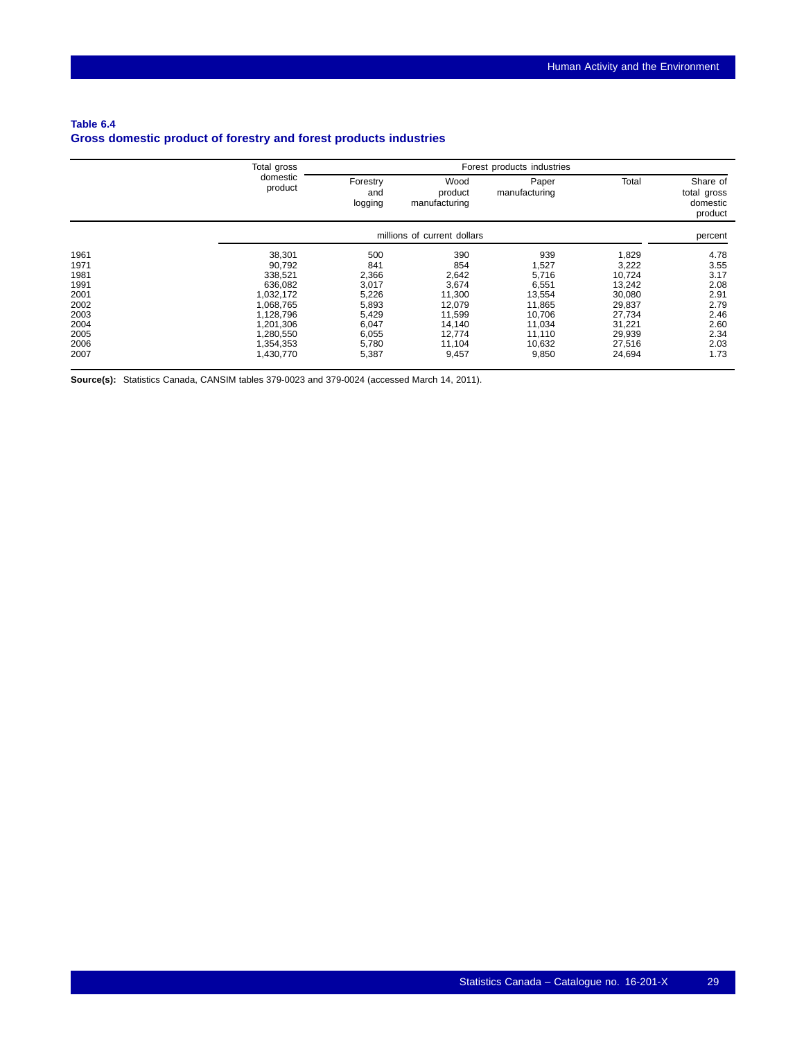**Table 6.4**
**Gross domestic product of forestry and forest products industries**

| | Total gross domestic product | Forest products industries | | | | |
|---|---|---|---|---|---|---|
| | | Forestry and logging | Wood product manufacturing | Paper manufacturing | Total | Share of total gross domestic product |
| | millions of current dollars | | | | | percent |
| 1961 | 38,301 | 500 | 390 | 939 | 1,829 | 4.78 |
| 1971 | 90,792 | 841 | 854 | 1,527 | 3,222 | 3.55 |
| 1981 | 338,521 | 2,366 | 2,642 | 5,716 | 10,724 | 3.17 |
| 1991 | 636,082 | 3,017 | 3,674 | 6,551 | 13,242 | 2.08 |
| 2001 | 1,032,172 | 5,226 | 11,300 | 13,554 | 30,080 | 2.91 |
| 2002 | 1,068,765 | 5,893 | 12,079 | 11,865 | 29,837 | 2.79 |
| 2003 | 1,128,796 | 5,429 | 11,599 | 10,706 | 27,734 | 2.46 |
| 2004 | 1,201,306 | 6,047 | 14,140 | 11,034 | 31,221 | 2.60 |
| 2005 | 1,280,550 | 6,055 | 12,774 | 11,110 | 29,939 | 2.34 |
| 2006 | 1,354,353 | 5,780 | 11,104 | 10,632 | 27,516 | 2.03 |
| 2007 | 1,430,770 | 5,387 | 9,457 | 9,850 | 24,694 | 1.73 |

**Source(s):** Statistics Canada, CANSIM tables 379-0023 and 379-0024 (accessed March 14, 2011).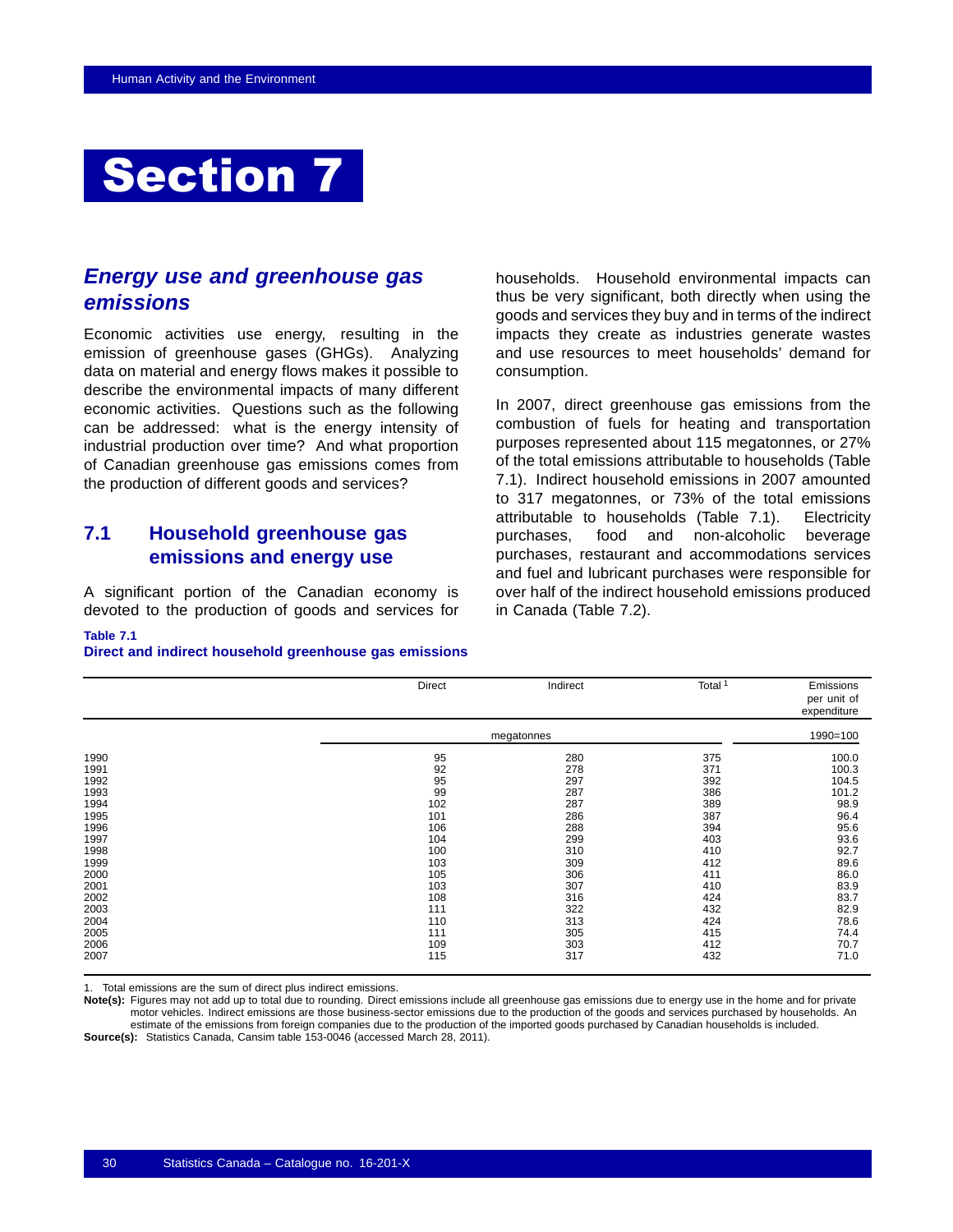# Section 7

## *Energy use and greenhouse gas emissions*

Economic activities use energy, resulting in the emission of greenhouse gases (GHGs). Analyzing data on material and energy flows makes it possible to describe the environmental impacts of many different economic activities. Questions such as the following can be addressed: what is the energy intensity of industrial production over time? And what proportion of Canadian greenhouse gas emissions comes from the production of different goods and services?

### 7.1 Household greenhouse gas emissions and energy use

A significant portion of the Canadian economy is devoted to the production of goods and services for households. Household environmental impacts can thus be very significant, both directly when using the goods and services they buy and in terms of the indirect impacts they create as industries generate wastes and use resources to meet households' demand for consumption.

In 2007, direct greenhouse gas emissions from the combustion of fuels for heating and transportation purposes represented about 115 megatonnes, or 27% of the total emissions attributable to households (Table 7.1). Indirect household emissions in 2007 amounted to 317 megatonnes, or 73% of the total emissions attributable to households (Table 7.1). Electricity purchases, food and non-alcoholic beverage purchases, restaurant and accommodations services and fuel and lubricant purchases were responsible for over half of the indirect household emissions produced in Canada (Table 7.2).

**Table 7.1**
**Direct and indirect household greenhouse gas emissions**

| | Direct | Indirect | Total [1] | Emissions per unit of expenditure |
|---|---|---|---|---|
| | megatonnes | | | 1990=100 |
| 1990 | 95 | 280 | 375 | 100.0 |
| 1991 | 92 | 278 | 371 | 100.3 |
| 1992 | 95 | 297 | 392 | 104.5 |
| 1993 | 99 | 287 | 386 | 101.2 |
| 1994 | 102 | 287 | 389 | 98.9 |
| 1995 | 101 | 286 | 387 | 96.4 |
| 1996 | 106 | 288 | 394 | 95.6 |
| 1997 | 104 | 299 | 403 | 93.6 |
| 1998 | 100 | 310 | 410 | 92.7 |
| 1999 | 103 | 309 | 412 | 89.6 |
| 2000 | 105 | 306 | 411 | 86.0 |
| 2001 | 103 | 307 | 410 | 83.9 |
| 2002 | 108 | 316 | 424 | 83.7 |
| 2003 | 111 | 322 | 432 | 82.9 |
| 2004 | 110 | 313 | 424 | 78.6 |
| 2005 | 111 | 305 | 415 | 74.4 |
| 2006 | 109 | 303 | 412 | 70.7 |
| 2007 | 115 | 317 | 432 | 71.0 |

1. Total emissions are the sum of direct plus indirect emissions.

**Note(s):** Figures may not add up to total due to rounding. Direct emissions include all greenhouse gas emissions due to energy use in the home and for private motor vehicles. Indirect emissions are those business-sector emissions due to the production of the goods and services purchased by households. An estimate of the emissions from foreign companies due to the production of the imported goods purchased by Canadian households is included.

**Source(s):** Statistics Canada, Cansim table 153-0046 (accessed March 28, 2011).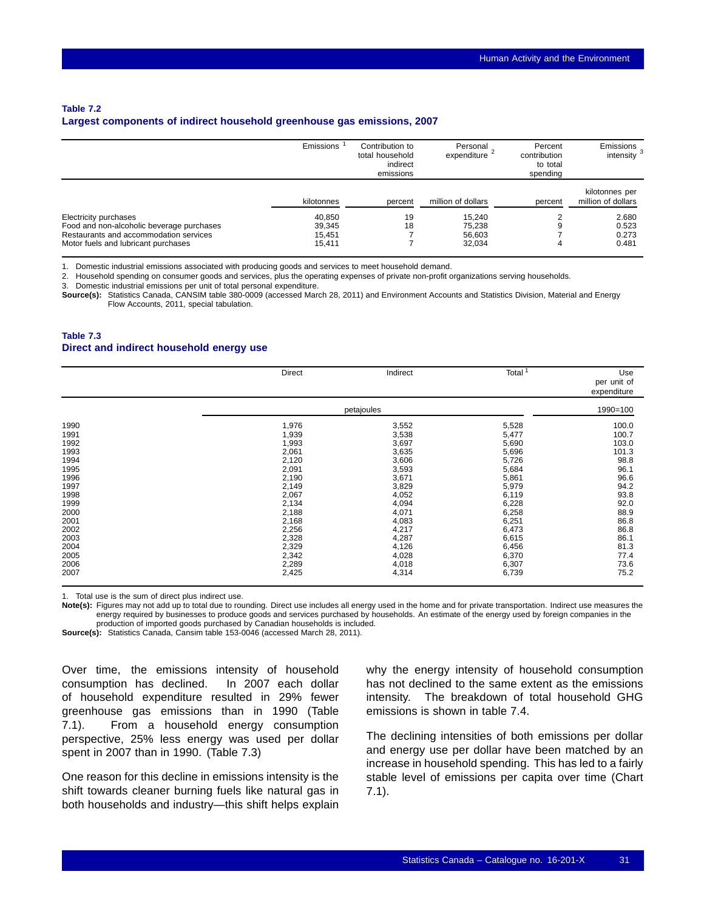**Table 7.2**
**Largest components of indirect household greenhouse gas emissions, 2007**

| | Emissions [1] | Contribution to total household indirect emissions | Personal expenditure [2] | Percent contribution to total spending | Emissions intensity [3] |
|---|---|---|---|---|---|
| | kilotonnes | percent | million of dollars | percent | kilotonnes per million of dollars |
| Electricity purchases | 40,850 | 19 | 15,240 | 2 | 2.680 |
| Food and non-alcoholic beverage purchases | 39,345 | 18 | 75,238 | 9 | 0.523 |
| Restaurants and accommodation services | 15,451 | 7 | 56,603 | 7 | 0.273 |
| Motor fuels and lubricant purchases | 15,411 | 7 | 32,034 | 4 | 0.481 |

1. Domestic industrial emissions associated with producing goods and services to meet household demand.
2. Household spending on consumer goods and services, plus the operating expenses of private non-profit organizations serving households.
3. Domestic industrial emissions per unit of total personal expenditure.

**Source(s):** Statistics Canada, CANSIM table 380-0009 (accessed March 28, 2011) and Environment Accounts and Statistics Division, Material and Energy Flow Accounts, 2011, special tabulation.

**Table 7.3**
**Direct and indirect household energy use**

| | Direct | Indirect | Total [1] | Use per unit of expenditure |
|---|---|---|---|---|
| | petajoules | | | 1990=100 |
| 1990 | 1,976 | 3,552 | 5,528 | 100.0 |
| 1991 | 1,939 | 3,538 | 5,477 | 100.7 |
| 1992 | 1,993 | 3,697 | 5,690 | 103.0 |
| 1993 | 2,061 | 3,635 | 5,696 | 101.3 |
| 1994 | 2,120 | 3,606 | 5,726 | 98.8 |
| 1995 | 2,091 | 3,593 | 5,684 | 96.1 |
| 1996 | 2,190 | 3,671 | 5,861 | 96.6 |
| 1997 | 2,149 | 3,829 | 5,979 | 94.2 |
| 1998 | 2,067 | 4,052 | 6,119 | 93.8 |
| 1999 | 2,134 | 4,094 | 6,228 | 92.0 |
| 2000 | 2,188 | 4,071 | 6,258 | 88.9 |
| 2001 | 2,168 | 4,083 | 6,251 | 86.8 |
| 2002 | 2,256 | 4,217 | 6,473 | 86.8 |
| 2003 | 2,328 | 4,287 | 6,615 | 86.1 |
| 2004 | 2,329 | 4,126 | 6,456 | 81.3 |
| 2005 | 2,342 | 4,028 | 6,370 | 77.4 |
| 2006 | 2,289 | 4,018 | 6,307 | 73.6 |
| 2007 | 2,425 | 4,314 | 6,739 | 75.2 |

1. Total use is the sum of direct plus indirect use.

**Note(s):** Figures may not add up to total due to rounding. Direct use includes all energy used in the home and for private transportation. Indirect use measures the energy required by businesses to produce goods and services purchased by households. An estimate of the energy used by foreign companies in the production of imported goods purchased by Canadian households is included.

**Source(s):** Statistics Canada, Cansim table 153-0046 (accessed March 28, 2011).

Over time, the emissions intensity of household consumption has declined. In 2007 each dollar of household expenditure resulted in 29% fewer greenhouse gas emissions than in 1990 (Table 7.1). From a household energy consumption perspective, 25% less energy was used per dollar spent in 2007 than in 1990. (Table 7.3)

One reason for this decline in emissions intensity is the shift towards cleaner burning fuels like natural gas in both households and industry—this shift helps explain why the energy intensity of household consumption has not declined to the same extent as the emissions intensity. The breakdown of total household GHG emissions is shown in table 7.4.

The declining intensities of both emissions per dollar and energy use per dollar have been matched by an increase in household spending. This has led to a fairly stable level of emissions per capita over time (Chart 7.1).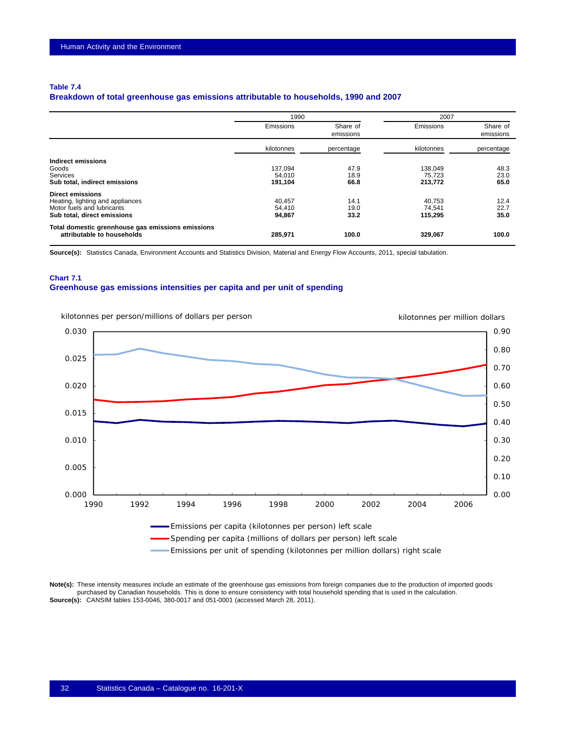**Table 7.4**
**Breakdown of total greenhouse gas emissions attributable to households, 1990 and 2007**

| | 1990 | | 2007 | |
|---|---|---|---|---|
| | Emissions | Share of emissions | Emissions | Share of emissions |
| | kilotonnes | percentage | kilotonnes | percentage |
| **Indirect emissions** | | | | |
| Goods | 137,094 | 47.9 | 138,049 | 48.3 |
| Services | 54,010 | 18.9 | 75,723 | 23.0 |
| **Sub total, indirect emissions** | **191,104** | **66.8** | **213,772** | **65.0** |
| **Direct emissions** | | | | |
| Heating, lighting and appliances | 40,457 | 14.1 | 40,753 | 12.4 |
| Motor fuels and lubricants | 54,410 | 19.0 | 74,541 | 22.7 |
| **Sub total, direct emissions** | **94,867** | **33.2** | **115,295** | **35.0** |
| **Total domestic grennhouse gas emissions emissions attributable to households** | **285,971** | **100.0** | **329,067** | **100.0** |

**Source(s):** Statistics Canada, Environment Accounts and Statistics Division, Material and Energy Flow Accounts, 2011, special tabulation.

**Chart 7.1**
**Greenhouse gas emissions intensities per capita and per unit of spending**

**Note(s):** These intensity measures include an estimate of the greenhouse gas emissions from foreign companies due to the production of imported goods purchased by Canadian households. This is done to ensure consistency with total household spending that is used in the calculation.
**Source(s):** CANSIM tables 153-0046, 380-0017 and 051-0001 (accessed March 28, 2011).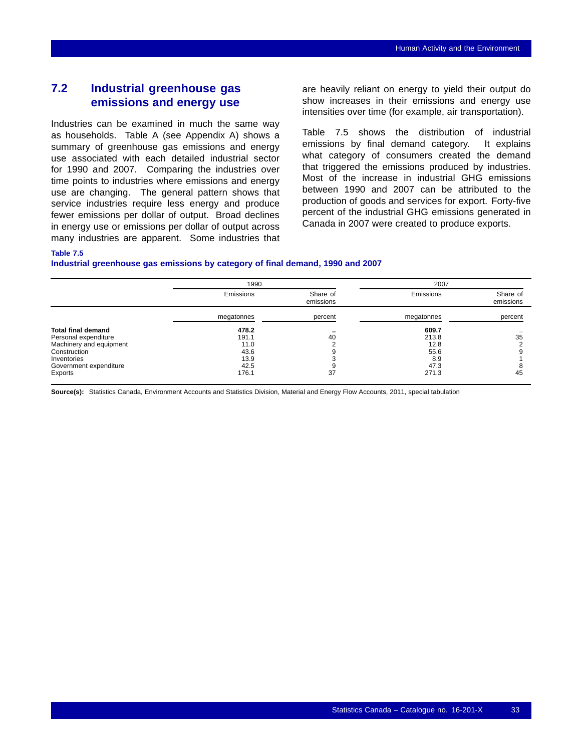## 7.2 Industrial greenhouse gas emissions and energy use

Industries can be examined in much the same way as households. Table A (see Appendix A) shows a summary of greenhouse gas emissions and energy use associated with each detailed industrial sector for 1990 and 2007. Comparing the industries over time points to industries where emissions and energy use are changing. The general pattern shows that service industries require less energy and produce fewer emissions per dollar of output. Broad declines in energy use or emissions per dollar of output across many industries are apparent. Some industries that are heavily reliant on energy to yield their output do show increases in their emissions and energy use intensities over time (for example, air transportation).

Table 7.5 shows the distribution of industrial emissions by final demand category. It explains what category of consumers created the demand that triggered the emissions produced by industries. Most of the increase in industrial GHG emissions between 1990 and 2007 can be attributed to the production of goods and services for export. Forty-five percent of the industrial GHG emissions generated in Canada in 2007 were created to produce exports.

**Table 7.5**
**Industrial greenhouse gas emissions by category of final demand, 1990 and 2007**

| | 1990 | | 2007 | |
|---|---|---|---|---|
| | Emissions | Share of emissions | Emissions | Share of emissions |
| | megatonnes | percent | megatonnes | percent |
| **Total final demand** | **478.2** | .. | **609.7** | .. |
| Personal expenditure | 191.1 | 40 | 213.8 | 35 |
| Machinery and equipment | 11.0 | 2 | 12.8 | 2 |
| Construction | 43.6 | 9 | 55.6 | 9 |
| Inventories | 13.9 | 3 | 8.9 | 1 |
| Government expenditure | 42.5 | 9 | 47.3 | 8 |
| Exports | 176.1 | 37 | 271.3 | 45 |

**Source(s):** Statistics Canada, Environment Accounts and Statistics Division, Material and Energy Flow Accounts, 2011, special tabulation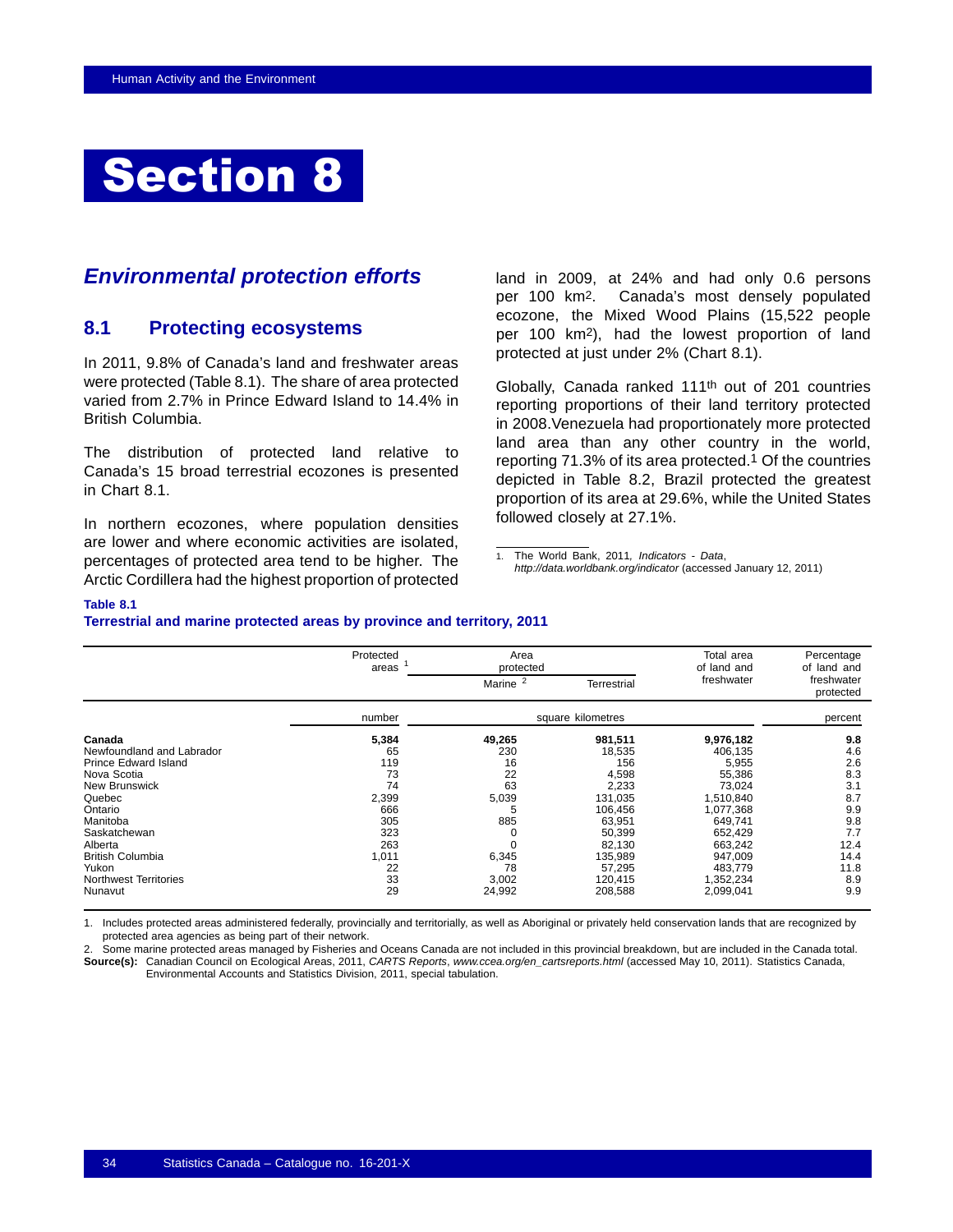# Section 8

## *Environmental protection efforts*

### 8.1 Protecting ecosystems

In 2011, 9.8% of Canada's land and freshwater areas were protected (Table 8.1). The share of area protected varied from 2.7% in Prince Edward Island to 14.4% in British Columbia.

The distribution of protected land relative to Canada's 15 broad terrestrial ecozones is presented in Chart 8.1.

In northern ecozones, where population densities are lower and where economic activities are isolated, percentages of protected area tend to be higher. The Arctic Cordillera had the highest proportion of protected land in 2009, at 24% and had only 0.6 persons per 100 $km^2$. Canada's most densely populated ecozone, the Mixed Wood Plains (15,522 people per 100 $km^2$), had the lowest proportion of land protected at just under 2% (Chart 8.1).

Globally, Canada ranked 111th out of 201 countries reporting proportions of their land territory protected in 2008.Venezuela had proportionately more protected land area than any other country in the world, reporting 71.3% of its area protected.[1] Of the countries depicted in Table 8.2, Brazil protected the greatest proportion of its area at 29.6%, while the United States followed closely at 27.1%.

1. The World Bank, 2011, *Indicators - Data*, *http://data.worldbank.org/indicator* (accessed January 12, 2011)

**Table 8.1**
**Terrestrial and marine protected areas by province and territory, 2011**

| | Protected areas [1] | Area protected | | Total area of land and freshwater | Percentage of land and freshwater protected |
|---|---|---|---|---|---|
| | | Marine [2] | Terrestrial | | |
| | number | square kilometres | | | percent |
| **Canada** | **5,384** | **49,265** | **981,511** | **9,976,182** | **9.8** |
| Newfoundland and Labrador | 65 | 230 | 18,535 | 406,135 | 4.6 |
| Prince Edward Island | 119 | 16 | 156 | 5,955 | 2.6 |
| Nova Scotia | 73 | 22 | 4,598 | 55,386 | 8.3 |
| New Brunswick | 74 | 63 | 2,233 | 73,024 | 3.1 |
| Quebec | 2,399 | 5,039 | 131,035 | 1,510,840 | 8.7 |
| Ontario | 666 | 5 | 106,456 | 1,077,368 | 9.9 |
| Manitoba | 305 | 885 | 63,951 | 649,741 | 9.8 |
| Saskatchewan | 323 | 0 | 50,399 | 652,429 | 7.7 |
| Alberta | 263 | 0 | 82,130 | 663,242 | 12.4 |
| British Columbia | 1,011 | 6,345 | 135,989 | 947,009 | 14.4 |
| Yukon | 22 | 78 | 57,295 | 483,779 | 11.8 |
| Northwest Territories | 33 | 3,002 | 120,415 | 1,352,234 | 8.9 |
| Nunavut | 29 | 24,992 | 208,588 | 2,099,041 | 9.9 |

1. Includes protected areas administered federally, provincially and territorially, as well as Aboriginal or privately held conservation lands that are recognized by protected area agencies as being part of their network.
2. Some marine protected areas managed by Fisheries and Oceans Canada are not included in this provincial breakdown, but are included in the Canada total.

**Source(s):** Canadian Council on Ecological Areas, 2011, *CARTS Reports*, *www.ccea.org/en_cartsreports.html* (accessed May 10, 2011). Statistics Canada, Environmental Accounts and Statistics Division, 2011, special tabulation.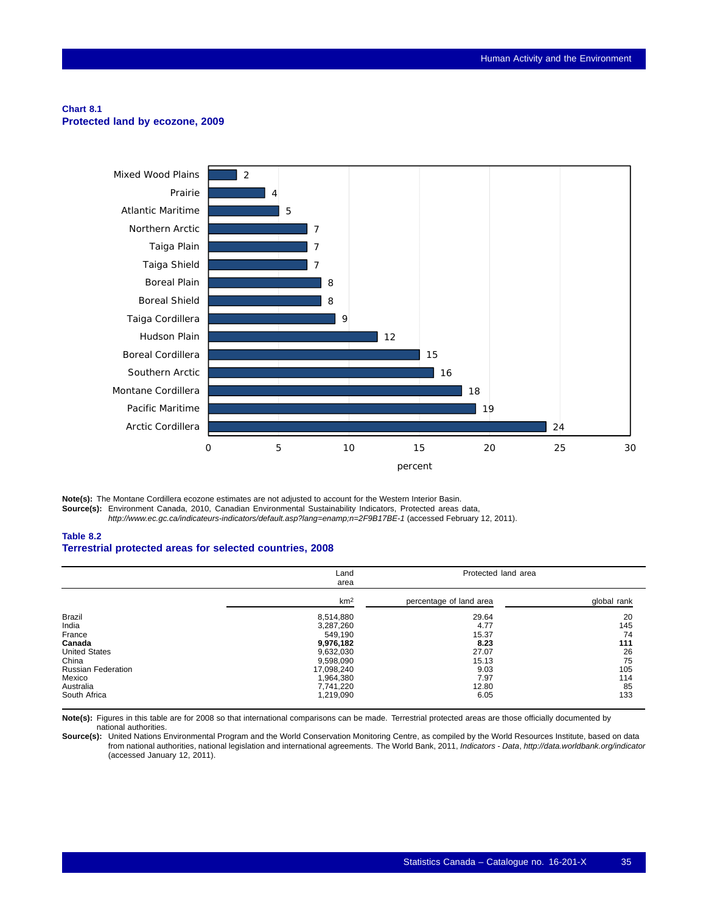**Chart 8.1**
**Protected land by ezone, 2009**

| Ecozone | percent |
|---|---|
| Mixed Wood Plains | 2 |
| Prairie | 4 |
| Atlantic Maritime | 5 |
| Northern Arctic | 7 |
| Taiga Plain | 7 |
| Taiga Shield | 7 |
| Boreal Plain | 8 |
| Boreal Shield | 8 |
| Taiga Cordillera | 9 |
| Hudson Plain | 12 |
| Boreal Cordillera | 15 |
| Southern Arctic | 16 |
| Montane Cordillera | 18 |
| Pacific Maritime | 19 |
| Arctic Cordillera | 24 |

**Note(s):** The Montane Cordillera ecozone estimates are not adjusted to account for the Western Interior Basin.
**Source(s):** Environment Canada, 2010, Canadian Environmental Sustainability Indicators, Protected areas data, *http://www.ec.gc.ca/indicateurs-indicators/default.asp?lang=enamp;n=2F9B17BE-1* (accessed February 12, 2011).

**Table 8.2**
**Terrestrial protected areas for selected countries, 2008**

| | Land area | Protected land area | |
|---|---|---|---|
| | km² | percentage of land area | global rank |
| Brazil | 8,514,880 | 29.64 | 20 |
| India | 3,287,260 | 4.77 | 145 |
| France | 549,190 | 15.37 | 74 |
| **Canada** | **9,976,182** | **8.23** | **111** |
| United States | 9,632,030 | 27.07 | 26 |
| China | 9,598,090 | 15.13 | 75 |
| Russian Federation | 17,098,240 | 9.03 | 105 |
| Mexico | 1,964,380 | 7.97 | 114 |
| Australia | 7,741,220 | 12.80 | 85 |
| South Africa | 1,219,090 | 6.05 | 133 |

**Note(s):** Figures in this table are for 2008 so that international comparisons can be made. Terrestrial protected areas are those officially documented by national authorities.
**Source(s):** United Nations Environmental Program and the World Conservation Monitoring Centre, as compiled by the World Resources Institute, based on data from national authorities, national legislation and international agreements. The World Bank, 2011, *Indicators - Data*, *http://data.worldbank.org/indicator* (accessed January 12, 2011).

**Chart 8.1**
**Protected land by ecozone, 2009**

| Ecozone | percent |
|---|---|
| Mixed Wood Plains | 2 |
| Prairie | 4 |
| Atlantic Maritime | 5 |
| Northern Arctic | 7 |
| Taiga Plain | 7 |
| Taiga Shield | 7 |
| Boreal Plain | 8 |
| Boreal Shield | 8 |
| Taiga Cordillera | 9 |
| Hudson Plain | 12 |
| Boreal Cordillera | 15 |
| Southern Arctic | 16 |
| Montane Cordillera | 18 |
| Pacific Maritime | 19 |
| Arctic Cordillera | 24 |

**Note(s):** The Montane Cordillera ecozone estimates are not adjusted to account for the Western Interior Basin.
**Source(s):** Environment Canada, 2010, Canadian Environmental Sustainability Indicators, Protected areas data, *http://www.ec.gc.ca/indicateurs-indicators/default.asp?lang=enamp;n=2F9B17BE-1* (accessed February 12, 2011).

**Table 8.2**
**Terrestrial protected areas for selected countries, 2008**

| | Land area | Protected land area | |
|---|---|---|---|
| | km² | percentage of land area | global rank |
| Brazil | 8,514,880 | 29.64 | 20 |
| India | 3,287,260 | 4.77 | 145 |
| France | 549,190 | 15.37 | 74 |
| **Canada** | **9,976,182** | **8.23** | **111** |
| United States | 9,632,030 | 27.07 | 26 |
| China | 9,598,090 | 15.13 | 75 |
| Russian Federation | 17,098,240 | 9.03 | 105 |
| Mexico | 1,964,380 | 7.97 | 114 |
| Australia | 7,741,220 | 12.80 | 85 |
| South Africa | 1,219,090 | 6.05 | 133 |

**Note(s):** Figures in this table are for 2008 so that international comparisons can be made. Terrestrial protected areas are those officially documented by national authorities.
**Source(s):** United Nations Environmental Program and the World Conservation Monitoring Centre, as compiled by the World Resources Institute, based on data from national authorities, national legislation and international agreements. The World Bank, 2011, *Indicators - Data*, *http://data.worldbank.org/indicator* (accessed January 12, 2011).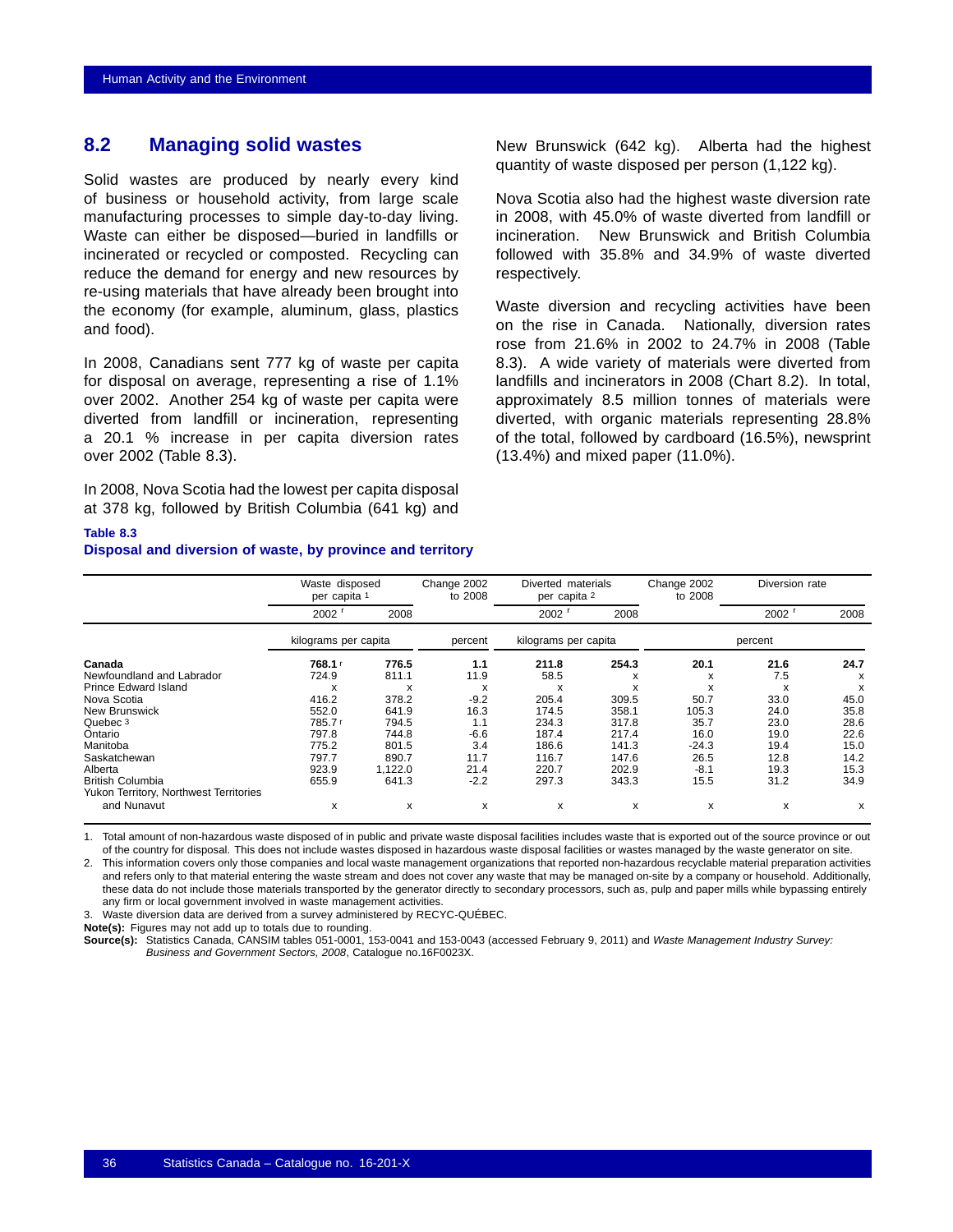## 8.2 Managing solid wastes

Solid wastes are produced by nearly every kind of business or household activity, from large scale manufacturing processes to simple day-to-day living. Waste can either be disposed—buried in landfills or incinerated or recycled or composted. Recycling can reduce the demand for energy and new resources by re-using materials that have already been brought into the economy (for example, aluminum, glass, plastics and food).

In 2008, Canadians sent 777 kg of waste per capita for disposal on average, representing a rise of 1.1% over 2002. Another 254 kg of waste per capita were diverted from landfill or incineration, representing a 20.1 % increase in per capita diversion rates over 2002 (Table 8.3).

In 2008, Nova Scotia had the lowest per capita disposal at 378 kg, followed by British Columbia (641 kg) and New Brunswick (642 kg). Alberta had the highest quantity of waste disposed per person (1,122 kg).

Nova Scotia also had the highest waste diversion rate in 2008, with 45.0% of waste diverted from landfill or incineration. New Brunswick and British Columbia followed with 35.8% and 34.9% of waste diverted respectively.

Waste diversion and recycling activities have been on the rise in Canada. Nationally, diversion rates rose from 21.6% in 2002 to 24.7% in 2008 (Table 8.3). A wide variety of materials were diverted from landfills and incinerators in 2008 (Chart 8.2). In total, approximately 8.5 million tonnes of materials were diverted, with organic materials representing 28.8% of the total, followed by cardboard (16.5%), newsprint (13.4%) and mixed paper (11.0%).

**Table 8.3**
**Disposal and diversion of waste, by province and territory**

| | Waste disposed per capita [1] | | Change 2002 to 2008 | Diverted materials per capita [2] | | Change 2002 to 2008 | Diversion rate | |
|---|---|---|---|---|---|---|---|---|
| | 2002 r | 2008 | | 2002 r | 2008 | | 2002 r | 2008 |
| | kilograms per capita | | percent | kilograms per capita | | percent | | |
| **Canada** | **768.1** r | **776.5** | **1.1** | **211.8** | **254.3** | **20.1** | **21.6** | **24.7** |
| Newfoundland and Labrador | 724.9 | 811.1 | 11.9 | 58.5 | x | x | 7.5 | x |
| Prince Edward Island | x | x | x | x | x | x | x | x |
| Nova Scotia | 416.2 | 378.2 | -9.2 | 205.4 | 309.5 | 50.7 | 33.0 | 45.0 |
| New Brunswick | 552.0 | 641.9 | 16.3 | 174.5 | 358.1 | 105.3 | 24.0 | 35.8 |
| Quebec [3] | 785.7 r | 794.5 | 1.1 | 234.3 | 317.8 | 35.7 | 23.0 | 28.6 |
| Ontario | 797.8 | 744.8 | -6.6 | 187.4 | 217.4 | 16.0 | 19.0 | 22.6 |
| Manitoba | 775.2 | 801.5 | 3.4 | 186.6 | 141.3 | -24.3 | 19.4 | 15.0 |
| Saskatchewan | 797.7 | 890.7 | 11.7 | 116.7 | 147.6 | 26.5 | 12.8 | 14.2 |
| Alberta | 923.9 | 1,122.0 | 21.4 | 220.7 | 202.9 | -8.1 | 19.3 | 15.3 |
| British Columbia | 655.9 | 641.3 | -2.2 | 297.3 | 343.3 | 15.5 | 31.2 | 34.9 |
| Yukon Territory, Northwest Territories and Nunavut | x | x | x | x | x | x | x | x |

1. Total amount of non-hazardous waste disposed of in public and private waste disposal facilities includes waste that is exported out of the source province or out of the country for disposal. This does not include wastes disposed in hazardous waste disposal facilities or wastes managed by the waste generator on site.
2. This information covers only those companies and local waste management organizations that reported non-hazardous recyclable material preparation activities and refers only to that material entering the waste stream and does not cover any waste that may be managed on-site by a company or household. Additionally, these data do not include those materials transported by the generator directly to secondary processors, such as pulp and paper mills while bypassing entirely any firm or local government involved in waste management activities.
3. Waste diversion data are derived from a survey administered by RECYC-QUÉBEC.

**Note(s):** Figures may not add up to totals due to rounding.

**Source(s):** Statistics Canada, CANSIM tables 051-0001, 153-0041 and 153-0043 (accessed February 9, 2011) and *Waste Management Industry Survey: Business and Government Sectors, 2008*, Catalogue no.16F0023X.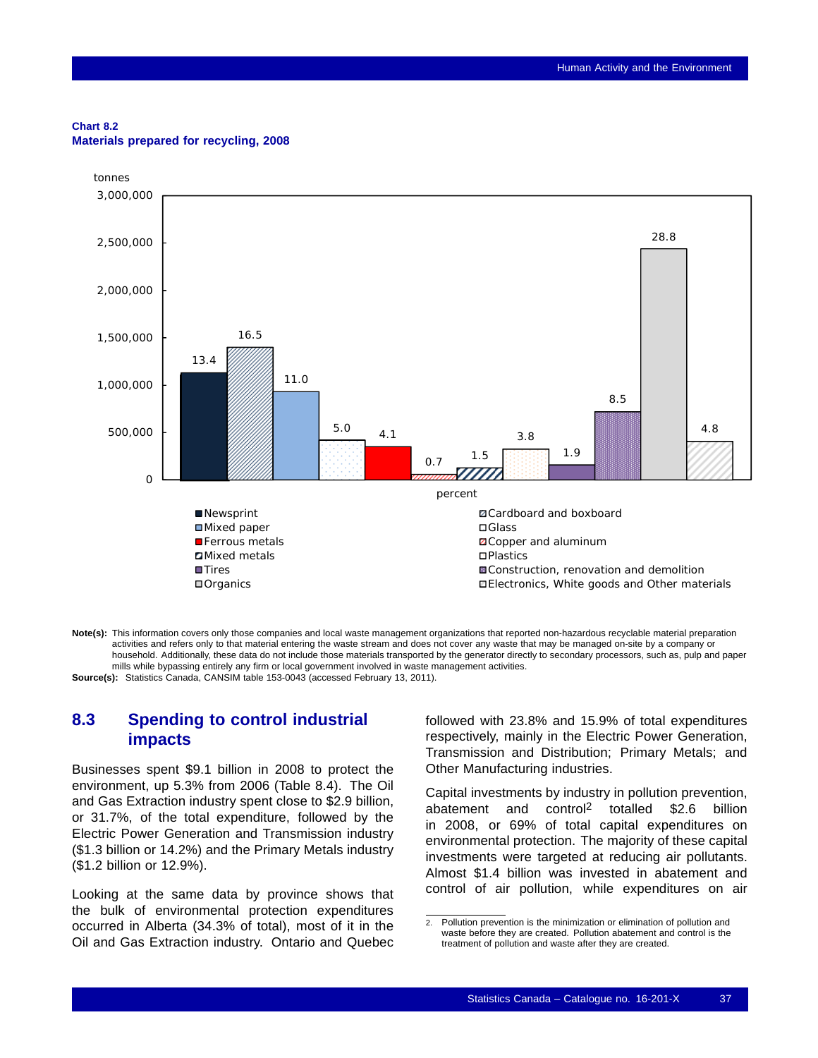**Chart 8.2**
**Materials prepared for recycling, 2008**

| Material | percent |
|---|---|
| Newsprint | 13.4 |
| Cardboard and boxboard | 16.5 |
| Mixed paper | 11.0 |
| Glass | 5.0 |
| Ferrous metals | 4.1 |
| Copper and aluminum | 0.7 |
| Mixed metals | 1.5 |
| Plastics | 3.8 |
| Tires | 1.9 |
| Construction, renovation and demolition | 8.5 |
| Organics | 28.8 |
| Electronics, White goods and Other materials | 4.8 |

**Note(s):** This information covers only those companies and local waste management organizations that reported non-hazardous recyclable material preparation activities and refers only to that material entering the waste stream and does not cover any waste that may be managed on-site by a company or household. Additionally, these data do not include those materials transported by the generator directly to secondary processors, such as, pulp and paper mills while bypassing entirely any firm or local government involved in waste management activities.

**Source(s):** Statistics Canada, CANSIM table 153-0043 (accessed February 13, 2011).

## 8.3 Spending to control industrial impacts

Businesses spent $9.1 billion in 2008 to protect the environment, up 5.3% from 2006 (Table 8.4). The Oil and Gas Extraction industry spent close to $2.9 billion, or 31.7%, of the total expenditure, followed by the Electric Power Generation and Transmission industry ($1.3 billion or 14.2%) and the Primary Metals industry ($1.2 billion or 12.9%).

Looking at the same data by province shows that the bulk of environmental protection expenditures occurred in Alberta (34.3% of total), most of it in the Oil and Gas Extraction industry. Ontario and Quebec followed with 23.8% and 15.9% of total expenditures respectively, mainly in the Electric Power Generation, Transmission and Distribution; Primary Metals; and Other Manufacturing industries.

Capital investments by industry in pollution prevention, abatement and control[2] totalled $2.6 billion in 2008, or 69% of total capital expenditures on environmental protection. The majority of these capital investments were targeted at reducing air pollutants. Almost $1.4 billion was invested in abatement and control of air pollution, while expenditures on air

2. Pollution prevention is the minimization or elimination of pollution and waste before they are created. Pollution abatement and control is the treatment of pollution and waste after they are created.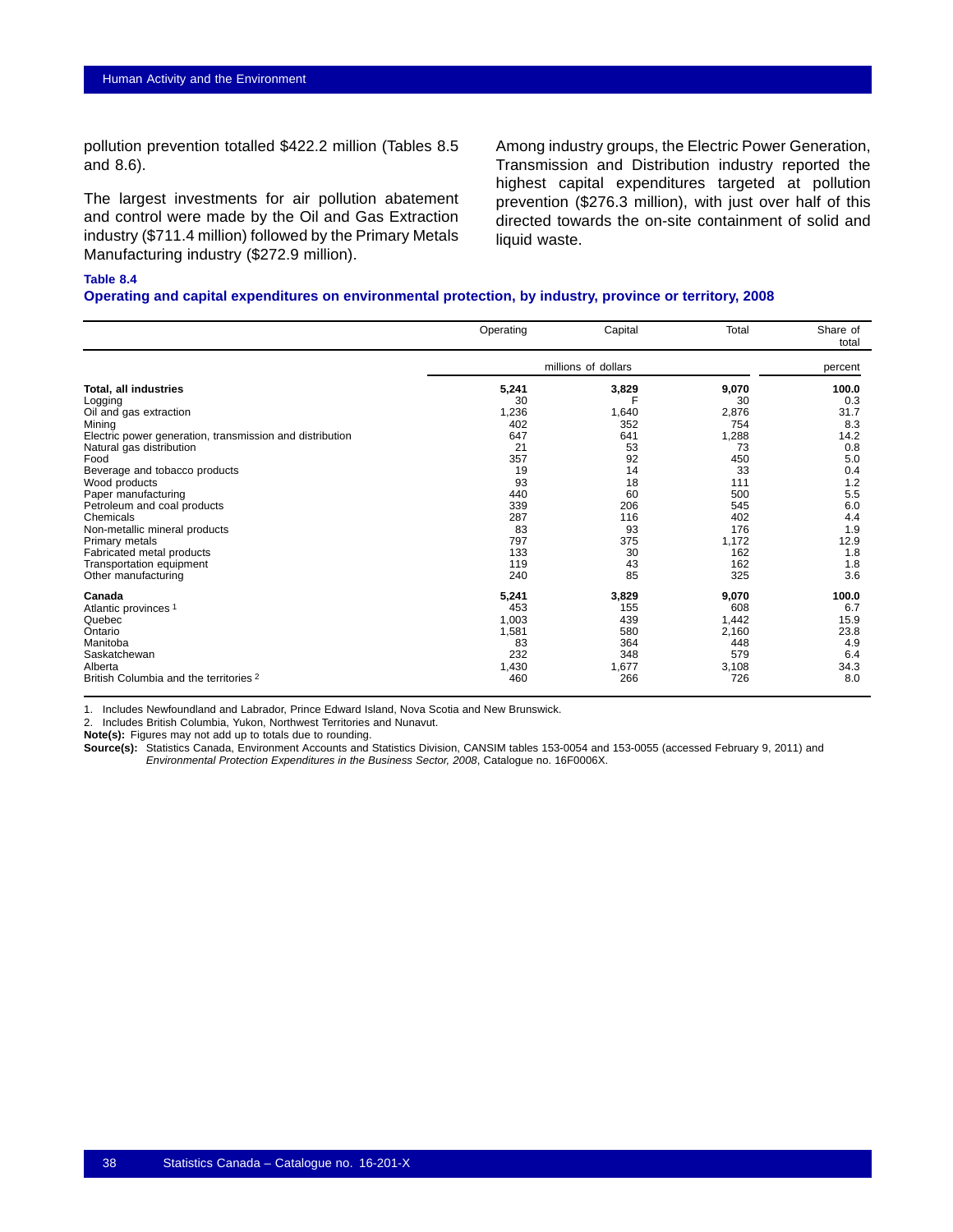pollution prevention totalled $422.2 million (Tables 8.5 and 8.6).

The largest investments for air pollution abatement and control were made by the Oil and Gas Extraction industry ($711.4 million) followed by the Primary Metals Manufacturing industry ($272.9 million).

Among industry groups, the Electric Power Generation, Transmission and Distribution industry reported the highest capital expenditures targeted at pollution prevention ($276.3 million), with just over half of this directed towards the on-site containment of solid and liquid waste.

**Table 8.4**
**Operating and capital expenditures on environmental protection, by industry, province or territory, 2008**

| | Operating | Capital | Total | Share of total |
|---|---|---|---|---|
| | millions of dollars | | | percent |
| **Total, all industries** | **5,241** | **3,829** | **9,070** | **100.0** |
| Logging | 30 | F | 30 | 0.3 |
| Oil and gas extraction | 1,236 | 1,640 | 2,876 | 31.7 |
| Mining | 402 | 352 | 754 | 8.3 |
| Electric power generation, transmission and distribution | 647 | 641 | 1,288 | 14.2 |
| Natural gas distribution | 21 | 53 | 73 | 0.8 |
| Food | 357 | 92 | 450 | 5.0 |
| Beverage and tobacco products | 19 | 14 | 33 | 0.4 |
| Wood products | 93 | 18 | 111 | 1.2 |
| Paper manufacturing | 440 | 60 | 500 | 5.5 |
| Petroleum and coal products | 339 | 206 | 545 | 6.0 |
| Chemicals | 287 | 116 | 402 | 4.4 |
| Non-metallic mineral products | 83 | 93 | 176 | 1.9 |
| Primary metals | 797 | 375 | 1,172 | 12.9 |
| Fabricated metal products | 133 | 30 | 162 | 1.8 |
| Transportation equipment | 119 | 43 | 162 | 1.8 |
| Other manufacturing | 240 | 85 | 325 | 3.6 |
| **Canada** | **5,241** | **3,829** | **9,070** | **100.0** |
| Atlantic provinces [1] | 453 | 155 | 608 | 6.7 |
| Quebec | 1,003 | 439 | 1,442 | 15.9 |
| Ontario | 1,581 | 580 | 2,160 | 23.8 |
| Manitoba | 83 | 364 | 448 | 4.9 |
| Saskatchewan | 232 | 348 | 579 | 6.4 |
| Alberta | 1,430 | 1,677 | 3,108 | 34.3 |
| British Columbia and the territories [2] | 460 | 266 | 726 | 8.0 |

1. Includes Newfoundland and Labrador, Prince Edward Island, Nova Scotia and New Brunswick.
2. Includes British Columbia, Yukon, Northwest Territories and Nunavut.

**Note(s):** Figures may not add up to totals due to rounding.

**Source(s):** Statistics Canada, Environment Accounts and Statistics Division, CANSIM tables 153-0054 and 153-0055 (accessed February 9, 2011) and *Environmental Protection Expenditures in the Business Sector, 2008*, Catalogue no. 16F0006X.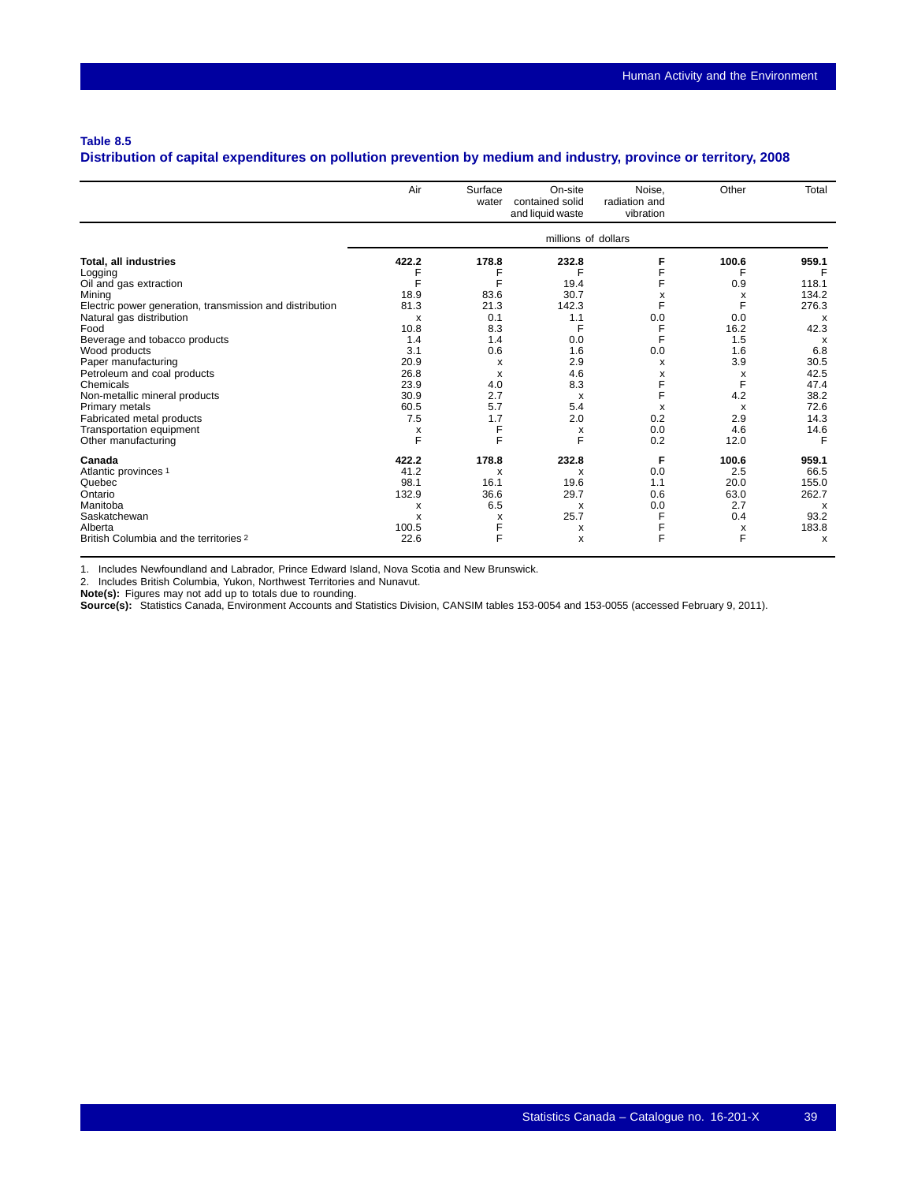**Table 8.5**
**Distribution of capital expenditures on pollution prevention by medium and industry, province or territory, 2008**

| | Air | Surface water | On-site contained solid and liquid waste | Noise, radiation and vibration | Other | Total |
|---|---|---|---|---|---|---|
| | millions of dollars | | | | | |
| **Total, all industries** | **422.2** | **178.8** | **232.8** | **F** | **100.6** | **959.1** |
| Logging | F | F | F | F | F | F |
| Oil and gas extraction | F | F | 19.4 | F | 0.9 | 118.1 |
| Mining | 18.9 | 83.6 | 30.7 | x | x | 134.2 |
| Electric power generation, transmission and distribution | 81.3 | 21.3 | 142.3 | F | F | 276.3 |
| Natural gas distribution | x | 0.1 | 1.1 | 0.0 | 0.0 | x |
| Food | 10.8 | 8.3 | F | F | 16.2 | 42.3 |
| Beverage and tobacco products | 1.4 | 1.4 | 0.0 | F | 1.5 | x |
| Wood products | 3.1 | 0.6 | 1.6 | 0.0 | 1.6 | 6.8 |
| Paper manufacturing | 20.9 | x | 2.9 | x | 3.9 | 30.5 |
| Petroleum and coal products | 26.8 | x | 4.6 | x | x | 42.5 |
| Chemicals | 23.9 | 4.0 | 8.3 | F | F | 47.4 |
| Non-metallic mineral products | 30.9 | 2.7 | x | F | 4.2 | 38.2 |
| Primary metals | 60.5 | 5.7 | 5.4 | x | x | 72.6 |
| Fabricated metal products | 7.5 | 1.7 | 2.0 | 0.2 | 2.9 | 14.3 |
| Transportation equipment | x | F | x | 0.0 | 4.6 | 14.6 |
| Other manufacturing | F | F | F | 0.2 | 12.0 | F |
| **Canada** | **422.2** | **178.8** | **232.8** | **F** | **100.6** | **959.1** |
| Atlantic provinces 1 | 41.2 | x | x | 0.0 | 2.5 | 66.5 |
| Quebec | 98.1 | 16.1 | 19.6 | 1.1 | 20.0 | 155.0 |
| Ontario | 132.9 | 36.6 | 29.7 | 0.6 | 63.0 | 262.7 |
| Manitoba | x | 6.5 | x | 0.0 | 2.7 | x |
| Saskatchewan | x | x | 25.7 | F | 0.4 | 93.2 |
| Alberta | 100.5 | F | x | F | x | 183.8 |
| British Columbia and the territories 2 | 22.6 | F | x | F | F | x |

1. Includes Newfoundland and Labrador, Prince Edward Island, Nova Scotia and New Brunswick.
2. Includes British Columbia, Yukon, Northwest Territories and Nunavut.

**Note(s):** Figures may not add up to totals due to rounding.
**Source(s):** Statistics Canada, Environment Accounts and Statistics Division, CANSIM tables 153-0054 and 153-0055 (accessed February 9, 2011).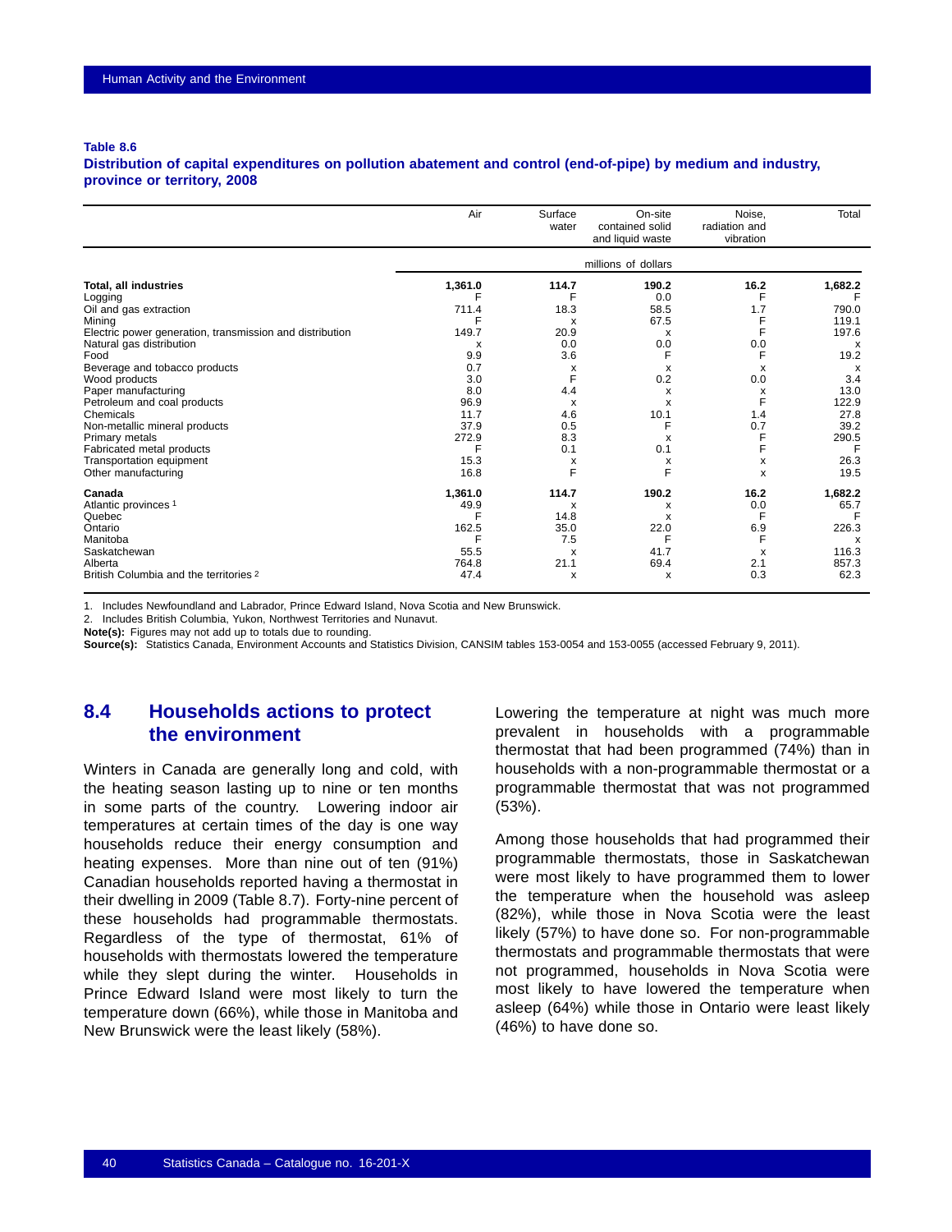**Table 8.6**
**Distribution of capital expenditures on pollution abatement and control (end-of-pipe) by medium and industry, province or territory, 2008**

| | Air | Surface water | On-site contained solid and liquid waste | Noise, radiation and vibration | Total |
|---|---|---|---|---|---|
| | millions of dollars | | | | |
| **Total, all industries** | **1,361.0** | **114.7** | **190.2** | **16.2** | **1,682.2** |
| Logging | F | F | 0.0 | F | F |
| Oil and gas extraction | 711.4 | 18.3 | 58.5 | 1.7 | 790.0 |
| Mining | F | x | 67.5 | F | 119.1 |
| Electric power generation, transmission and distribution | 149.7 | 20.9 | x | F | 197.6 |
| Natural gas distribution | x | 0.0 | 0.0 | 0.0 | x |
| Food | 9.9 | 3.6 | F | F | 19.2 |
| Beverage and tobacco products | 0.7 | x | x | x | x |
| Wood products | 3.0 | F | 0.2 | 0.0 | 3.4 |
| Paper manufacturing | 8.0 | 4.4 | x | x | 13.0 |
| Petroleum and coal products | 96.9 | x | x | F | 122.9 |
| Chemicals | 11.7 | 4.6 | 10.1 | 1.4 | 27.8 |
| Non-metallic mineral products | 37.9 | 0.5 | F | 0.7 | 39.2 |
| Primary metals | 272.9 | 8.3 | x | F | 290.5 |
| Fabricated metal products | F | 0.1 | 0.1 | F | F |
| Transportation equipment | 15.3 | x | x | x | 26.3 |
| Other manufacturing | 16.8 | F | F | x | 19.5 |
| **Canada** | **1,361.0** | **114.7** | **190.2** | **16.2** | **1,682.2** |
| Atlantic provinces [1] | 49.9 | x | x | 0.0 | 65.7 |
| Quebec | F | 14.8 | x | F | F |
| Ontario | 162.5 | 35.0 | 22.0 | 6.9 | 226.3 |
| Manitoba | F | 7.5 | F | F | x |
| Saskatchewan | 55.5 | x | 41.7 | x | 116.3 |
| Alberta | 764.8 | 21.1 | 69.4 | 2.1 | 857.3 |
| British Columbia and the territories [2] | 47.4 | x | x | 0.3 | 62.3 |

1. Includes Newfoundland and Labrador, Prince Edward Island, Nova Scotia and New Brunswick.
2. Includes British Columbia, Yukon, Northwest Territories and Nunavut.

**Note(s):** Figures may not add up to totals due to rounding.
**Source(s):** Statistics Canada, Environment Accounts and Statistics Division, CANSIM tables 153-0054 and 153-0055 (accessed February 9, 2011).

## 8.4 Households actions to protect the environment

Winters in Canada are generally long and cold, with the heating season lasting up to nine or ten months in some parts of the country. Lowering indoor air temperatures at certain times of the day is one way households reduce their energy consumption and heating expenses. More than nine out of ten (91%) Canadian households reported having a thermostat in their dwelling in 2009 (Table 8.7). Forty-nine percent of these households had programmable thermostats. Regardless of the type of thermostat, 61% of households with thermostats lowered the temperature while they slept during the winter. Households in Prince Edward Island were most likely to turn the temperature down (66%), while those in Manitoba and New Brunswick were the least likely (58%).

Lowering the temperature at night was much more prevalent in households with a programmable thermostat that had been programmed (74%) than in households with a non-programmable thermostat or a programmable thermostat that was not programmed (53%).

Among those households that had programmed their programmable thermostats, those in Saskatchewan were most likely to have programmed them to lower the temperature when the household was asleep (82%), while those in Nova Scotia were the least likely (57%) to have done so. For non-programmable thermostats and programmable thermostats that were not programmed, households in Nova Scotia were most likely to have lowered the temperature when asleep (64%) while those in Ontario were least likely (46%) to have done so.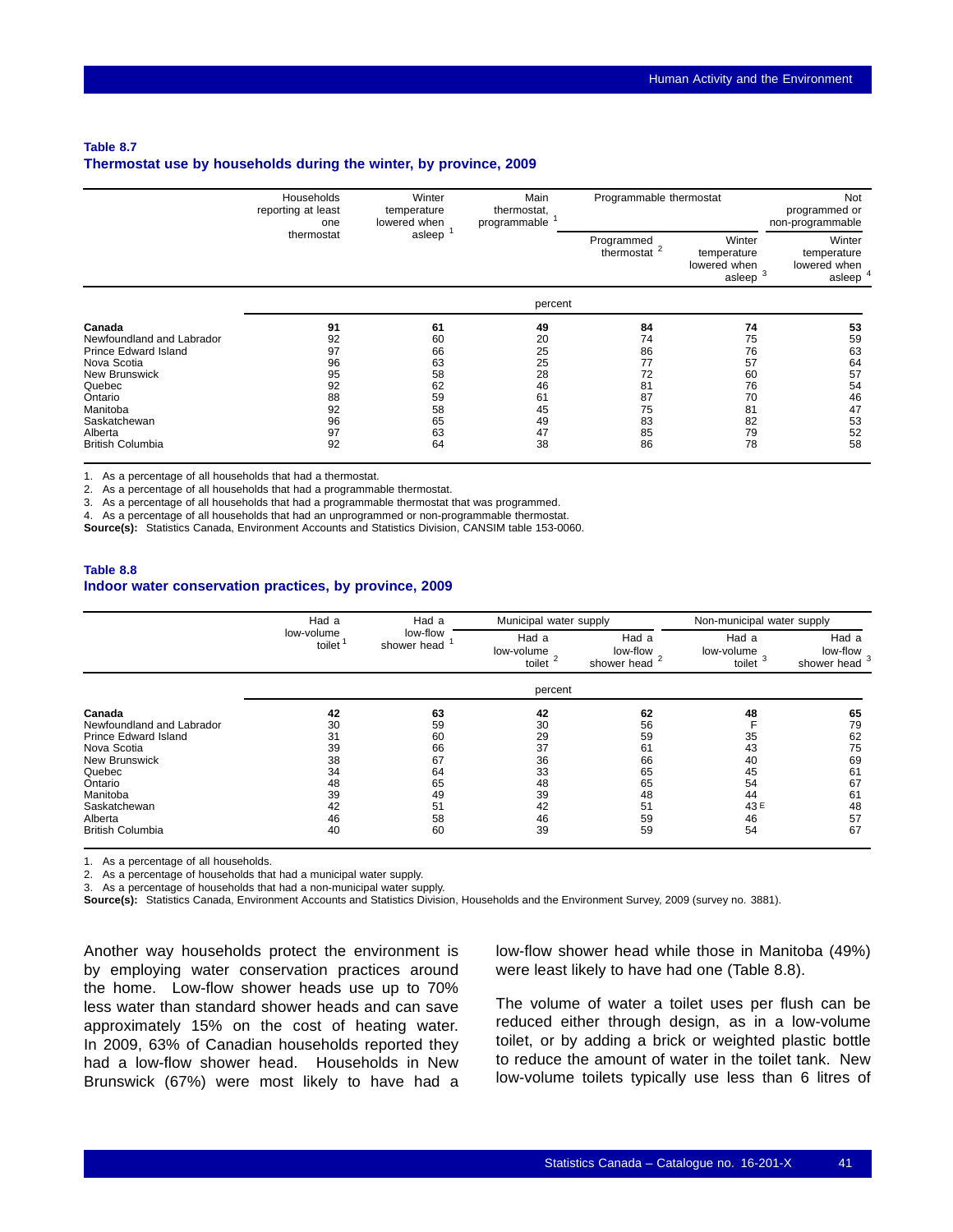**Table 8.7**
**Thermostat use by households during the winter, by province, 2009**

| | Households reporting at least one thermostat | Winter temperature lowered when asleep [1] | Main thermostat, programmable [1] | Programmable thermostat | | Not programmed or non-programmable |
|---|---|---|---|---|---|---|
| | | | | Programmed thermostat [2] | Winter temperature lowered when asleep [3] | Winter temperature lowered when asleep [4] |
| | percent | | | | | |
| **Canada** | **91** | **61** | **49** | **84** | **74** | **53** |
| Newfoundland and Labrador | 92 | 60 | 20 | 74 | 75 | 59 |
| Prince Edward Island | 97 | 66 | 25 | 86 | 76 | 63 |
| Nova Scotia | 96 | 63 | 25 | 77 | 57 | 64 |
| New Brunswick | 95 | 58 | 28 | 72 | 60 | 57 |
| Quebec | 92 | 62 | 46 | 81 | 76 | 54 |
| Ontario | 88 | 59 | 61 | 87 | 70 | 46 |
| Manitoba | 92 | 58 | 45 | 75 | 81 | 47 |
| Saskatchewan | 96 | 65 | 49 | 83 | 82 | 53 |
| Alberta | 97 | 63 | 47 | 85 | 79 | 52 |
| British Columbia | 92 | 64 | 38 | 86 | 78 | 58 |

1. As a percentage of all households that had a thermostat.
2. As a percentage of all households that had a programmable thermostat.
3. As a percentage of all households that had a programmable thermostat that was programmed.
4. As a percentage of all households that had an unprogrammed or non-programmable thermostat.

**Source(s):** Statistics Canada, Environment Accounts and Statistics Division, CANSIM table 153-0060.

**Table 8.8**
**Indoor water conservation practices, by province, 2009**

| | Had a low-volume toilet [1] | Had a low-flow shower head [1] | Municipal water supply | | Non-municipal water supply | |
|---|---|---|---|---|---|---|
| | | | Had a low-volume toilet [2] | Had a low-flow shower head [2] | Had a low-volume toilet [3] | Had a low-flow shower head [3] |
| | percent | | | | | |
| **Canada** | **42** | **63** | **42** | **62** | **48** | **65** |
| Newfoundland and Labrador | 30 | 59 | 30 | 56 | F | 79 |
| Prince Edward Island | 31 | 60 | 29 | 59 | 35 | 62 |
| Nova Scotia | 39 | 66 | 37 | 61 | 43 | 75 |
| New Brunswick | 38 | 67 | 36 | 66 | 40 | 69 |
| Quebec | 34 | 64 | 33 | 65 | 45 | 61 |
| Ontario | 48 | 65 | 48 | 65 | 54 | 67 |
| Manitoba | 39 | 49 | 39 | 48 | 44 | 61 |
| Saskatchewan | 42 | 51 | 42 | 51 | 43 E | 48 |
| Alberta | 46 | 58 | 46 | 59 | 46 | 57 |
| British Columbia | 40 | 60 | 39 | 59 | 54 | 67 |

1. As a percentage of all households.
2. As a percentage of households that had a municipal water supply.
3. As a percentage of households that had a non-municipal water supply.

**Source(s):** Statistics Canada, Environment Accounts and Statistics Division, Households and the Environment Survey, 2009 (survey no. 3881).

Another way households protect the environment is by employing water conservation practices around the home. Low-flow shower heads use up to 70% less water than standard shower heads and can save approximately 15% on the cost of heating water. In 2009, 63% of Canadian households reported they had a low-flow shower head. Households in New Brunswick (67%) were most likely to have had a low-flow shower head while those in Manitoba (49%) were least likely to have had one (Table 8.8).

The volume of water a toilet uses per flush can be reduced either through design, as in a low-volume toilet, or by adding a brick or weighted plastic bottle to reduce the amount of water in the toilet tank. New low-volume toilets typically use less than 6 litres of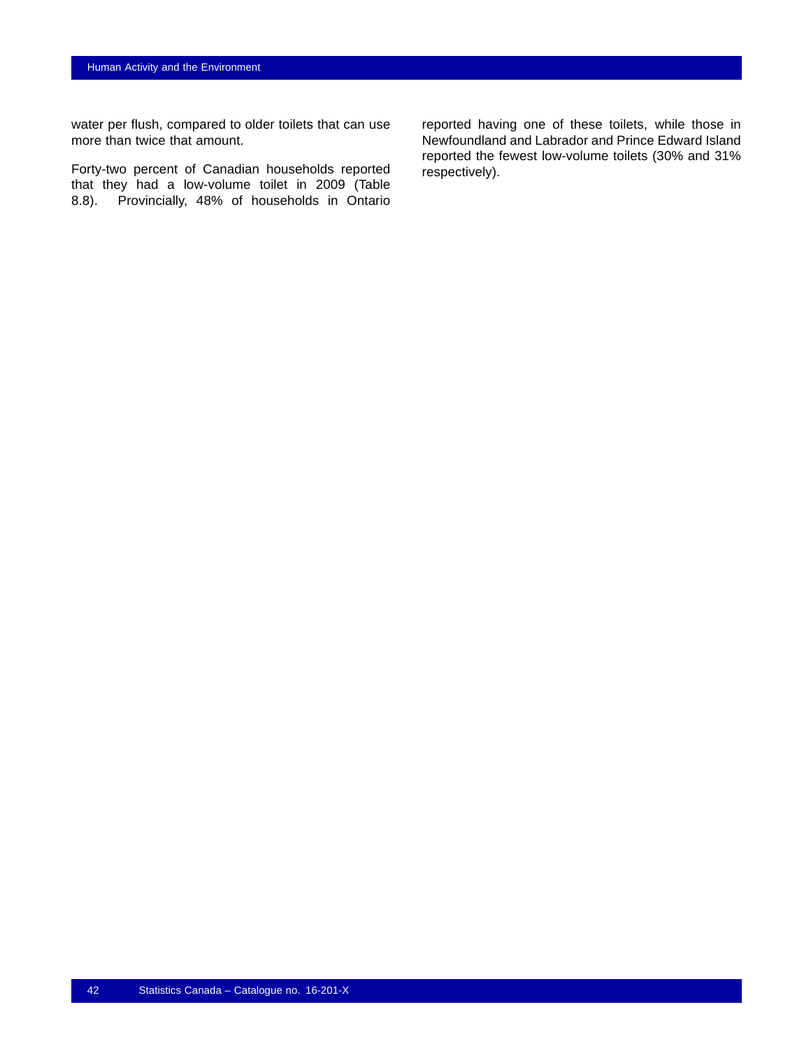water per flush, compared to older toilets that can use more than twice that amount.

Forty-two percent of Canadian households reported that they had a low-volume toilet in 2009 (Table 8.8). Provincially, 48% of households in Ontario reported having one of these toilets, while those in Newfoundland and Labrador and Prince Edward Island reported the fewest low-volume toilets (30% and 31% respectively).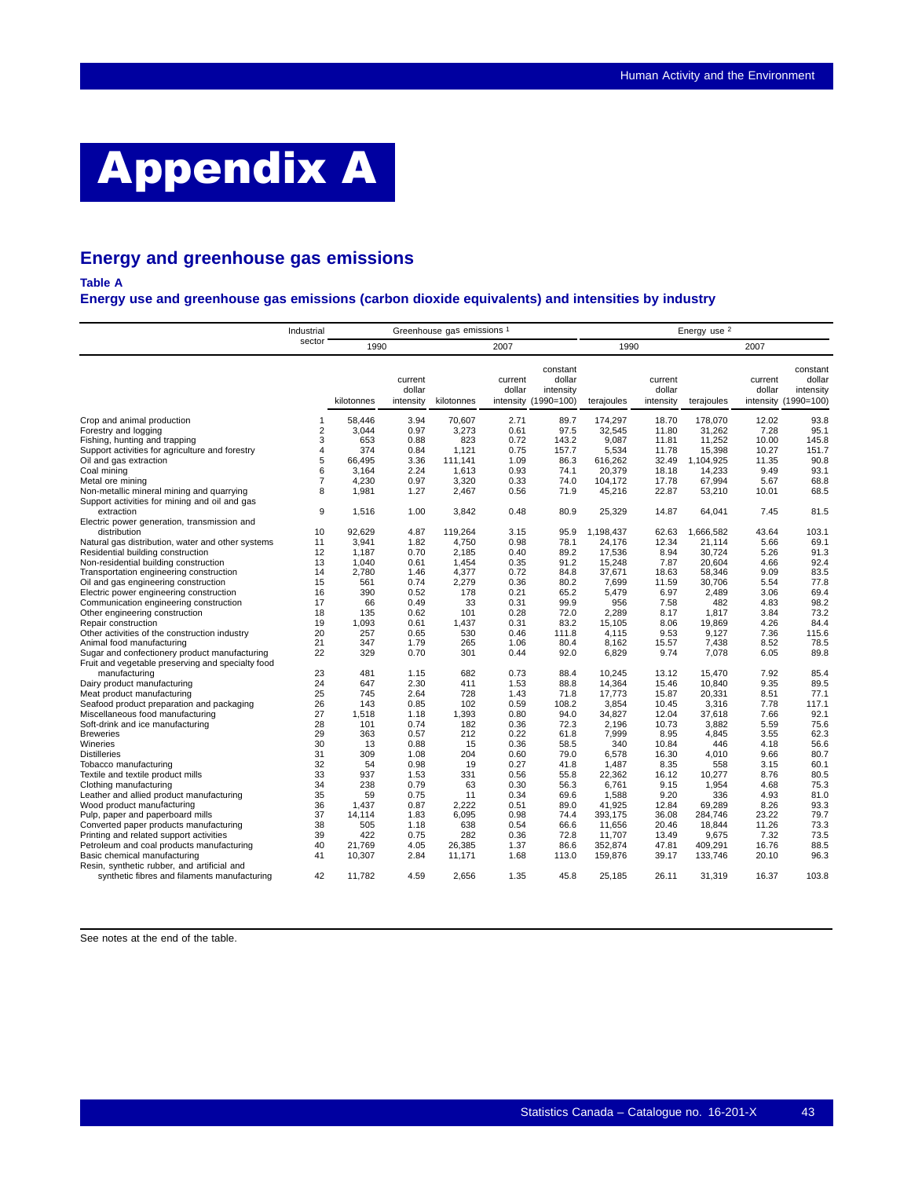# Appendix A

## Energy and greenhouse gas emissions

### Table A

### Energy use and greenhouse gas emissions (carbon dioxide equivalents) and intensities by industry

| | Industrial sector | Greenhouse gas emissions [1] | | | | | Energy use [2] | | | | |
|---|---|---|---|---|---|---|---|---|---|---|---|
| | | 1990 | | 2007 | | | 1990 | | 2007 | | |
| | | kilotonnes | current dollar intensity | kilotonnes | current dollar intensity | constant dollar intensity (1990=100) | terajoules | current dollar intensity | terajoules | current dollar intensity | constant dollar intensity (1990=100) |
| Crop and animal production | 1 | 58,446 | 3.94 | 70,607 | 2.71 | 89.7 | 174,297 | 18.70 | 178,070 | 12.02 | 93.8 |
| Forestry and logging | 2 | 3,044 | 0.97 | 3,273 | 0.61 | 97.5 | 32,545 | 11.80 | 31,262 | 7.28 | 95.1 |
| Fishing, hunting and trapping | 3 | 653 | 0.88 | 823 | 0.72 | 143.2 | 9,087 | 11.81 | 11,252 | 10.00 | 145.8 |
| Support activities for agriculture and forestry | 4 | 374 | 0.84 | 1,121 | 0.75 | 157.7 | 5,534 | 11.78 | 15,398 | 10.27 | 151.7 |
| Oil and gas extraction | 5 | 66,495 | 3.36 | 111,141 | 1.09 | 86.3 | 616,262 | 32.49 | 1,104,925 | 11.35 | 90.8 |
| Coal mining | 6 | 3,164 | 2.24 | 1,613 | 0.93 | 74.1 | 20,379 | 18.18 | 14,233 | 9.49 | 93.1 |
| Metal ore mining | 7 | 4,230 | 0.97 | 3,320 | 0.33 | 74.0 | 104,172 | 17.78 | 67,994 | 5.67 | 68.8 |
| Non-metallic mineral mining and quarrying | 8 | 1,981 | 1.27 | 2,467 | 0.56 | 71.9 | 45,216 | 22.87 | 53,210 | 10.01 | 68.5 |
| Support activities for mining and oil and gas extraction | 9 | 1,516 | 1.00 | 3,842 | 0.48 | 80.9 | 25,329 | 14.87 | 64,041 | 7.45 | 81.5 |
| Electric power generation, transmission and distribution | 10 | 92,629 | 4.87 | 119,264 | 3.15 | 95.9 | 1,198,437 | 62.63 | 1,666,582 | 43.64 | 103.1 |
| Natural gas distribution, water and other systems | 11 | 3,941 | 1.82 | 4,750 | 0.98 | 78.1 | 24,176 | 12.34 | 21,114 | 5.66 | 69.1 |
| Residential building construction | 12 | 1,187 | 0.70 | 2,185 | 0.40 | 89.2 | 17,536 | 8.94 | 30,724 | 5.26 | 91.3 |
| Non-residential building construction | 13 | 1,040 | 0.61 | 1,454 | 0.35 | 91.2 | 15,248 | 7.87 | 20,604 | 4.66 | 92.4 |
| Transportation engineering construction | 14 | 2,780 | 1.46 | 4,377 | 0.72 | 84.8 | 37,671 | 18.63 | 58,346 | 9.09 | 83.5 |
| Oil and gas engineering construction | 15 | 561 | 0.74 | 2,279 | 0.36 | 80.2 | 7,699 | 11.59 | 30,706 | 5.54 | 77.8 |
| Electric power engineering construction | 16 | 390 | 0.52 | 178 | 0.21 | 65.2 | 5,479 | 6.97 | 2,489 | 3.06 | 69.4 |
| Communication engineering construction | 17 | 66 | 0.49 | 33 | 0.31 | 99.9 | 956 | 7.58 | 482 | 4.83 | 98.2 |
| Other engineering construction | 18 | 135 | 0.62 | 101 | 0.28 | 72.0 | 2,289 | 8.17 | 1,817 | 3.84 | 73.2 |
| Repair construction | 19 | 1,093 | 0.61 | 1,437 | 0.31 | 83.2 | 15,105 | 8.06 | 19,869 | 4.26 | 84.4 |
| Other activities of the construction industry | 20 | 257 | 0.65 | 530 | 0.46 | 111.8 | 4,115 | 9.53 | 9,127 | 7.36 | 115.6 |
| Animal food manufacturing | 21 | 347 | 1.79 | 265 | 1.06 | 80.4 | 8,162 | 15.57 | 7,438 | 8.52 | 78.5 |
| Sugar and confectionery product manufacturing | 22 | 329 | 0.70 | 301 | 0.44 | 92.0 | 6,829 | 9.74 | 7,078 | 6.05 | 89.8 |
| Fruit and vegetable preserving and specialty food manufacturing | 23 | 481 | 1.15 | 682 | 0.73 | 88.4 | 10,245 | 13.12 | 15,470 | 7.92 | 85.4 |
| Dairy product manufacturing | 24 | 647 | 2.30 | 411 | 1.53 | 88.8 | 14,364 | 15.46 | 10,840 | 9.35 | 89.5 |
| Meat product manufacturing | 25 | 745 | 2.64 | 728 | 1.43 | 71.8 | 17,773 | 15.87 | 20,331 | 8.51 | 77.1 |
| Seafood product preparation and packaging | 26 | 143 | 0.85 | 102 | 0.59 | 108.2 | 3,854 | 10.45 | 3,316 | 7.78 | 117.1 |
| Miscellaneous food manufacturing | 27 | 1,518 | 1.18 | 1,393 | 0.80 | 94.0 | 34,827 | 12.04 | 37,618 | 7.66 | 92.1 |
| Soft-drink and ice manufacturing | 28 | 101 | 0.74 | 182 | 0.36 | 72.3 | 2,196 | 10.73 | 3,882 | 5.59 | 75.6 |
| Breweries | 29 | 363 | 0.57 | 212 | 0.22 | 61.8 | 7,999 | 8.95 | 4,845 | 3.55 | 62.3 |
| Wineries | 30 | 13 | 0.88 | 15 | 0.36 | 58.5 | 340 | 10.84 | 446 | 4.18 | 56.6 |
| Distilleries | 31 | 309 | 1.08 | 204 | 0.60 | 79.0 | 6,578 | 16.30 | 4,010 | 9.66 | 80.7 |
| Tobacco manufacturing | 32 | 54 | 0.98 | 19 | 0.27 | 41.8 | 1,487 | 8.35 | 558 | 3.15 | 60.1 |
| Textile and textile product mills | 33 | 937 | 1.53 | 331 | 0.56 | 55.8 | 22,362 | 16.12 | 10,277 | 8.76 | 80.5 |
| Clothing manufacturing | 34 | 238 | 0.79 | 63 | 0.30 | 56.3 | 6,761 | 9.15 | 1,954 | 4.68 | 75.3 |
| Leather and allied product manufacturing | 35 | 59 | 0.75 | 11 | 0.34 | 69.6 | 1,588 | 9.20 | 336 | 4.93 | 81.0 |
| Wood product manufacturing | 36 | 1,437 | 0.87 | 2,222 | 0.51 | 89.0 | 41,925 | 12.84 | 69,289 | 8.26 | 93.3 |
| Pulp, paper and paperboard mills | 37 | 14,114 | 1.83 | 6,095 | 0.98 | 74.4 | 393,175 | 36.08 | 284,746 | 23.22 | 79.7 |
| Converted paper products manufacturing | 38 | 505 | 1.18 | 638 | 0.54 | 66.6 | 11,656 | 20.46 | 18,844 | 11.26 | 73.3 |
| Printing and related support activities | 39 | 422 | 0.75 | 282 | 0.36 | 72.8 | 11,707 | 13.49 | 9,675 | 7.32 | 73.5 |
| Petroleum and coal products manufacturing | 40 | 21,769 | 4.05 | 26,385 | 1.37 | 86.6 | 352,874 | 47.81 | 409,291 | 16.76 | 88.5 |
| Basic chemical manufacturing | 41 | 10,307 | 2.84 | 11,171 | 1.68 | 113.0 | 159,876 | 39.17 | 133,746 | 20.10 | 96.3 |
| Resin, synthetic rubber, and artificial and synthetic fibres and filaments manufacturing | 42 | 11,782 | 4.59 | 2,656 | 1.35 | 45.8 | 25,185 | 26.11 | 31,319 | 16.37 | 103.8 |

See notes at the end of the table.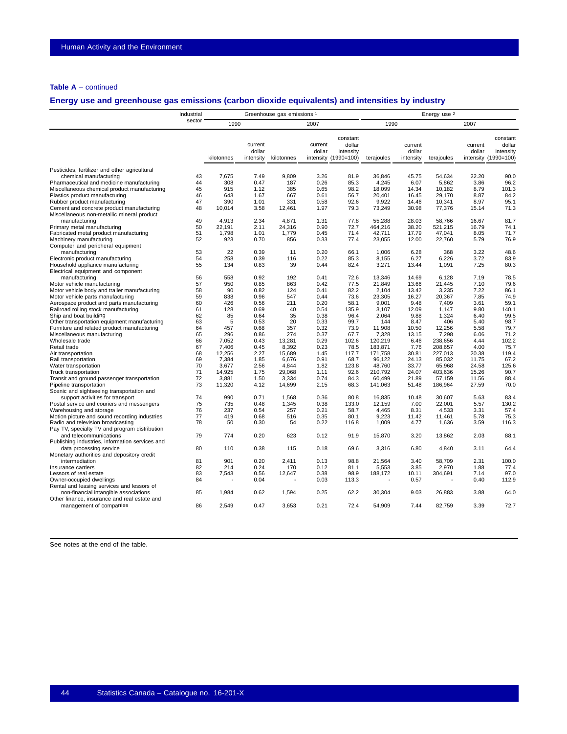**Table A** – continued

## Energy use and greenhouse gas emissions (carbon dioxide equivalents) and intensities by industry

| | Industrial sector | Greenhouse gas emissions [1] | | | | | Energy use [2] | | | | |
|---|---|---|---|---|---|---|---|---|---|---|---|
| | | 1990 | | 2007 | | | 1990 | | 2007 | | |
| | | kilotonnes | current dollar intensity | kilotonnes | current dollar intensity | constant dollar intensity (1990=100) | terajoules | current dollar intensity | terajoules | current dollar intensity | constant dollar intensity (1990=100) |
| Pesticides, fertilizer and other agricultural chemical manufacturing | 43 | 7,675 | 7.49 | 9,809 | 3.26 | 81.9 | 36,846 | 45.75 | 54,634 | 22.20 | 90.0 |
| Pharmaceutical and medicine manufacturing | 44 | 308 | 0.47 | 187 | 0.26 | 85.3 | 4,245 | 6.07 | 5,862 | 3.86 | 96.2 |
| Miscellaneous chemical product manufacturing | 45 | 915 | 1.12 | 385 | 0.65 | 98.2 | 18,099 | 14.34 | 10,182 | 8.79 | 101.3 |
| Plastics product manufacturing | 46 | 643 | 1.67 | 667 | 0.61 | 56.7 | 20,401 | 16.45 | 29,170 | 8.87 | 84.2 |
| Rubber product manufacturing | 47 | 390 | 1.01 | 331 | 0.58 | 92.6 | 9,922 | 14.46 | 10,341 | 8.97 | 95.1 |
| Cement and concrete product manufacturing | 48 | 10,014 | 3.58 | 12,461 | 1.97 | 79.3 | 73,249 | 30.98 | 77,376 | 15.14 | 71.3 |
| Miscellaneous non-metallic mineral product manufacturing | 49 | 4,913 | 2.34 | 4,871 | 1.31 | 77.8 | 55,288 | 28.03 | 58,766 | 16.67 | 81.7 |
| Primary metal manufacturing | 50 | 22,191 | 2.11 | 24,316 | 0.90 | 72.7 | 464,216 | 38.20 | 521,215 | 16.79 | 74.1 |
| Fabricated metal product manufacturing | 51 | 1,798 | 1.01 | 1,779 | 0.45 | 71.4 | 42,711 | 17.79 | 47,041 | 8.05 | 71.7 |
| Machinery manufacturing | 52 | 923 | 0.70 | 856 | 0.33 | 77.4 | 23,055 | 12.00 | 22,760 | 5.79 | 76.9 |
| Computer and peripheral equipment manufacturing | 53 | 22 | 0.39 | 11 | 0.20 | 66.1 | 1,006 | 6.28 | 368 | 3.22 | 48.6 |
| Electronic product manufacturing | 54 | 258 | 0.39 | 116 | 0.22 | 85.3 | 8,155 | 6.27 | 6,226 | 3.72 | 83.9 |
| Household appliance manufacturing | 55 | 134 | 0.83 | 39 | 0.44 | 82.4 | 3,271 | 13.44 | 1,091 | 7.25 | 80.3 |
| Electrical equipment and component manufacturing | 56 | 558 | 0.92 | 192 | 0.41 | 72.6 | 13,346 | 14.69 | 6,128 | 7.19 | 78.5 |
| Motor vehicle manufacturing | 57 | 950 | 0.85 | 863 | 0.42 | 77.5 | 21,849 | 13.66 | 21,445 | 7.10 | 79.6 |
| Motor vehicle body and trailer manufacturing | 58 | 90 | 0.82 | 124 | 0.41 | 82.2 | 2,104 | 13.42 | 3,235 | 7.22 | 86.1 |
| Motor vehicle parts manufacturing | 59 | 838 | 0.96 | 547 | 0.44 | 73.6 | 23,305 | 16.27 | 20,367 | 7.85 | 74.9 |
| Aerospace product and parts manufacturing | 60 | 426 | 0.56 | 211 | 0.20 | 58.1 | 9,001 | 9.48 | 7,409 | 3.61 | 59.1 |
| Railroad rolling stock manufacturing | 61 | 128 | 0.69 | 40 | 0.54 | 135.9 | 3,107 | 12.09 | 1,147 | 9.80 | 140.1 |
| Ship and boat building | 62 | 85 | 0.64 | 35 | 0.38 | 96.4 | 2,064 | 9.88 | 1,324 | 6.40 | 99.5 |
| Other transportation equipment manufacturing | 63 | 5 | 0.53 | 20 | 0.33 | 99.7 | 144 | 8.47 | 406 | 5.40 | 98.7 |
| Furniture and related product manufacturing | 64 | 457 | 0.68 | 357 | 0.32 | 73.9 | 11,908 | 10.50 | 12,256 | 5.58 | 79.7 |
| Miscellaneous manufacturing | 65 | 296 | 0.86 | 274 | 0.37 | 67.7 | 7,328 | 13.15 | 7,298 | 6.06 | 71.2 |
| Wholesale trade | 66 | 7,052 | 0.43 | 13,281 | 0.29 | 102.6 | 120,219 | 6.46 | 238,656 | 4.44 | 102.2 |
| Retail trade | 67 | 7,406 | 0.45 | 8,392 | 0.23 | 78.5 | 183,871 | 7.76 | 208,657 | 4.00 | 75.7 |
| Air transportation | 68 | 12,256 | 2.27 | 15,689 | 1.45 | 117.7 | 171,758 | 30.81 | 227,013 | 20.38 | 119.4 |
| Rail transportation | 69 | 7,384 | 1.85 | 6,676 | 0.91 | 68.7 | 96,122 | 24.13 | 85,032 | 11.75 | 67.2 |
| Water transportation | 70 | 3,677 | 2.56 | 4,844 | 1.82 | 123.8 | 48,760 | 33.77 | 65,968 | 24.58 | 125.6 |
| Truck transportation | 71 | 14,925 | 1.75 | 29,068 | 1.11 | 92.6 | 210,792 | 24.07 | 403,636 | 15.26 | 90.7 |
| Transit and ground passenger transportation | 72 | 3,881 | 1.50 | 3,334 | 0.74 | 84.3 | 60,499 | 21.89 | 57,159 | 11.56 | 88.4 |
| Pipeline transportation | 73 | 11,320 | 4.12 | 14,699 | 2.15 | 68.3 | 141,063 | 51.48 | 186,964 | 27.59 | 70.0 |
| Scenic and sightseeing transportation and support activities for transport | 74 | 990 | 0.71 | 1,568 | 0.36 | 80.8 | 16,835 | 10.48 | 30,607 | 5.63 | 83.4 |
| Postal service and couriers and messengers | 75 | 735 | 0.48 | 1,345 | 0.38 | 133.0 | 12,159 | 7.00 | 22,001 | 5.57 | 130.2 |
| Warehousing and storage | 76 | 237 | 0.54 | 257 | 0.21 | 58.7 | 4,465 | 8.31 | 4,533 | 3.31 | 57.4 |
| Motion picture and sound recording industries | 77 | 419 | 0.68 | 516 | 0.35 | 80.1 | 9,223 | 11.42 | 11,461 | 5.78 | 75.3 |
| Radio and television broadcasting | 78 | 50 | 0.30 | 54 | 0.22 | 116.8 | 1,009 | 4.77 | 1,636 | 3.59 | 116.3 |
| Pay TV, specialty TV and program distribution and telecommunications | 79 | 774 | 0.20 | 623 | 0.12 | 91.9 | 15,870 | 3.20 | 13,862 | 2.03 | 88.1 |
| Publishing industries, information services and data processing service | 80 | 110 | 0.38 | 115 | 0.18 | 69.6 | 3,316 | 6.80 | 4,840 | 3.11 | 64.4 |
| Monetary authorities and depository credit intermediation | 81 | 901 | 0.20 | 2,411 | 0.13 | 98.8 | 21,564 | 3.40 | 58,709 | 2.31 | 100.0 |
| Insurance carriers | 82 | 214 | 0.24 | 170 | 0.12 | 81.1 | 5,553 | 3.85 | 2,970 | 1.88 | 77.4 |
| Lessors of real estate | 83 | 7,543 | 0.56 | 12,647 | 0.38 | 98.9 | 188,172 | 10.11 | 304,691 | 7.14 | 97.0 |
| Owner-occupied dwellings | 84 | - | 0.04 | - | 0.03 | 113.3 | - | 0.57 | - | 0.40 | 112.9 |
| Rental and leasing services and lessors of non-financial intangible associations | 85 | 1,984 | 0.62 | 1,594 | 0.25 | 62.2 | 30,304 | 9.03 | 26,883 | 3.88 | 64.0 |
| Other finance, insurance and real estate and management of companies | 86 | 2,549 | 0.47 | 3,653 | 0.21 | 72.4 | 54,909 | 7.44 | 82,759 | 3.39 | 72.7 |

See notes at the end of the table.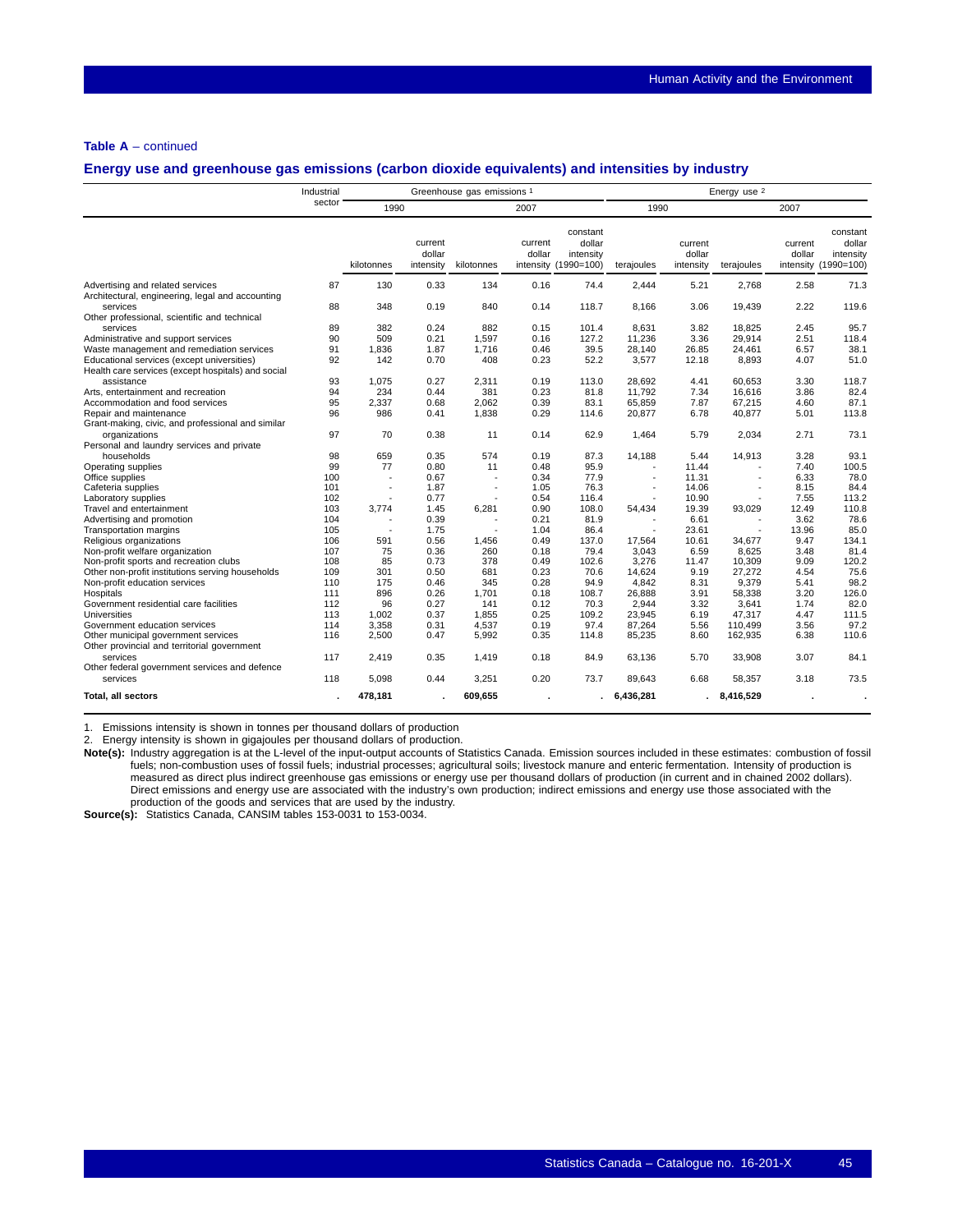**Table A** – continued

## Energy use and greenhouse gas emissions (carbon dioxide equivalents) and intensities by industry

| | Industrial sector | Greenhouse gas emissions [1] | | | | | Energy use [2] | | | | |
|---|---|---|---|---|---|---|---|---|---|---|---|
| | | 1990 | | 2007 | | | 1990 | | 2007 | | |
| | | kilotonnes | current dollar intensity | kilotonnes | current dollar intensity | constant dollar intensity (1990=100) | terajoules | current dollar intensity | terajoules | current dollar intensity | constant dollar intensity (1990=100) |
| Advertising and related services | 87 | 130 | 0.33 | 134 | 0.16 | 74.4 | 2,444 | 5.21 | 2,768 | 2.58 | 71.3 |
| Architectural, engineering, legal and accounting services | 88 | 348 | 0.19 | 840 | 0.14 | 118.7 | 8,166 | 3.06 | 19,439 | 2.22 | 119.6 |
| Other professional, scientific and technical services | 89 | 382 | 0.24 | 882 | 0.15 | 101.4 | 8,631 | 3.82 | 18,825 | 2.45 | 95.7 |
| Administrative and support services | 90 | 509 | 0.21 | 1,597 | 0.16 | 127.2 | 11,236 | 3.36 | 29,914 | 2.51 | 118.4 |
| Waste management and remediation services | 91 | 1,836 | 1.87 | 1,716 | 0.46 | 39.5 | 28,140 | 26.85 | 24,461 | 6.57 | 38.1 |
| Educational services (except universities) | 92 | 142 | 0.70 | 408 | 0.23 | 52.2 | 3,577 | 12.18 | 8,893 | 4.07 | 51.0 |
| Health care services (except hospitals) and social assistance | 93 | 1,075 | 0.27 | 2,311 | 0.19 | 113.0 | 28,692 | 4.41 | 60,653 | 3.30 | 118.7 |
| Arts, entertainment and recreation | 94 | 234 | 0.44 | 381 | 0.23 | 81.8 | 11,792 | 7.34 | 16,616 | 3.86 | 82.4 |
| Accommodation and food services | 95 | 2,337 | 0.68 | 2,062 | 0.39 | 83.1 | 65,859 | 7.87 | 67,215 | 4.60 | 87.1 |
| Repair and maintenance | 96 | 986 | 0.41 | 1,838 | 0.29 | 114.6 | 20,877 | 6.78 | 40,877 | 5.01 | 113.8 |
| Grant-making, civic, and professional and similar organizations | 97 | 70 | 0.38 | 11 | 0.14 | 62.9 | 1,464 | 5.79 | 2,034 | 2.71 | 73.1 |
| Personal and laundry services and private households | 98 | 659 | 0.35 | 574 | 0.19 | 87.3 | 14,188 | 5.44 | 14,913 | 3.28 | 93.1 |
| Operating supplies | 99 | 77 | 0.80 | 11 | 0.48 | 95.9 | - | 11.44 | - | 7.40 | 100.5 |
| Office supplies | 100 | - | 0.67 | - | 0.34 | 77.9 | - | 11.31 | - | 6.33 | 78.0 |
| Cafeteria supplies | 101 | - | 1.87 | - | 1.05 | 76.3 | - | 14.06 | - | 8.15 | 84.4 |
| Laboratory supplies | 102 | - | 0.77 | - | 0.54 | 116.4 | - | 10.90 | - | 7.55 | 113.2 |
| Travel and entertainment | 103 | 3,774 | 1.45 | 6,281 | 0.90 | 108.0 | 54,434 | 19.39 | 93,029 | 12.49 | 110.8 |
| Advertising and promotion | 104 | - | 0.39 | - | 0.21 | 81.9 | - | 6.61 | - | 3.62 | 78.6 |
| Transportation margins | 105 | - | 1.75 | - | 1.04 | 86.4 | - | 23.61 | - | 13.96 | 85.0 |
| Religious organizations | 106 | 591 | 0.56 | 1,456 | 0.49 | 137.0 | 17,564 | 10.61 | 34,677 | 9.47 | 134.1 |
| Non-profit welfare organization | 107 | 75 | 0.36 | 260 | 0.18 | 79.4 | 3,043 | 6.59 | 8,625 | 3.48 | 81.4 |
| Non-profit sports and recreation clubs | 108 | 85 | 0.73 | 378 | 0.49 | 102.6 | 3,276 | 11.47 | 10,309 | 9.09 | 120.2 |
| Other non-profit institutions serving households | 109 | 301 | 0.50 | 681 | 0.23 | 70.6 | 14,624 | 9.19 | 27,272 | 4.54 | 75.6 |
| Non-profit education services | 110 | 175 | 0.46 | 345 | 0.28 | 94.9 | 4,842 | 8.31 | 9,379 | 5.41 | 98.2 |
| Hospitals | 111 | 896 | 0.26 | 1,701 | 0.18 | 108.7 | 26,888 | 3.91 | 58,338 | 3.20 | 126.0 |
| Government residential care facilities | 112 | 96 | 0.27 | 141 | 0.12 | 70.3 | 2,944 | 3.32 | 3,641 | 1.74 | 82.0 |
| Universities | 113 | 1,002 | 0.37 | 1,855 | 0.25 | 109.2 | 23,945 | 6.19 | 47,317 | 4.47 | 111.5 |
| Government education services | 114 | 3,358 | 0.31 | 4,537 | 0.19 | 97.4 | 87,264 | 5.56 | 110,499 | 3.56 | 97.2 |
| Other municipal government services | 116 | 2,500 | 0.47 | 5,992 | 0.35 | 114.8 | 85,235 | 8.60 | 162,935 | 6.38 | 110.6 |
| Other provincial and territorial government services | 117 | 2,419 | 0.35 | 1,419 | 0.18 | 84.9 | 63,136 | 5.70 | 33,908 | 3.07 | 84.1 |
| Other federal government services and defence services | 118 | 5,098 | 0.44 | 3,251 | 0.20 | 73.7 | 89,643 | 6.68 | 58,357 | 3.18 | 73.5 |
| **Total, all sectors** | . | **478,181** | . | **609,655** | . | . | **6,436,281** | . | **8,416,529** | . | . |

1. Emissions intensity is shown in tonnes per thousand dollars of production
2. Energy intensity is shown in gigajoules per thousand dollars of production.

**Note(s):** Industry aggregation is at the L-level of the input-output accounts of Statistics Canada. Emission sources included in these estimates: combustion of fossil fuels; non-combustion uses of fossil fuels; industrial processes; agricultural soils; livestock manure and enteric fermentation. Intensity of production is measured as direct plus indirect greenhouse gas emissions or energy use per thousand dollars of production (in current and in chained 2002 dollars). Direct emissions and energy use are associated with the industry's own production; indirect emissions and energy use those associated with the production of the goods and services that are used by the industry.

**Source(s):** Statistics Canada, CANSIM tables 153-0031 to 153-0034.